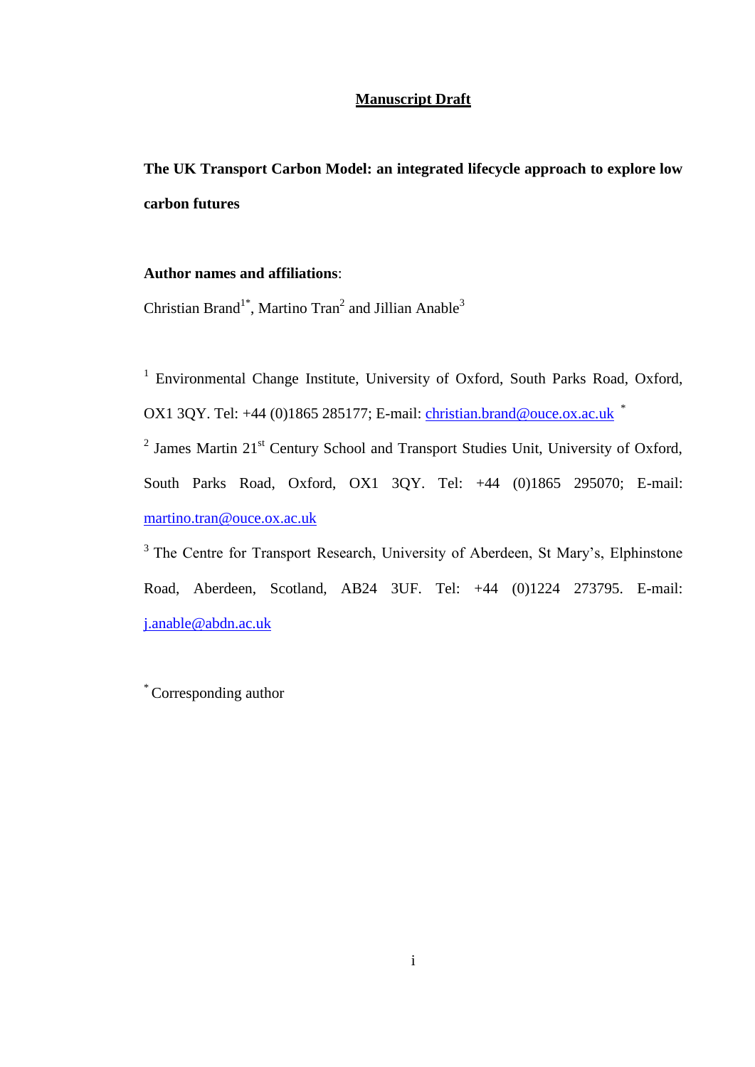**Manuscript Draft**

**The UK Transport Carbon Model: an integrated lifecycle approach to explore low carbon futures**

**Author names and affiliations**:

Christian Brand[1*], Martino Tran[2] and Jillian Anable[3]

[1] Environmental Change Institute, University of Oxford, South Parks Road, Oxford, OX1 3QY. Tel: +44 (0)1865 285177; E-mail: christian.brand@ouce.ox.ac.uk [*]

[2] James Martin 21st Century School and Transport Studies Unit, University of Oxford, South Parks Road, Oxford, OX1 3QY. Tel: +44 (0)1865 295070; E-mail: martino.tran@ouce.ox.ac.uk

[3] The Centre for Transport Research, University of Aberdeen, St Mary's, Elphinstone Road, Aberdeen, Scotland, AB24 3UF. Tel: +44 (0)1224 273795. E-mail: j.anable@abdn.ac.uk

[*] Corresponding author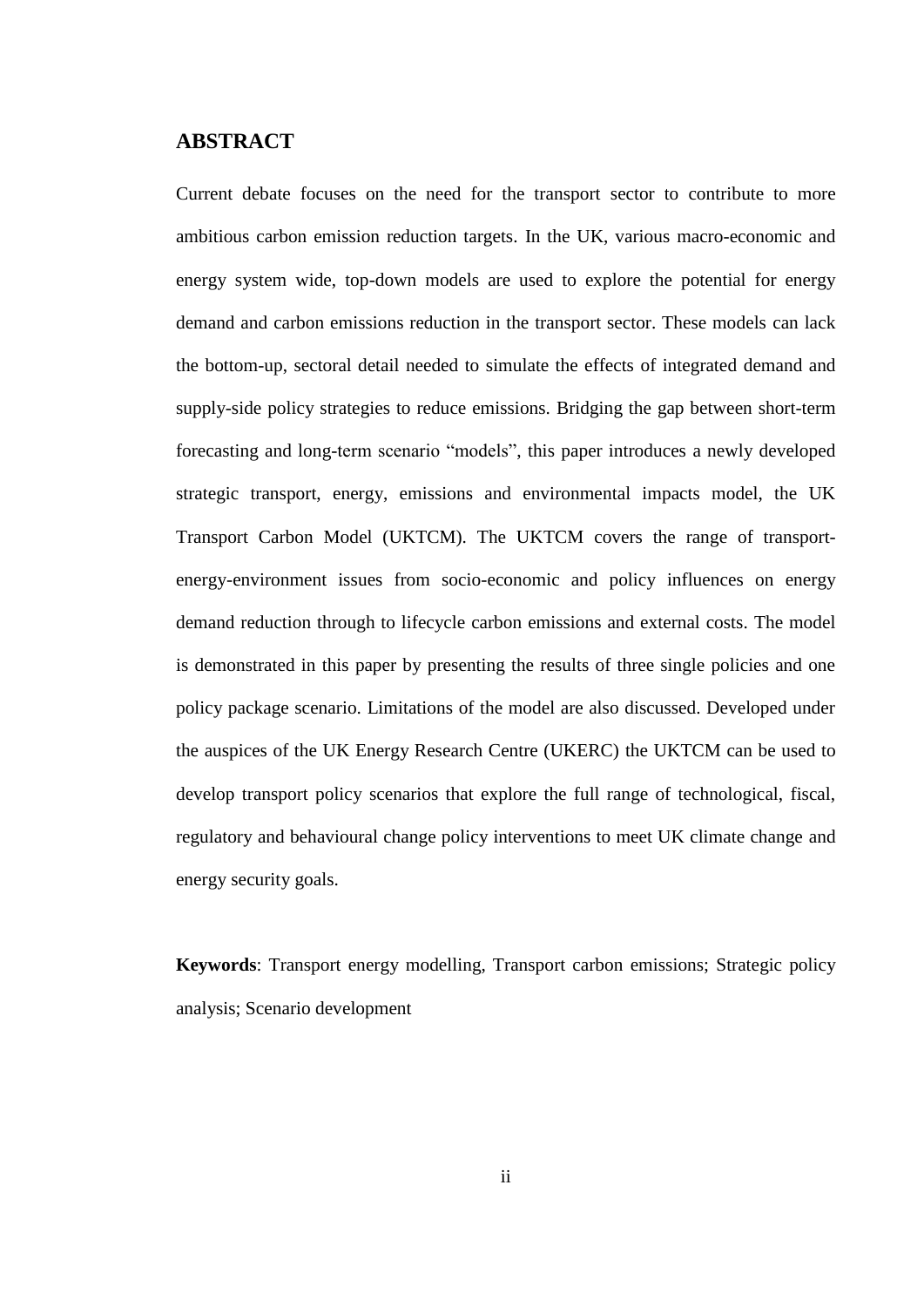## ABSTRACT

Current debate focuses on the need for the transport sector to contribute to more ambitious carbon emission reduction targets. In the UK, various macro-economic and energy system wide, top-down models are used to explore the potential for energy demand and carbon emissions reduction in the transport sector. These models can lack the bottom-up, sectoral detail needed to simulate the effects of integrated demand and supply-side policy strategies to reduce emissions. Bridging the gap between short-term forecasting and long-term scenario "models", this paper introduces a newly developed strategic transport, energy, emissions and environmental impacts model, the UK Transport Carbon Model (UKTCM). The UKTCM covers the range of transport-energy-environment issues from socio-economic and policy influences on energy demand reduction through to lifecycle carbon emissions and external costs. The model is demonstrated in this paper by presenting the results of three single policies and one policy package scenario. Limitations of the model are also discussed. Developed under the auspices of the UK Energy Research Centre (UKERC) the UKTCM can be used to develop transport policy scenarios that explore the full range of technological, fiscal, regulatory and behavioural change policy interventions to meet UK climate change and energy security goals.

**Keywords**: Transport energy modelling, Transport carbon emissions; Strategic policy analysis; Scenario development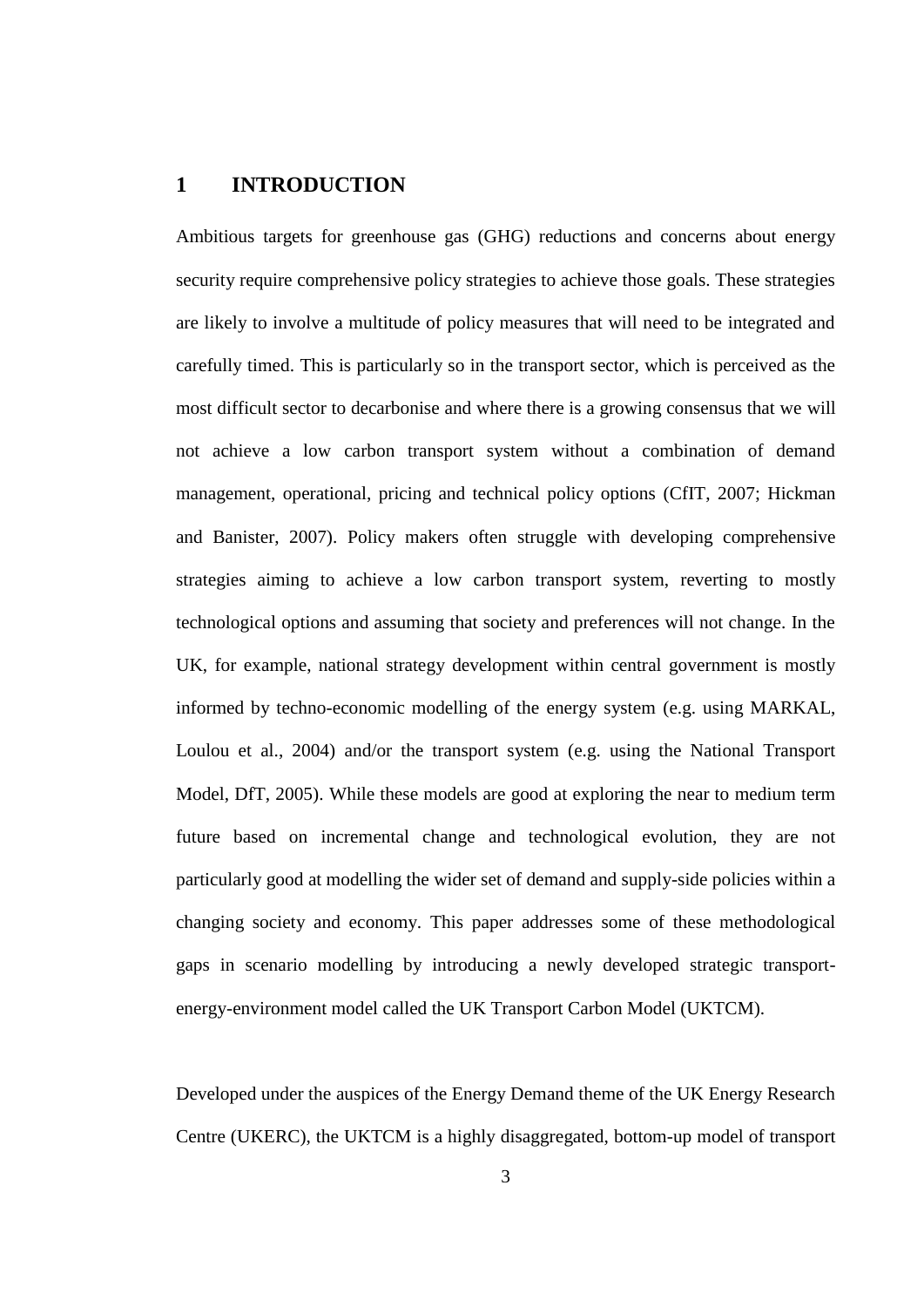# 1 INTRODUCTION

Ambitious targets for greenhouse gas (GHG) reductions and concerns about energy security require comprehensive policy strategies to achieve those goals. These strategies are likely to involve a multitude of policy measures that will need to be integrated and carefully timed. This is particularly so in the transport sector, which is perceived as the most difficult sector to decarbonise and where there is a growing consensus that we will not achieve a low carbon transport system without a combination of demand management, operational, pricing and technical policy options (CfIT, 2007; Hickman and Banister, 2007). Policy makers often struggle with developing comprehensive strategies aiming to achieve a low carbon transport system, reverting to mostly technological options and assuming that society and preferences will not change. In the UK, for example, national strategy development within central government is mostly informed by techno-economic modelling of the energy system (e.g. using MARKAL, Loulou et al., 2004) and/or the transport system (e.g. using the National Transport Model, DfT, 2005). While these models are good at exploring the near to medium term future based on incremental change and technological evolution, they are not particularly good at modelling the wider set of demand and supply-side policies within a changing society and economy. This paper addresses some of these methodological gaps in scenario modelling by introducing a newly developed strategic transport-energy-environment model called the UK Transport Carbon Model (UKTCM).

Developed under the auspices of the Energy Demand theme of the UK Energy Research Centre (UKERC), the UKTCM is a highly disaggregated, bottom-up model of transport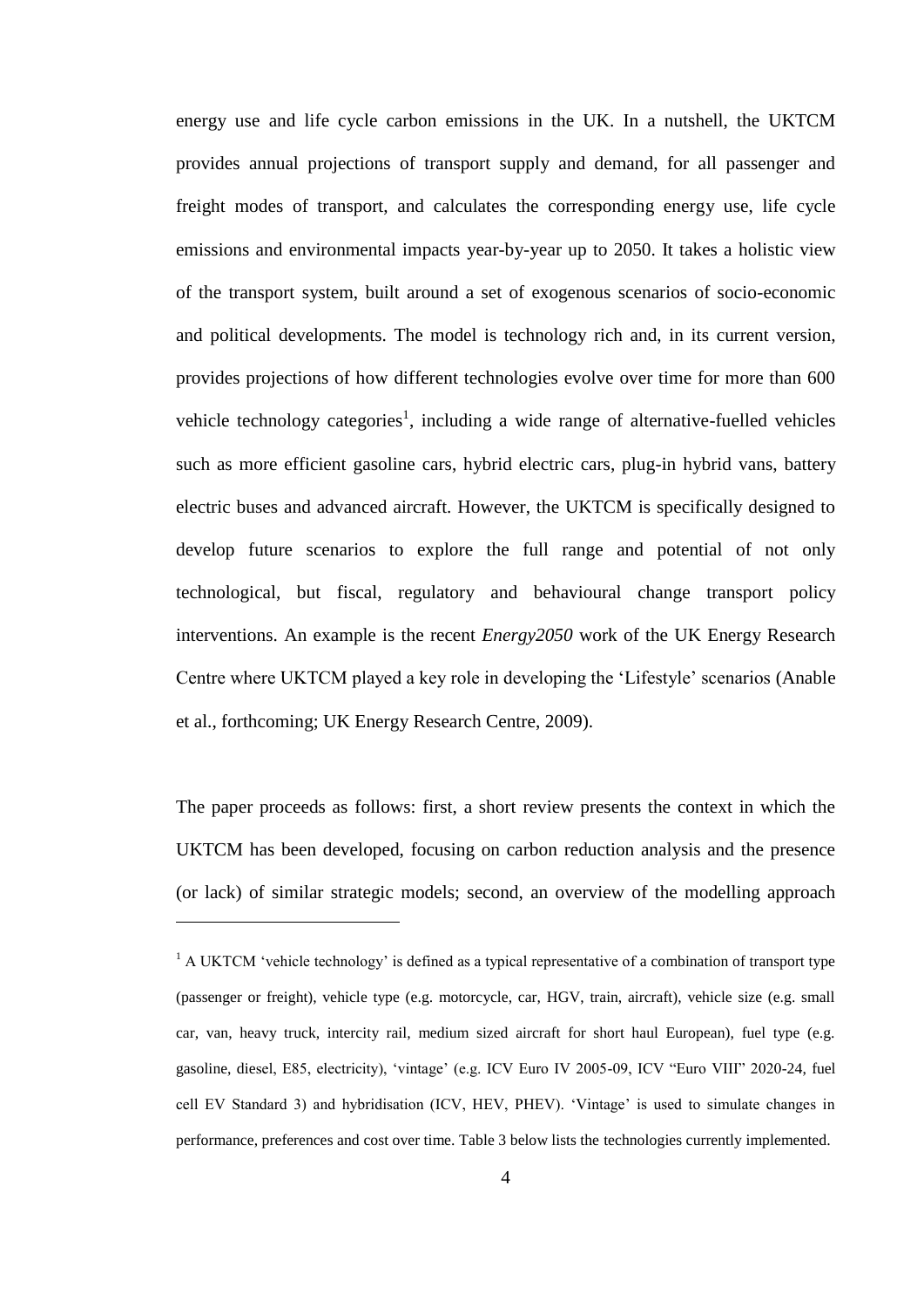energy use and life cycle carbon emissions in the UK. In a nutshell, the UKTCM provides annual projections of transport supply and demand, for all passenger and freight modes of transport, and calculates the corresponding energy use, life cycle emissions and environmental impacts year-by-year up to 2050. It takes a holistic view of the transport system, built around a set of exogenous scenarios of socio-economic and political developments. The model is technology rich and, in its current version, provides projections of how different technologies evolve over time for more than 600 vehicle technology categories[1], including a wide range of alternative-fuelled vehicles such as more efficient gasoline cars, hybrid electric cars, plug-in hybrid vans, battery electric buses and advanced aircraft. However, the UKTCM is specifically designed to develop future scenarios to explore the full range and potential of not only technological, but fiscal, regulatory and behavioural change transport policy interventions. An example is the recent *Energy2050* work of the UK Energy Research Centre where UKTCM played a key role in developing the 'Lifestyle' scenarios (Anable et al., forthcoming; UK Energy Research Centre, 2009).

The paper proceeds as follows: first, a short review presents the context in which the UKTCM has been developed, focusing on carbon reduction analysis and the presence (or lack) of similar strategic models; second, an overview of the modelling approach

[1] A UKTCM 'vehicle technology' is defined as a typical representative of a combination of transport type (passenger or freight), vehicle type (e.g. motorcycle, car, HGV, train, aircraft), vehicle size (e.g. small car, van, heavy truck, intercity rail, medium sized aircraft for short haul European), fuel type (e.g. gasoline, diesel, E85, electricity), 'vintage' (e.g. ICV Euro IV 2005-09, ICV "Euro VIII" 2020-24, fuel cell EV Standard 3) and hybridisation (ICV, HEV, PHEV). 'Vintage' is used to simulate changes in performance, preferences and cost over time. Table 3 below lists the technologies currently implemented.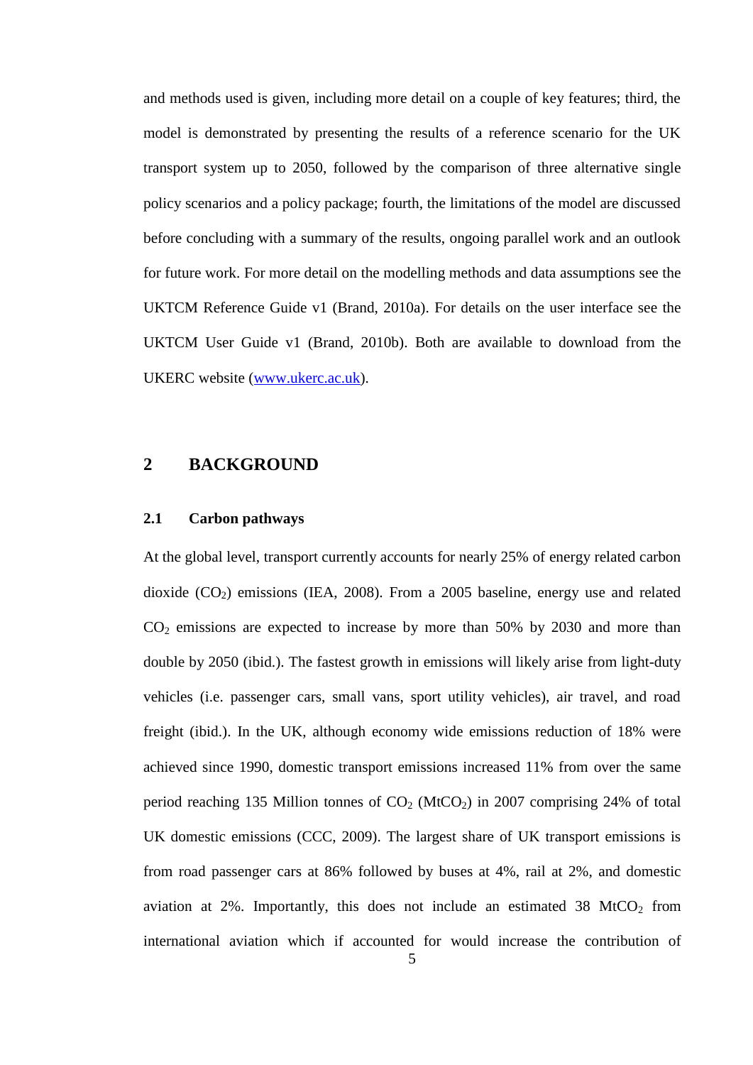and methods used is given, including more detail on a couple of key features; third, the model is demonstrated by presenting the results of a reference scenario for the UK transport system up to 2050, followed by the comparison of three alternative single policy scenarios and a policy package; fourth, the limitations of the model are discussed before concluding with a summary of the results, ongoing parallel work and an outlook for future work. For more detail on the modelling methods and data assumptions see the UKTCM Reference Guide v1 (Brand, 2010a). For details on the user interface see the UKTCM User Guide v1 (Brand, 2010b). Both are available to download from the UKERC website (www.ukerc.ac.uk).

# 2 BACKGROUND

## 2.1 Carbon pathways

At the global level, transport currently accounts for nearly 25% of energy related carbon dioxide ($CO_2$) emissions (IEA, 2008). From a 2005 baseline, energy use and related $CO_2$ emissions are expected to increase by more than 50% by 2030 and more than double by 2050 (ibid.). The fastest growth in emissions will likely arise from light-duty vehicles (i.e. passenger cars, small vans, sport utility vehicles), air travel, and road freight (ibid.). In the UK, although economy wide emissions reduction of 18% were achieved since 1990, domestic transport emissions increased 11% from over the same period reaching 135 Million tonnes of $CO_2$ ($MtCO_2$) in 2007 comprising 24% of total UK domestic emissions (CCC, 2009). The largest share of UK transport emissions is from road passenger cars at 86% followed by buses at 4%, rail at 2%, and domestic aviation at 2%. Importantly, this does not include an estimated 38 $MtCO_2$ from international aviation which if accounted for would increase the contribution of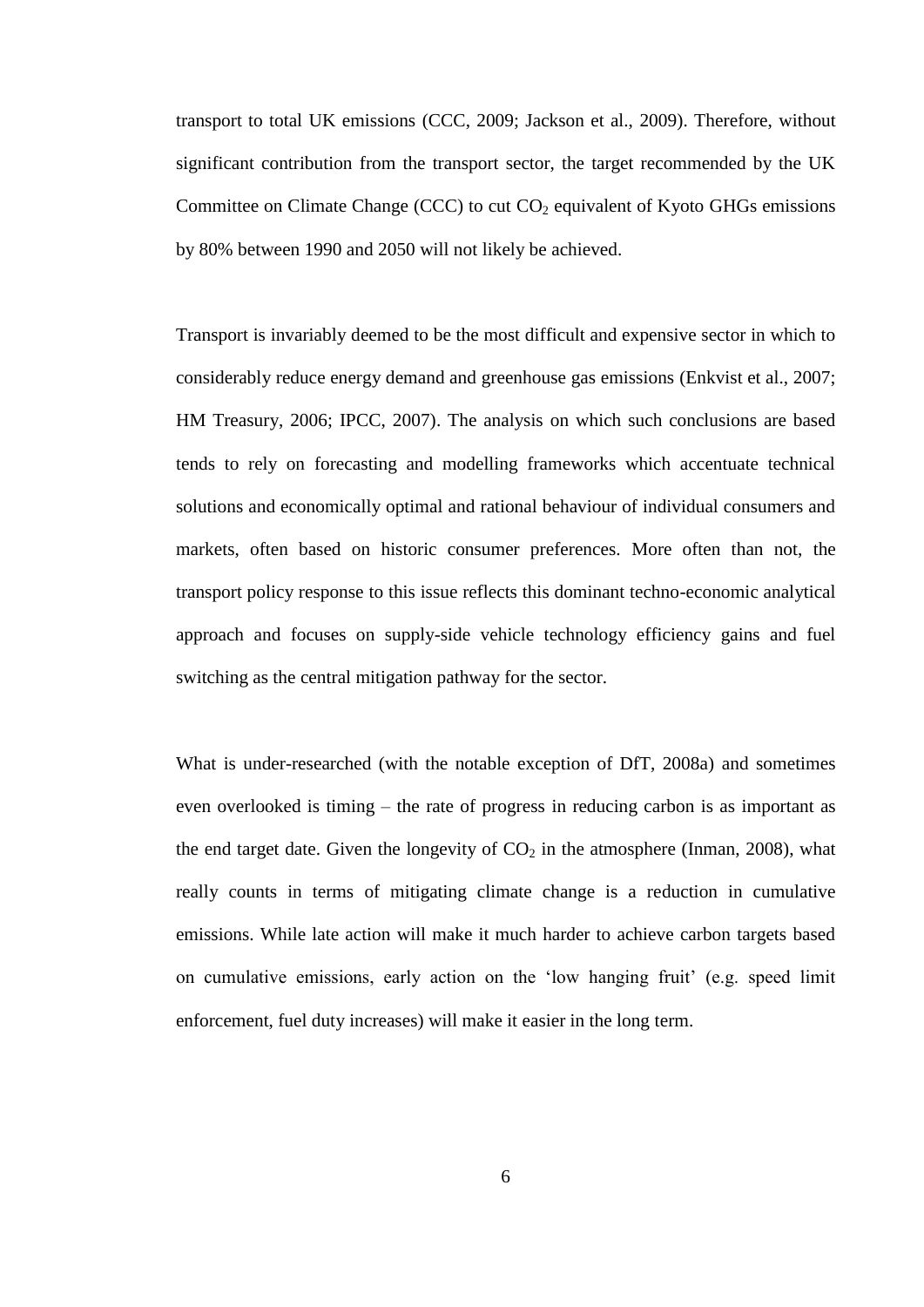transport to total UK emissions (CCC, 2009; Jackson et al., 2009). Therefore, without significant contribution from the transport sector, the target recommended by the UK Committee on Climate Change (CCC) to cut $CO_2$ equivalent of Kyoto GHGs emissions by 80% between 1990 and 2050 will not likely be achieved.

Transport is invariably deemed to be the most difficult and expensive sector in which to considerably reduce energy demand and greenhouse gas emissions (Enkvist et al., 2007; HM Treasury, 2006; IPCC, 2007). The analysis on which such conclusions are based tends to rely on forecasting and modelling frameworks which accentuate technical solutions and economically optimal and rational behaviour of individual consumers and markets, often based on historic consumer preferences. More often than not, the transport policy response to this issue reflects this dominant techno-economic analytical approach and focuses on supply-side vehicle technology efficiency gains and fuel switching as the central mitigation pathway for the sector.

What is under-researched (with the notable exception of DfT, 2008a) and sometimes even overlooked is timing – the rate of progress in reducing carbon is as important as the end target date. Given the longevity of $CO_2$ in the atmosphere (Inman, 2008), what really counts in terms of mitigating climate change is a reduction in cumulative emissions. While late action will make it much harder to achieve carbon targets based on cumulative emissions, early action on the 'low hanging fruit' (e.g. speed limit enforcement, fuel duty increases) will make it easier in the long term.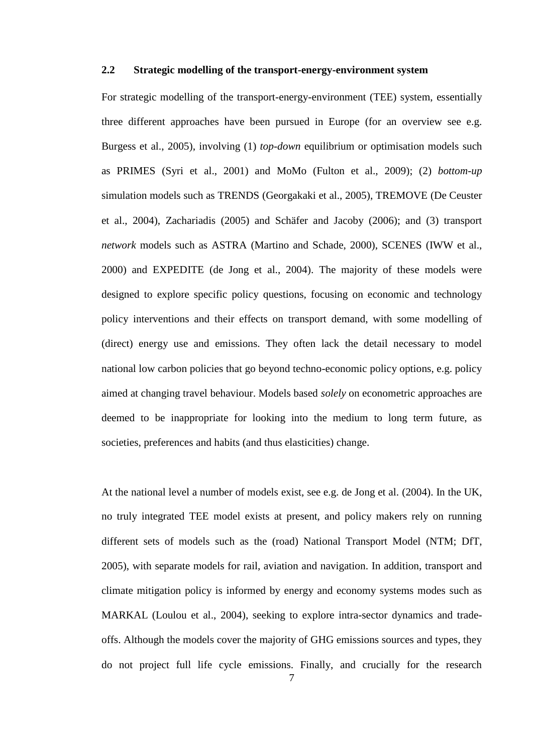## 2.2 Strategic modelling of the transport-energy-environment system

For strategic modelling of the transport-energy-environment (TEE) system, essentially three different approaches have been pursued in Europe (for an overview see e.g. Burgess et al., 2005), involving (1) *top-down* equilibrium or optimisation models such as PRIMES (Syri et al., 2001) and MoMo (Fulton et al., 2009); (2) *bottom-up* simulation models such as TRENDS (Georgakaki et al., 2005), TREMOVE (De Ceuster et al., 2004), Zachariadis (2005) and Schäfer and Jacoby (2006); and (3) transport *network* models such as ASTRA (Martino and Schade, 2000), SCENES (IWW et al., 2000) and EXPEDITE (de Jong et al., 2004). The majority of these models were designed to explore specific policy questions, focusing on economic and technology policy interventions and their effects on transport demand, with some modelling of (direct) energy use and emissions. They often lack the detail necessary to model national low carbon policies that go beyond techno-economic policy options, e.g. policy aimed at changing travel behaviour. Models based *solely* on econometric approaches are deemed to be inappropriate for looking into the medium to long term future, as societies, preferences and habits (and thus elasticities) change.

At the national level a number of models exist, see e.g. de Jong et al. (2004). In the UK, no truly integrated TEE model exists at present, and policy makers rely on running different sets of models such as the (road) National Transport Model (NTM; DfT, 2005), with separate models for rail, aviation and navigation. In addition, transport and climate mitigation policy is informed by energy and economy systems modes such as MARKAL (Loulou et al., 2004), seeking to explore intra-sector dynamics and trade-offs. Although the models cover the majority of GHG emissions sources and types, they do not project full life cycle emissions. Finally, and crucially for the research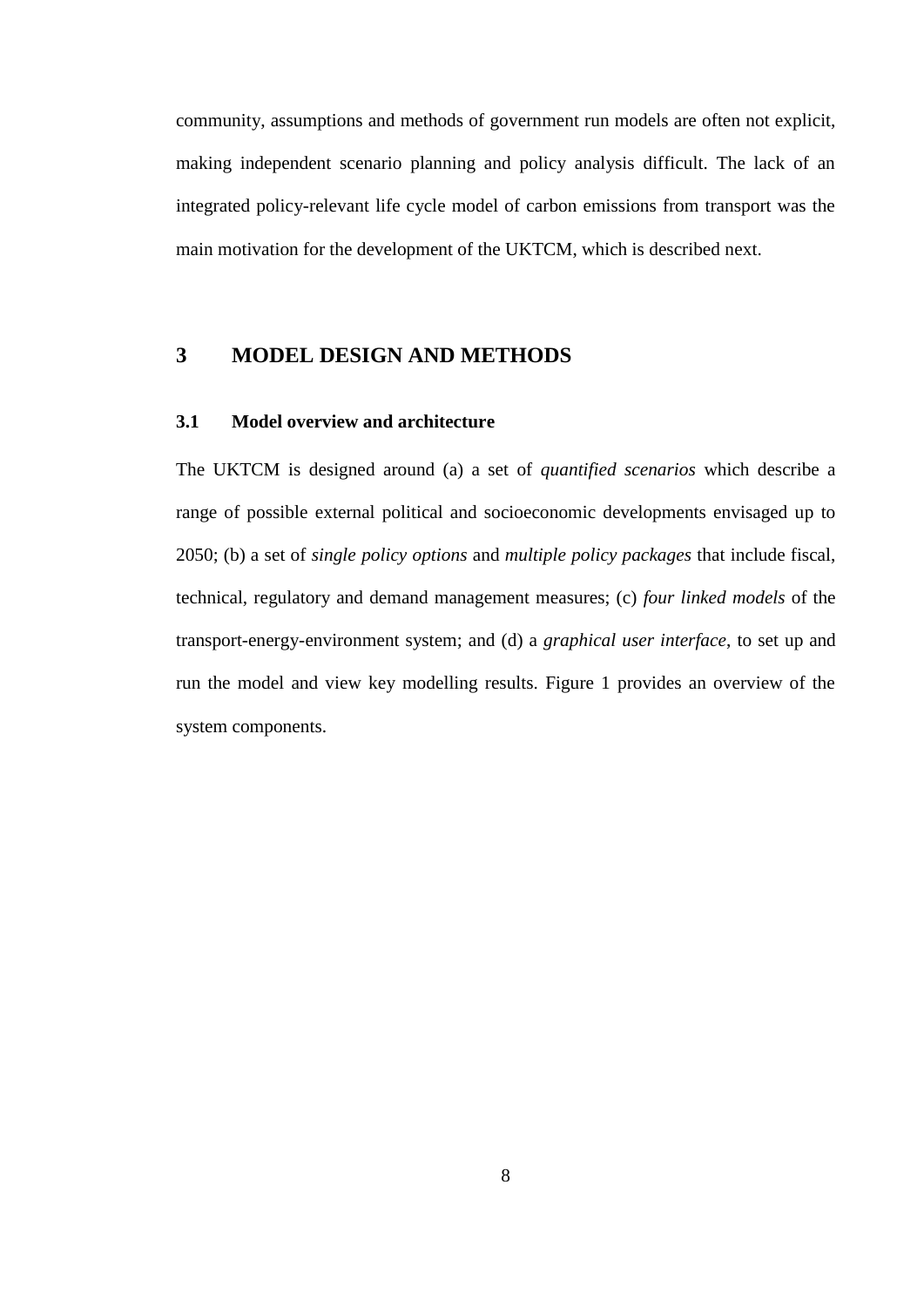community, assumptions and methods of government run models are often not explicit, making independent scenario planning and policy analysis difficult. The lack of an integrated policy-relevant life cycle model of carbon emissions from transport was the main motivation for the development of the UKTCM, which is described next.

# 3 MODEL DESIGN AND METHODS

## 3.1 Model overview and architecture

The UKTCM is designed around (a) a set of *quantified scenarios* which describe a range of possible external political and socioeconomic developments envisaged up to 2050; (b) a set of *single policy options* and *multiple policy packages* that include fiscal, technical, regulatory and demand management measures; (c) *four linked models* of the transport-energy-environment system; and (d) a *graphical user interface*, to set up and run the model and view key modelling results. Figure 1 provides an overview of the system components.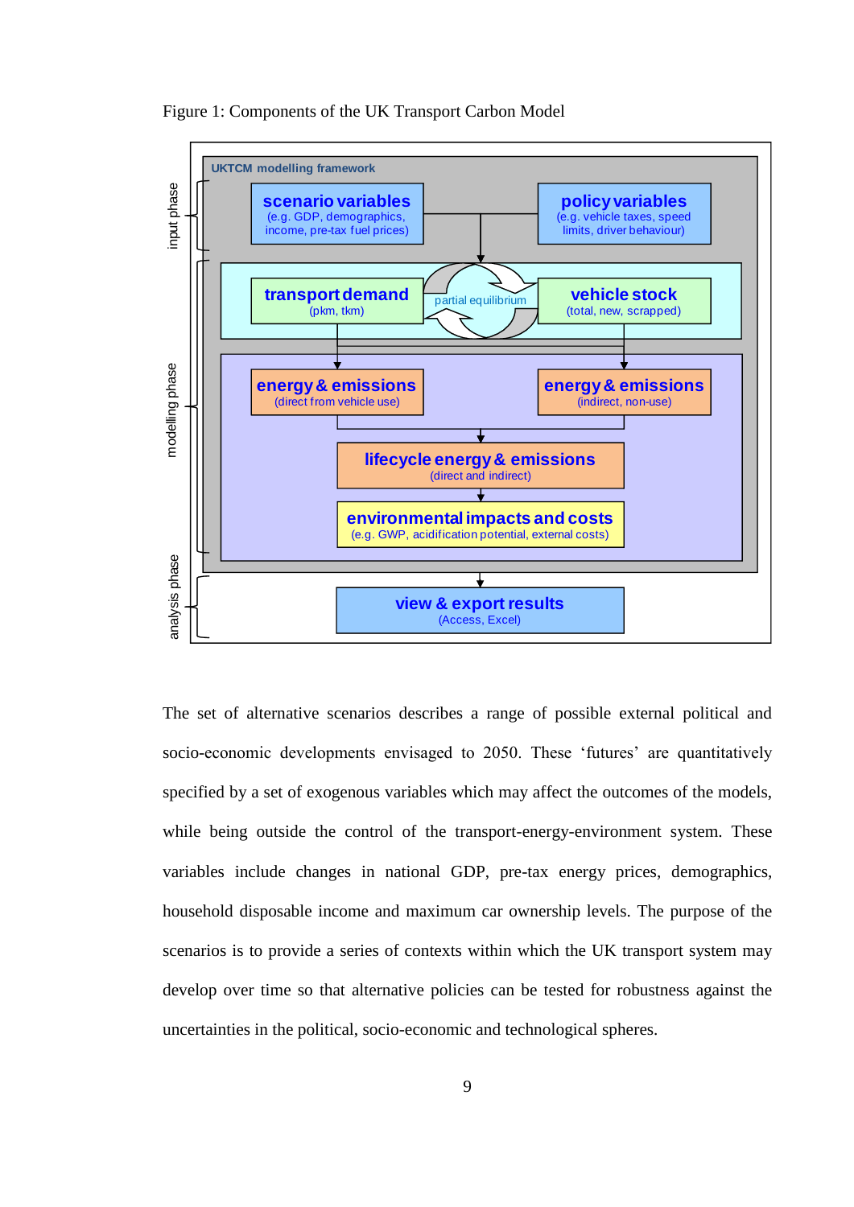Figure 1: Components of the UK Transport Carbon Model

UKTCM modelling framework

input phase

scenario variables
(e.g. GDP, demographics, income, pre-tax fuel prices)

policy variables
(e.g. vehicle taxes, speed limits, driver behaviour)

modelling phase

transport demand
(pkm, tkm)

partial equilibrium

vehicle stock
(total, new, scrapped)

energy & emissions
(direct from vehicle use)

energy & emissions
(indirect, non-use)

lifecycle energy & emissions
(direct and indirect)

environmental impacts and costs
(e.g. GWP, acidification potential, external costs)

analysis phase

view & export results
(Access, Excel)

The set of alternative scenarios describes a range of possible external political and socio-economic developments envisaged to 2050. These 'futures' are quantitatively specified by a set of exogenous variables which may affect the outcomes of the models, while being outside the control of the transport-energy-environment system. These variables include changes in national GDP, pre-tax energy prices, demographics, household disposable income and maximum car ownership levels. The purpose of the scenarios is to provide a series of contexts within which the UK transport system may develop over time so that alternative policies can be tested for robustness against the uncertainties in the political, socio-economic and technological spheres.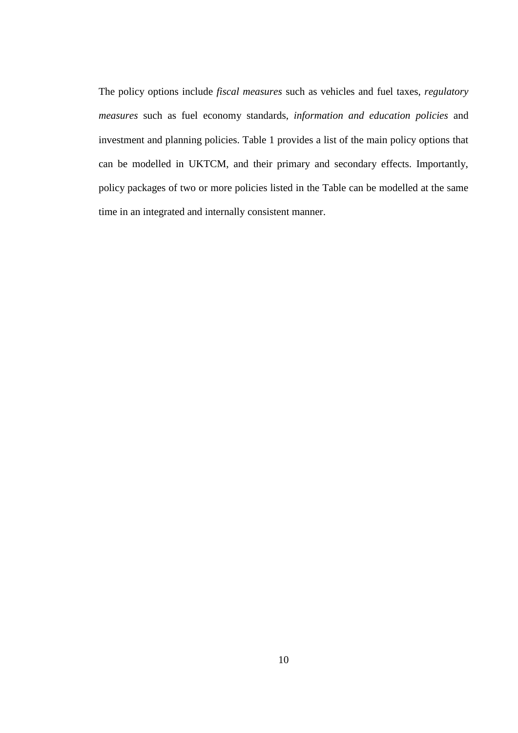The policy options include *fiscal measures* such as vehicles and fuel taxes, *regulatory measures* such as fuel economy standards, *information and education policies* and investment and planning policies. Table 1 provides a list of the main policy options that can be modelled in UKTCM, and their primary and secondary effects. Importantly, policy packages of two or more policies listed in the Table can be modelled at the same time in an integrated and internally consistent manner.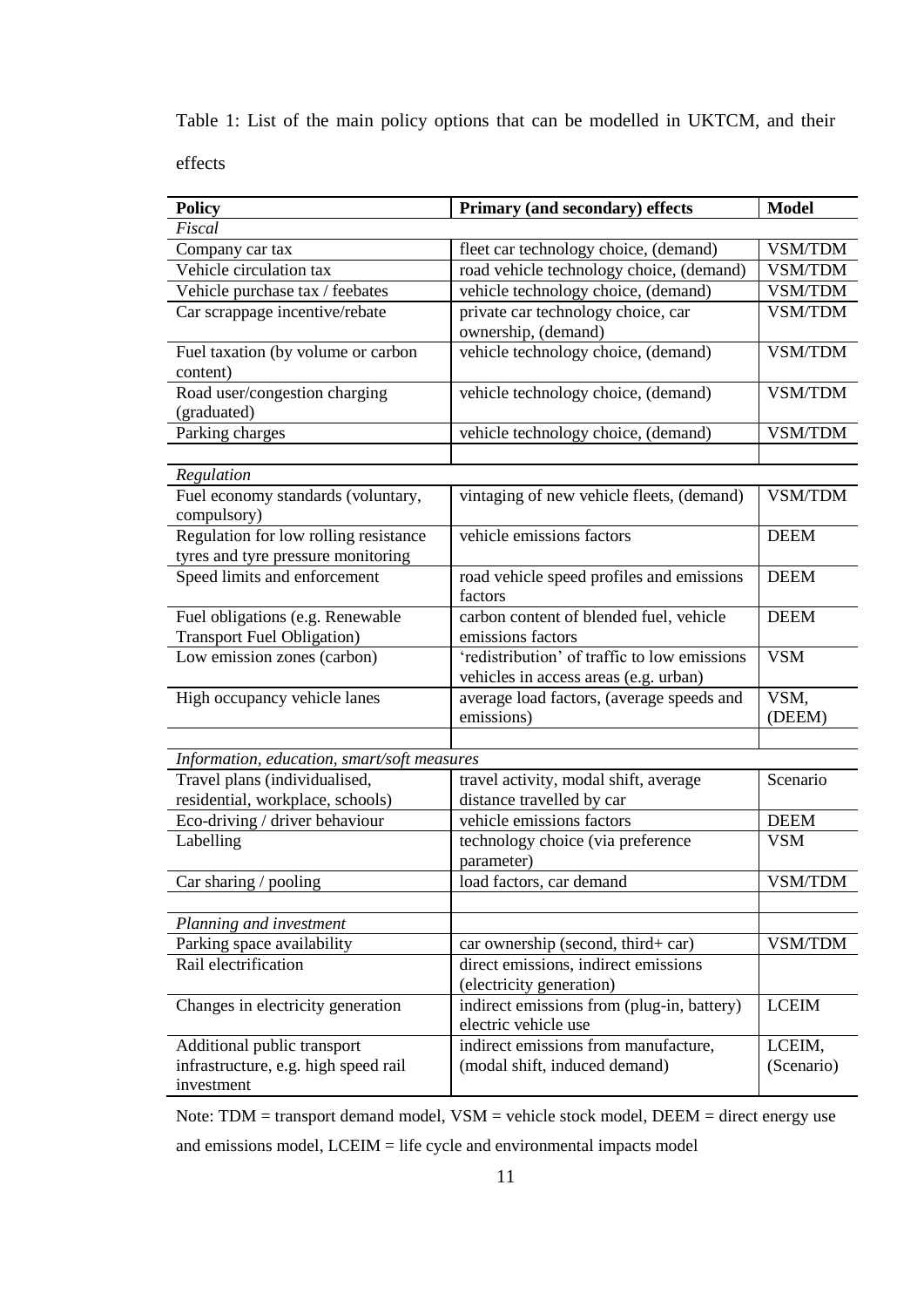Table 1: List of the main policy options that can be modelled in UKTCM, and their effects

| **Policy** | **Primary (and secondary) effects** | **Model** |
|---|---|---|
| *Fiscal* | | |
| Company car tax | fleet car technology choice, (demand) | VSM/TDM |
| Vehicle circulation tax | road vehicle technology choice, (demand) | VSM/TDM |
| Vehicle purchase tax / feebates | vehicle technology choice, (demand) | VSM/TDM |
| Car scrappage incentive/rebate | private car technology choice, car ownership, (demand) | VSM/TDM |
| Fuel taxation (by volume or carbon content) | vehicle technology choice, (demand) | VSM/TDM |
| Road user/congestion charging (graduated) | vehicle technology choice, (demand) | VSM/TDM |
| Parking charges | vehicle technology choice, (demand) | VSM/TDM |
| | | |
| *Regulation* | | |
| Fuel economy standards (voluntary, compulsory) | vintaging of new vehicle fleets, (demand) | VSM/TDM |
| Regulation for low rolling resistance tyres and tyre pressure monitoring | vehicle emissions factors | DEEM |
| Speed limits and enforcement | road vehicle speed profiles and emissions factors | DEEM |
| Fuel obligations (e.g. Renewable Transport Fuel Obligation) | carbon content of blended fuel, vehicle emissions factors | DEEM |
| Low emission zones (carbon) | 'redistribution' of traffic to low emissions vehicles in access areas (e.g. urban) | VSM |
| High occupancy vehicle lanes | average load factors, (average speeds and emissions) | VSM, (DEEM) |
| | | |
| *Information, education, smart/soft measures* | | |
| Travel plans (individualised, residential, workplace, schools) | travel activity, modal shift, average distance travelled by car | Scenario |
| Eco-driving / driver behaviour | vehicle emissions factors | DEEM |
| Labelling | technology choice (via preference parameter) | VSM |
| Car sharing / pooling | load factors, car demand | VSM/TDM |
| | | |
| *Planning and investment* | | |
| Parking space availability | car ownership (second, third+ car) | VSM/TDM |
| Rail electrification | direct emissions, indirect emissions (electricity generation) | |
| Changes in electricity generation | indirect emissions from (plug-in, battery) electric vehicle use | LCEIM |
| Additional public transport infrastructure, e.g. high speed rail investment | indirect emissions from manufacture, (modal shift, induced demand) | LCEIM, (Scenario) |

Note: TDM = transport demand model, VSM = vehicle stock model, DEEM = direct energy use and emissions model, LCEIM = life cycle and environmental impacts model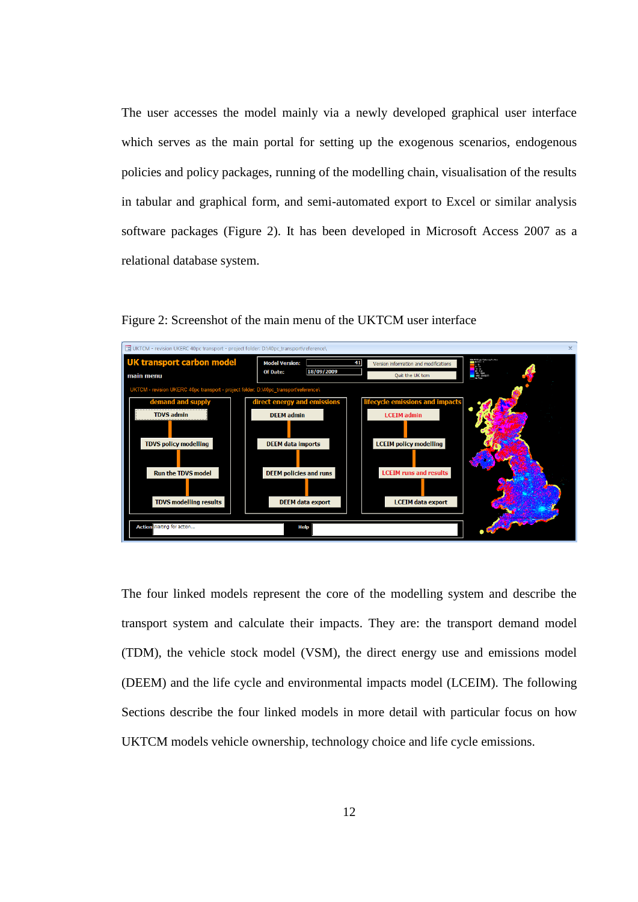The user accesses the model mainly via a newly developed graphical user interface which serves as the main portal for setting up the exogenous scenarios, endogenous policies and policy packages, running of the modelling chain, visualisation of the results in tabular and graphical form, and semi-automated export to Excel or similar analysis software packages (Figure 2). It has been developed in Microsoft Access 2007 as a relational database system.

Figure 2: Screenshot of the main menu of the UKTCM user interface

The four linked models represent the core of the modelling system and describe the transport system and calculate their impacts. They are: the transport demand model (TDM), the vehicle stock model (VSM), the direct energy use and emissions model (DEEM) and the life cycle and environmental impacts model (LCEIM). The following Sections describe the four linked models in more detail with particular focus on how UKTCM models vehicle ownership, technology choice and life cycle emissions.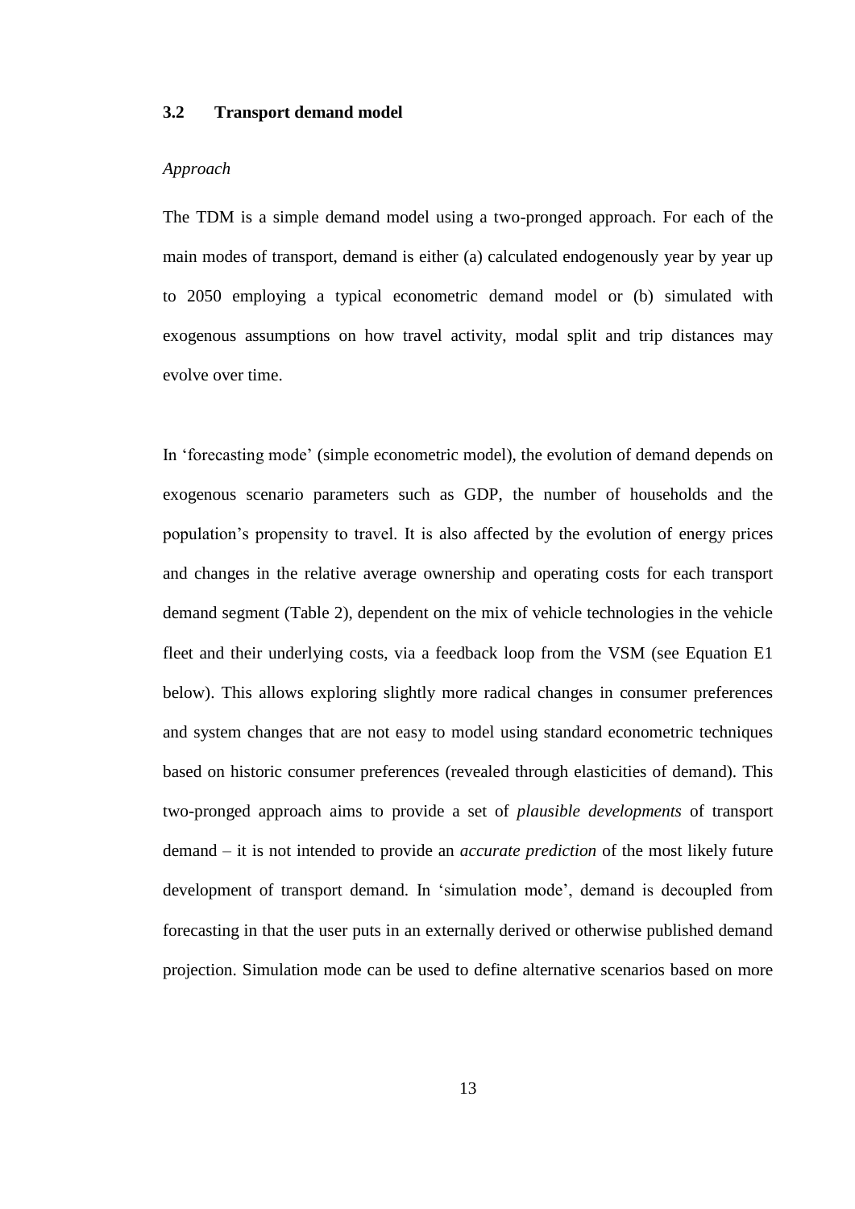### 3.2 Transport demand model

*Approach*

The TDM is a simple demand model using a two-pronged approach. For each of the main modes of transport, demand is either (a) calculated endogenously year by year up to 2050 employing a typical econometric demand model or (b) simulated with exogenous assumptions on how travel activity, modal split and trip distances may evolve over time.

In 'forecasting mode' (simple econometric model), the evolution of demand depends on exogenous scenario parameters such as GDP, the number of households and the population's propensity to travel. It is also affected by the evolution of energy prices and changes in the relative average ownership and operating costs for each transport demand segment (Table 2), dependent on the mix of vehicle technologies in the vehicle fleet and their underlying costs, via a feedback loop from the VSM (see Equation E1 below). This allows exploring slightly more radical changes in consumer preferences and system changes that are not easy to model using standard econometric techniques based on historic consumer preferences (revealed through elasticities of demand). This two-pronged approach aims to provide a set of *plausible developments* of transport demand – it is not intended to provide an *accurate prediction* of the most likely future development of transport demand. In 'simulation mode', demand is decoupled from forecasting in that the user puts in an externally derived or otherwise published demand projection. Simulation mode can be used to define alternative scenarios based on more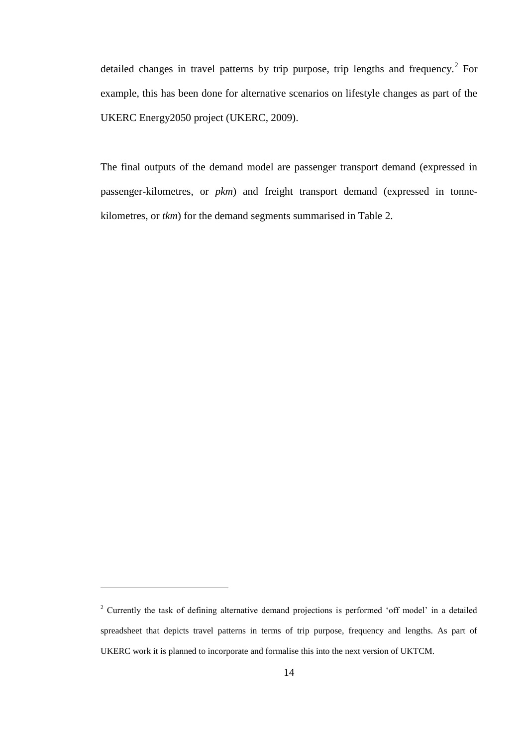detailed changes in travel patterns by trip purpose, trip lengths and frequency.[2] For example, this has been done for alternative scenarios on lifestyle changes as part of the UKERC Energy2050 project (UKERC, 2009).

The final outputs of the demand model are passenger transport demand (expressed in passenger-kilometres, or *pkm*) and freight transport demand (expressed in tonne-kilometres, or *tkm*) for the demand segments summarised in Table 2.

---

[2] Currently the task of defining alternative demand projections is performed 'off model' in a detailed spreadsheet that depicts travel patterns in terms of trip purpose, frequency and lengths. As part of UKERC work it is planned to incorporate and formalise this into the next version of UKTCM.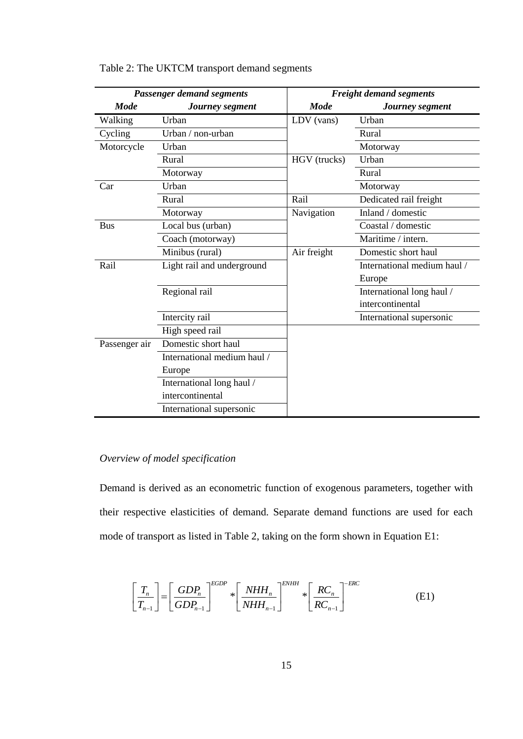Table 2: The UKTCM transport demand segments

| *Passenger demand segments* | | *Freight demand segments* | |
|---|---|---|---|
| ***Mode*** | ***Journey segment*** | ***Mode*** | ***Journey segment*** |
| Walking | Urban | LDV (vans) | Urban |
| Cycling | Urban / non-urban | | Rural |
| Motorcycle | Urban | | Motorway |
| | Rural | HGV (trucks) | Urban |
| | Motorway | | Rural |
| Car | Urban | | Motorway |
| | Rural | Rail | Dedicated rail freight |
| | Motorway | Navigation | Inland / domestic |
| Bus | Local bus (urban) | | Coastal / domestic |
| | Coach (motorway) | | Maritime / intern. |
| | Minibus (rural) | Air freight | Domestic short haul |
| Rail | Light rail and underground | | International medium haul / Europe |
| | Regional rail | | International long haul / intercontinental |
| | Intercity rail | | International supersonic |
| | High speed rail | | |
| Passenger air | Domestic short haul | | |
| | International medium haul / Europe | | |
| | International long haul / intercontinental | | |
| | International supersonic | | |

*Overview of model specification*

Demand is derived as an econometric function of exogenous parameters, together with their respective elasticities of demand. Separate demand functions are used for each mode of transport as listed in Table 2, taking on the form shown in Equation E1:

$$\left[\frac{T_n}{T_{n-1}}\right] = \left[\frac{GDP_n}{GDP_{n-1}}\right]^{EGDP} * \left[\frac{NHH_n}{NHH_{n-1}}\right]^{ENHH} * \left[\frac{RC_n}{RC_{n-1}}\right]^{-ERC} \quad \text{(E1)}$$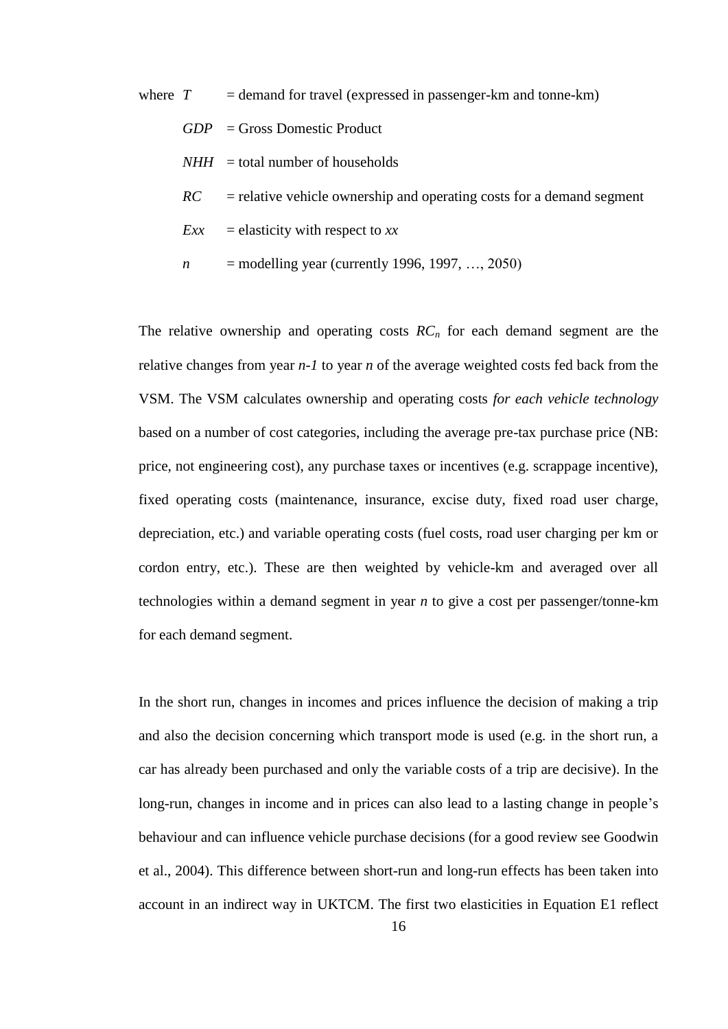where $T$ = demand for travel (expressed in passenger-km and tonne-km)

$GDP$ = Gross Domestic Product

$NHH$ = total number of households

$RC$ = relative vehicle ownership and operating costs for a demand segment

$Exx$ = elasticity with respect to *xx*

$n$ = modelling year (currently 1996, 1997, …, 2050)

The relative ownership and operating costs $RC_n$ for each demand segment are the relative changes from year $n-1$ to year $n$ of the average weighted costs fed back from the VSM. The VSM calculates ownership and operating costs *for each vehicle technology* based on a number of cost categories, including the average pre-tax purchase price (NB: price, not engineering cost), any purchase taxes or incentives (e.g. scrappage incentive), fixed operating costs (maintenance, insurance, excise duty, fixed road user charge, depreciation, etc.) and variable operating costs (fuel costs, road user charging per km or cordon entry, etc.). These are then weighted by vehicle-km and averaged over all technologies within a demand segment in year $n$ to give a cost per passenger/tonne-km for each demand segment.

In the short run, changes in incomes and prices influence the decision of making a trip and also the decision concerning which transport mode is used (e.g. in the short run, a car has already been purchased and only the variable costs of a trip are decisive). In the long-run, changes in income and in prices can also lead to a lasting change in people's behaviour and can influence vehicle purchase decisions (for a good review see Goodwin et al., 2004). This difference between short-run and long-run effects has been taken into account in an indirect way in UKTCM. The first two elasticities in Equation E1 reflect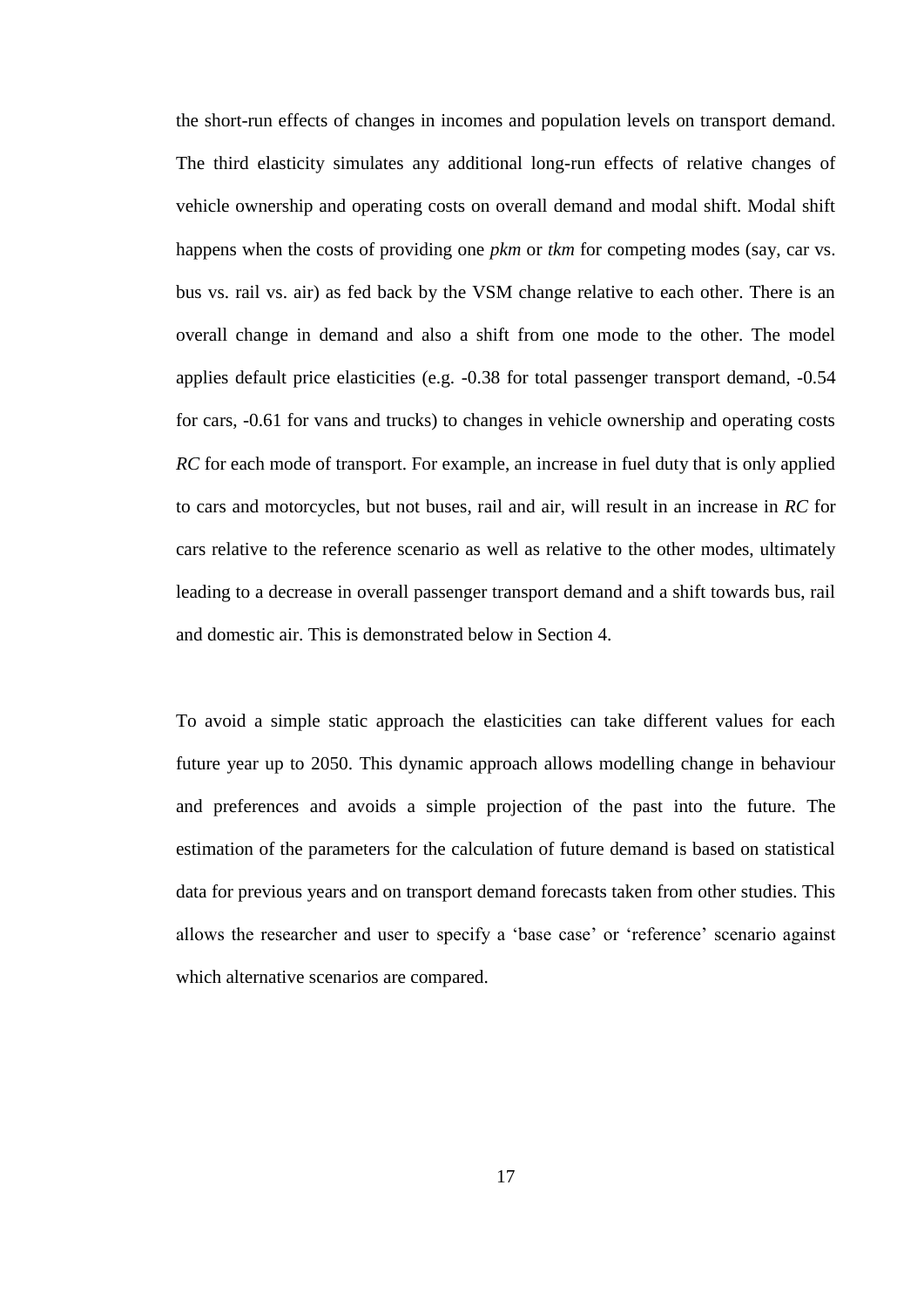the short-run effects of changes in incomes and population levels on transport demand. The third elasticity simulates any additional long-run effects of relative changes of vehicle ownership and operating costs on overall demand and modal shift. Modal shift happens when the costs of providing one *pkm* or *tkm* for competing modes (say, car vs. bus vs. rail vs. air) as fed back by the VSM change relative to each other. There is an overall change in demand and also a shift from one mode to the other. The model applies default price elasticities (e.g. -0.38 for total passenger transport demand, -0.54 for cars, -0.61 for vans and trucks) to changes in vehicle ownership and operating costs *RC* for each mode of transport. For example, an increase in fuel duty that is only applied to cars and motorcycles, but not buses, rail and air, will result in an increase in *RC* for cars relative to the reference scenario as well as relative to the other modes, ultimately leading to a decrease in overall passenger transport demand and a shift towards bus, rail and domestic air. This is demonstrated below in Section 4.

To avoid a simple static approach the elasticities can take different values for each future year up to 2050. This dynamic approach allows modelling change in behaviour and preferences and avoids a simple projection of the past into the future. The estimation of the parameters for the calculation of future demand is based on statistical data for previous years and on transport demand forecasts taken from other studies. This allows the researcher and user to specify a 'base case' or 'reference' scenario against which alternative scenarios are compared.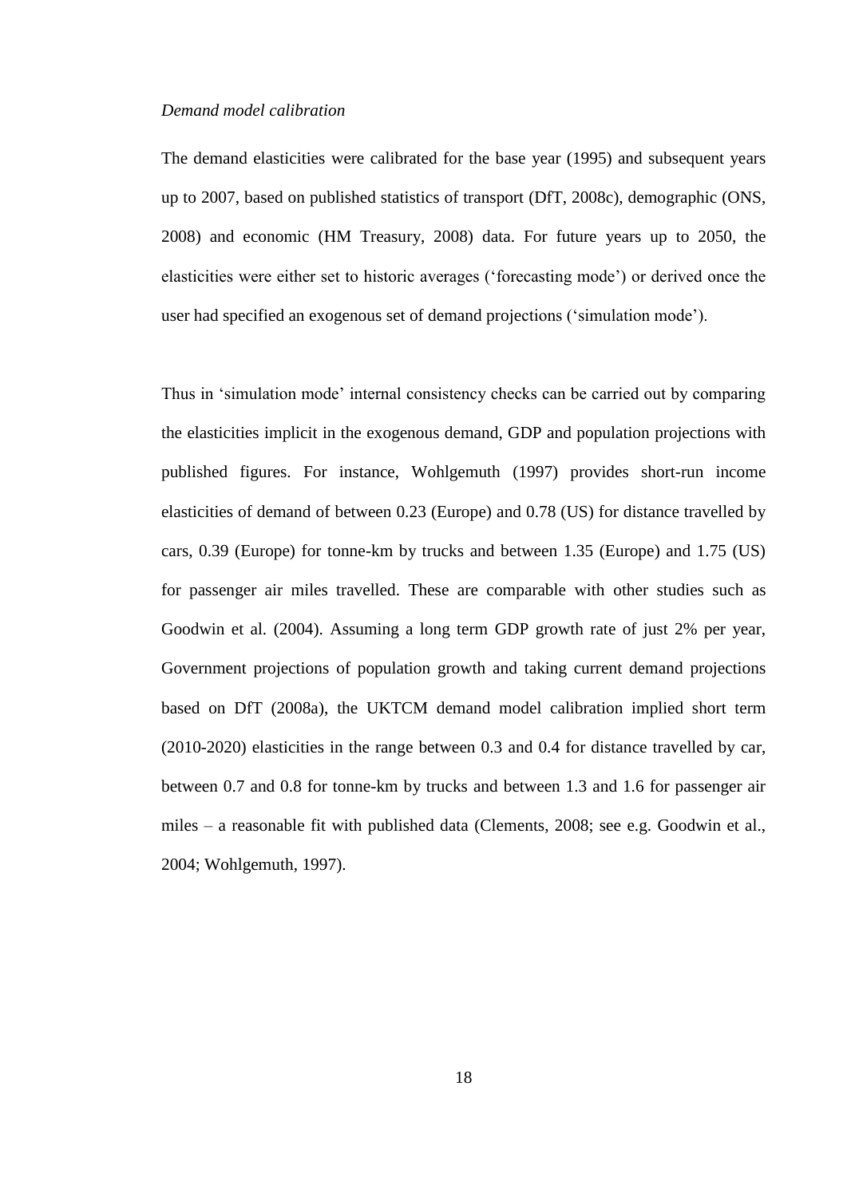*Demand model calibration*

The demand elasticities were calibrated for the base year (1995) and subsequent years up to 2007, based on published statistics of transport (DfT, 2008c), demographic (ONS, 2008) and economic (HM Treasury, 2008) data. For future years up to 2050, the elasticities were either set to historic averages ('forecasting mode') or derived once the user had specified an exogenous set of demand projections ('simulation mode').

Thus in 'simulation mode' internal consistency checks can be carried out by comparing the elasticities implicit in the exogenous demand, GDP and population projections with published figures. For instance, Wohlgemuth (1997) provides short-run income elasticities of demand of between 0.23 (Europe) and 0.78 (US) for distance travelled by cars, 0.39 (Europe) for tonne-km by trucks and between 1.35 (Europe) and 1.75 (US) for passenger air miles travelled. These are comparable with other studies such as Goodwin et al. (2004). Assuming a long term GDP growth rate of just 2% per year, Government projections of population growth and taking current demand projections based on DfT (2008a), the UKTCM demand model calibration implied short term (2010-2020) elasticities in the range between 0.3 and 0.4 for distance travelled by car, between 0.7 and 0.8 for tonne-km by trucks and between 1.3 and 1.6 for passenger air miles – a reasonable fit with published data (Clements, 2008; see e.g. Goodwin et al., 2004; Wohlgemuth, 1997).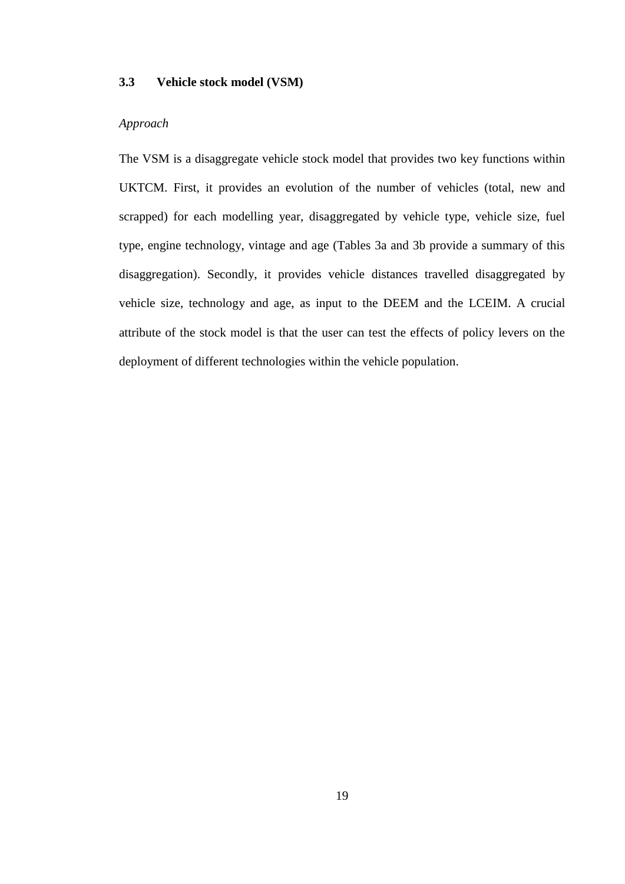### 3.3 Vehicle stock model (VSM)

*Approach*

The VSM is a disaggregate vehicle stock model that provides two key functions within UKTCM. First, it provides an evolution of the number of vehicles (total, new and scrapped) for each modelling year, disaggregated by vehicle type, vehicle size, fuel type, engine technology, vintage and age (Tables 3a and 3b provide a summary of this disaggregation). Secondly, it provides vehicle distances travelled disaggregated by vehicle size, technology and age, as input to the DEEM and the LCEIM. A crucial attribute of the stock model is that the user can test the effects of policy levers on the deployment of different technologies within the vehicle population.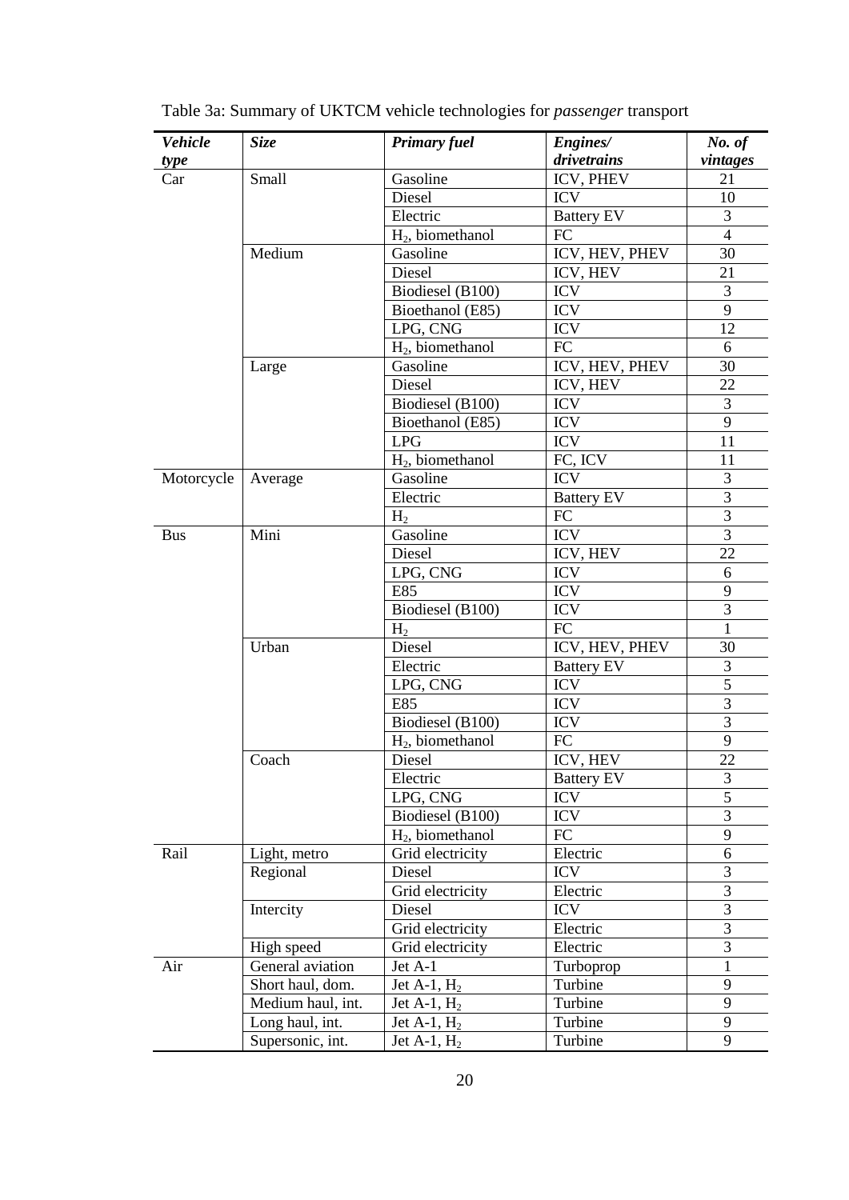Table 3a: Summary of UKTCM vehicle technologies for *passenger* transport

| ***Vehicle type*** | ***Size*** | ***Primary fuel*** | ***Engines/ drivetrains*** | ***No. of vintages*** |
|---|---|---|---|---|
| Car | Small | Gasoline | ICV, PHEV | 21 |
| | | Diesel | ICV | 10 |
| | | Electric | Battery EV | 3 |
| | | $H_2$, biomethanol | FC | 4 |
| | Medium | Gasoline | ICV, HEV, PHEV | 30 |
| | | Diesel | ICV, HEV | 21 |
| | | Biodiesel (B100) | ICV | 3 |
| | | Bioethanol (E85) | ICV | 9 |
| | | LPG, CNG | ICV | 12 |
| | | $H_2$, biomethanol | FC | 6 |
| | Large | Gasoline | ICV, HEV, PHEV | 30 |
| | | Diesel | ICV, HEV | 22 |
| | | Biodiesel (B100) | ICV | 3 |
| | | Bioethanol (E85) | ICV | 9 |
| | | LPG | ICV | 11 |
| | | $H_2$, biomethanol | FC, ICV | 11 |
| Motorcycle | Average | Gasoline | ICV | 3 |
| | | Electric | Battery EV | 3 |
| | | $H_2$ | FC | 3 |
| Bus | Mini | Gasoline | ICV | 3 |
| | | Diesel | ICV, HEV | 22 |
| | | LPG, CNG | ICV | 6 |
| | | E85 | ICV | 9 |
| | | Biodiesel (B100) | ICV | 3 |
| | | $H_2$ | FC | 1 |
| | Urban | Diesel | ICV, HEV, PHEV | 30 |
| | | Electric | Battery EV | 3 |
| | | LPG, CNG | ICV | 5 |
| | | E85 | ICV | 3 |
| | | Biodiesel (B100) | ICV | 3 |
| | | $H_2$, biomethanol | FC | 9 |
| | Coach | Diesel | ICV, HEV | 22 |
| | | Electric | Battery EV | 3 |
| | | LPG, CNG | ICV | 5 |
| | | Biodiesel (B100) | ICV | 3 |
| | | $H_2$, biomethanol | FC | 9 |
| Rail | Light, metro | Grid electricity | Electric | 6 |
| | Regional | Diesel | ICV | 3 |
| | | Grid electricity | Electric | 3 |
| | Intercity | Diesel | ICV | 3 |
| | | Grid electricity | Electric | 3 |
| | High speed | Grid electricity | Electric | 3 |
| Air | General aviation | Jet A-1 | Turboprop | 1 |
| | Short haul, dom. | Jet A-1, $H_2$ | Turbine | 9 |
| | Medium haul, int. | Jet A-1, $H_2$ | Turbine | 9 |
| | Long haul, int. | Jet A-1, $H_2$ | Turbine | 9 |
| | Supersonic, int. | Jet A-1, $H_2$ | Turbine | 9 |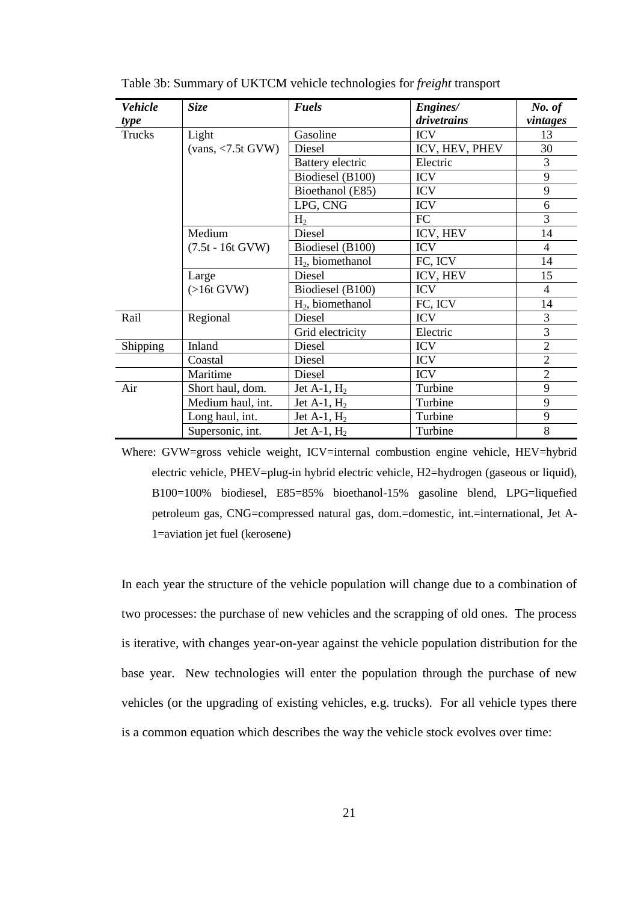Table 3b: Summary of UKTCM vehicle technologies for *freight* transport

| ***Vehicle type*** | ***Size*** | ***Fuels*** | ***Engines/ drivetrains*** | ***No. of vintages*** |
|---|---|---|---|---|
| Trucks | Light (vans, <7.5t GVW) | Gasoline | ICV | 13 |
| | | Diesel | ICV, HEV, PHEV | 30 |
| | | Battery electric | Electric | 3 |
| | | Biodiesel (B100) | ICV | 9 |
| | | Bioethanol (E85) | ICV | 9 |
| | | LPG, CNG | ICV | 6 |
| | | $H_2$ | FC | 3 |
| | Medium (7.5t - 16t GVW) | Diesel | ICV, HEV | 14 |
| | | Biodiesel (B100) | ICV | 4 |
| | | $H_2$, biomethanol | FC, ICV | 14 |
| | Large (>16t GVW) | Diesel | ICV, HEV | 15 |
| | | Biodiesel (B100) | ICV | 4 |
| | | $H_2$, biomethanol | FC, ICV | 14 |
| Rail | Regional | Diesel | ICV | 3 |
| | | Grid electricity | Electric | 3 |
| Shipping | Inland | Diesel | ICV | 2 |
| | Coastal | Diesel | ICV | 2 |
| | Maritime | Diesel | ICV | 2 |
| Air | Short haul, dom. | Jet A-1, $H_2$ | Turbine | 9 |
| | Medium haul, int. | Jet A-1, $H_2$ | Turbine | 9 |
| | Long haul, int. | Jet A-1, $H_2$ | Turbine | 9 |
| | Supersonic, int. | Jet A-1, $H_2$ | Turbine | 8 |

Where: GVW=gross vehicle weight, ICV=internal combustion engine vehicle, HEV=hybrid electric vehicle, PHEV=plug-in hybrid electric vehicle, H2=hydrogen (gaseous or liquid), B100=100% biodiesel, E85=85% bioethanol-15% gasoline blend, LPG=liquefied petroleum gas, CNG=compressed natural gas, dom.=domestic, int.=international, Jet A-1=aviation jet fuel (kerosene)

In each year the structure of the vehicle population will change due to a combination of two processes: the purchase of new vehicles and the scrapping of old ones. The process is iterative, with changes year-on-year against the vehicle population distribution for the base year. New technologies will enter the population through the purchase of new vehicles (or the upgrading of existing vehicles, e.g. trucks). For all vehicle types there is a common equation which describes the way the vehicle stock evolves over time: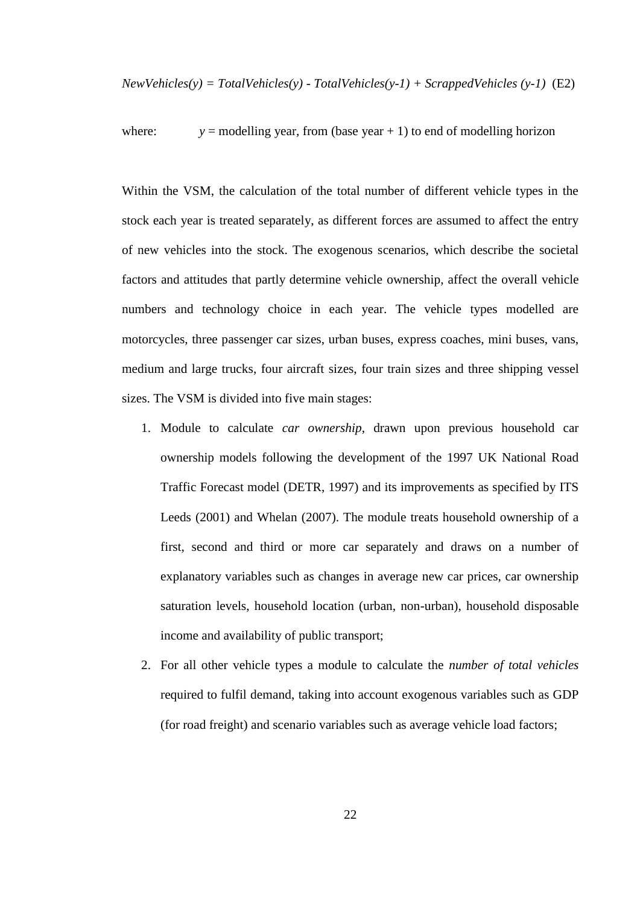$$NewVehicles(y) = TotalVehicles(y) - TotalVehicles(y\text{-}1) + ScrappedVehicles\ (y\text{-}1) \quad \text{(E2)}$$

where: $y$ = modelling year, from (base year + 1) to end of modelling horizon

Within the VSM, the calculation of the total number of different vehicle types in the stock each year is treated separately, as different forces are assumed to affect the entry of new vehicles into the stock. The exogenous scenarios, which describe the societal factors and attitudes that partly determine vehicle ownership, affect the overall vehicle numbers and technology choice in each year. The vehicle types modelled are motorcycles, three passenger car sizes, urban buses, express coaches, mini buses, vans, medium and large trucks, four aircraft sizes, four train sizes and three shipping vessel sizes. The VSM is divided into five main stages:

1. Module to calculate *car ownership*, drawn upon previous household car ownership models following the development of the 1997 UK National Road Traffic Forecast model (DETR, 1997) and its improvements as specified by ITS Leeds (2001) and Whelan (2007). The module treats household ownership of a first, second and third or more car separately and draws on a number of explanatory variables such as changes in average new car prices, car ownership saturation levels, household location (urban, non-urban), household disposable income and availability of public transport;
2. For all other vehicle types a module to calculate the *number of total vehicles* required to fulfil demand, taking into account exogenous variables such as GDP (for road freight) and scenario variables such as average vehicle load factors;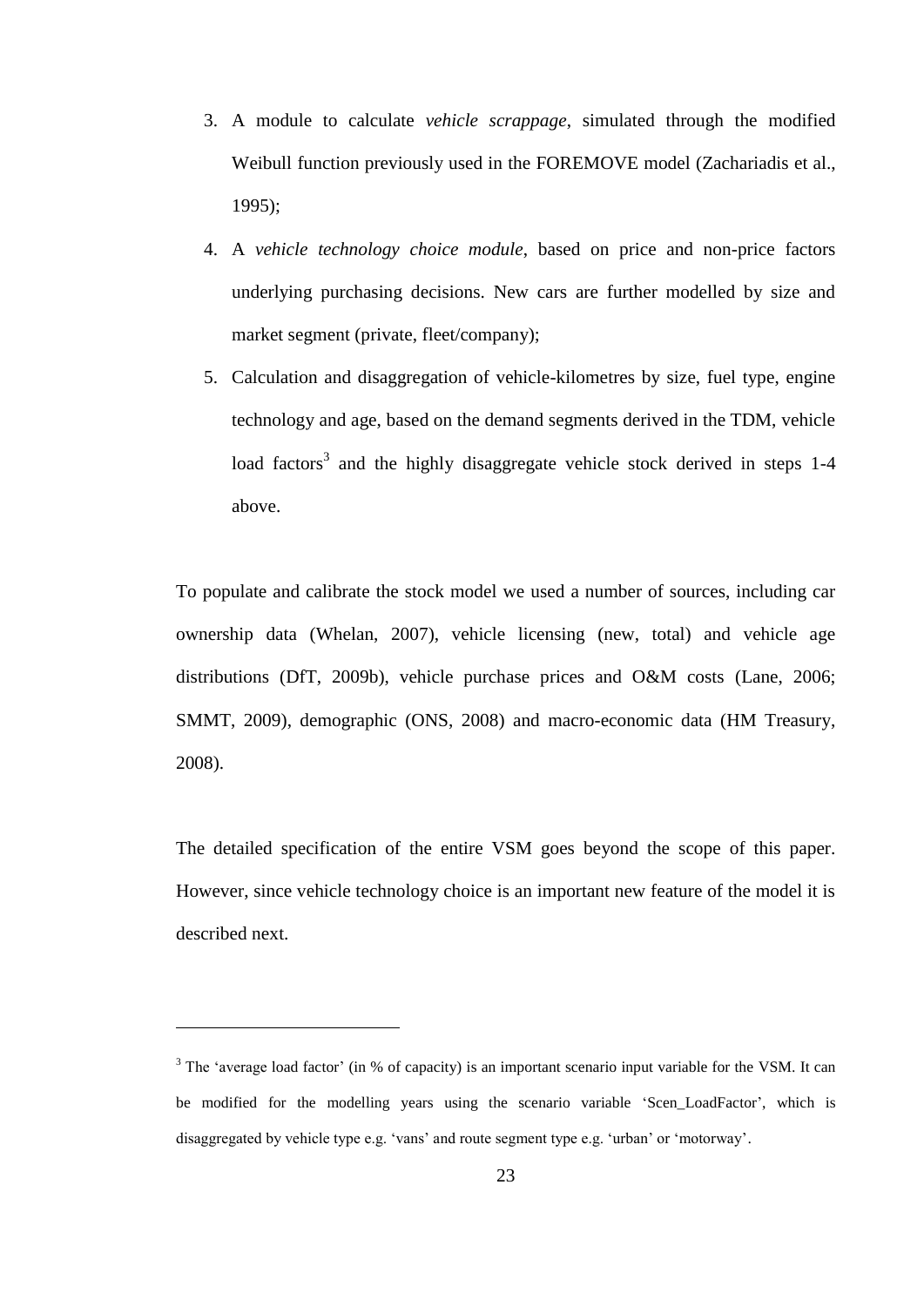3. A module to calculate *vehicle scrappage*, simulated through the modified Weibull function previously used in the FOREMOVE model (Zachariadis et al., 1995);
4. A *vehicle technology choice module*, based on price and non-price factors underlying purchasing decisions. New cars are further modelled by size and market segment (private, fleet/company);
5. Calculation and disaggregation of vehicle-kilometres by size, fuel type, engine technology and age, based on the demand segments derived in the TDM, vehicle load factors[3] and the highly disaggregate vehicle stock derived in steps 1-4 above.

To populate and calibrate the stock model we used a number of sources, including car ownership data (Whelan, 2007), vehicle licensing (new, total) and vehicle age distributions (DfT, 2009b), vehicle purchase prices and O&M costs (Lane, 2006; SMMT, 2009), demographic (ONS, 2008) and macro-economic data (HM Treasury, 2008).

The detailed specification of the entire VSM goes beyond the scope of this paper. However, since vehicle technology choice is an important new feature of the model it is described next.

[3] The 'average load factor' (in % of capacity) is an important scenario input variable for the VSM. It can be modified for the modelling years using the scenario variable 'Scen_LoadFactor', which is disaggregated by vehicle type e.g. 'vans' and route segment type e.g. 'urban' or 'motorway'.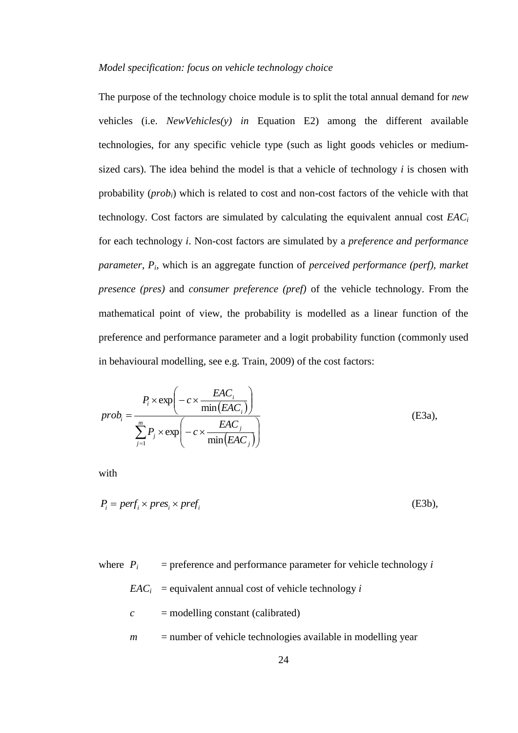*Model specification: focus on vehicle technology choice*

The purpose of the technology choice module is to split the total annual demand for *new* vehicles (i.e. *NewVehicles(y) in* Equation E2) among the different available technologies, for any specific vehicle type (such as light goods vehicles or medium-sized cars). The idea behind the model is that a vehicle of technology *i* is chosen with probability ($prob_i$) which is related to cost and non-cost factors of the vehicle with that technology. Cost factors are simulated by calculating the equivalent annual cost $EAC_i$ for each technology *i*. Non-cost factors are simulated by a *preference and performance parameter*, $P_i$, which is an aggregate function of *perceived performance (perf), market presence (pres)* and *consumer preference (pref)* of the vehicle technology. From the mathematical point of view, the probability is modelled as a linear function of the preference and performance parameter and a logit probability function (commonly used in behavioural modelling, see e.g. Train, 2009) of the cost factors:

$$prob_i = \frac{P_i \times \exp\left(-c \times \frac{EAC_i}{\min(EAC_i)}\right)}{\sum_{j=1}^{m} P_j \times \exp\left(-c \times \frac{EAC_j}{\min(EAC_j)}\right)} \quad \text{(E3a)},$$

with

$$P_i = perf_i \times pres_i \times pref_i \quad \text{(E3b)},$$

where $P_i$ = preference and performance parameter for vehicle technology *i*

$EAC_i$ = equivalent annual cost of vehicle technology *i*

$c$ = modelling constant (calibrated)

$m$ = number of vehicle technologies available in modelling year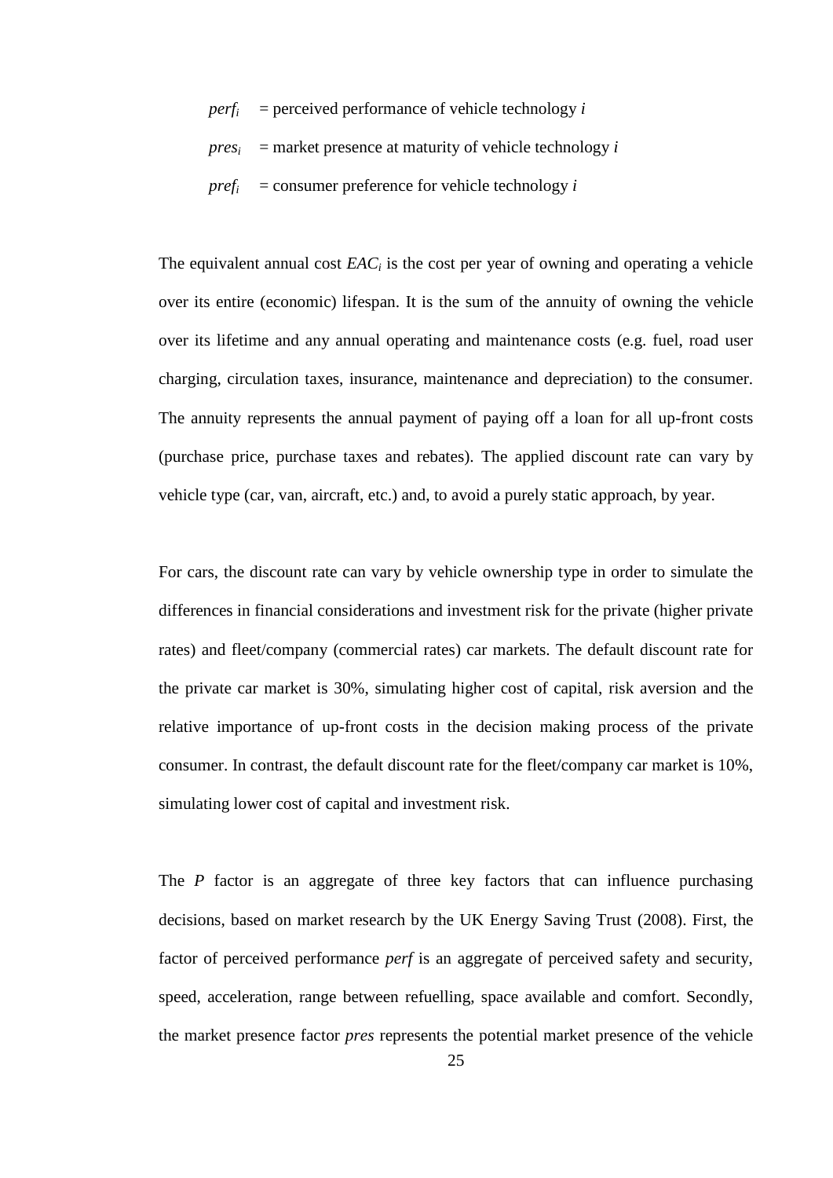$perf_i$ = perceived performance of vehicle technology $i$

$pres_i$ = market presence at maturity of vehicle technology $i$

$pref_i$ = consumer preference for vehicle technology $i$

The equivalent annual cost $EAC_i$ is the cost per year of owning and operating a vehicle over its entire (economic) lifespan. It is the sum of the annuity of owning the vehicle over its lifetime and any annual operating and maintenance costs (e.g. fuel, road user charging, circulation taxes, insurance, maintenance and depreciation) to the consumer. The annuity represents the annual payment of paying off a loan for all up-front costs (purchase price, purchase taxes and rebates). The applied discount rate can vary by vehicle type (car, van, aircraft, etc.) and, to avoid a purely static approach, by year.

For cars, the discount rate can vary by vehicle ownership type in order to simulate the differences in financial considerations and investment risk for the private (higher private rates) and fleet/company (commercial rates) car markets. The default discount rate for the private car market is 30%, simulating higher cost of capital, risk aversion and the relative importance of up-front costs in the decision making process of the private consumer. In contrast, the default discount rate for the fleet/company car market is 10%, simulating lower cost of capital and investment risk.

The $P$ factor is an aggregate of three key factors that can influence purchasing decisions, based on market research by the UK Energy Saving Trust (2008). First, the factor of perceived performance *perf* is an aggregate of perceived safety and security, speed, acceleration, range between refuelling, space available and comfort. Secondly, the market presence factor *pres* represents the potential market presence of the vehicle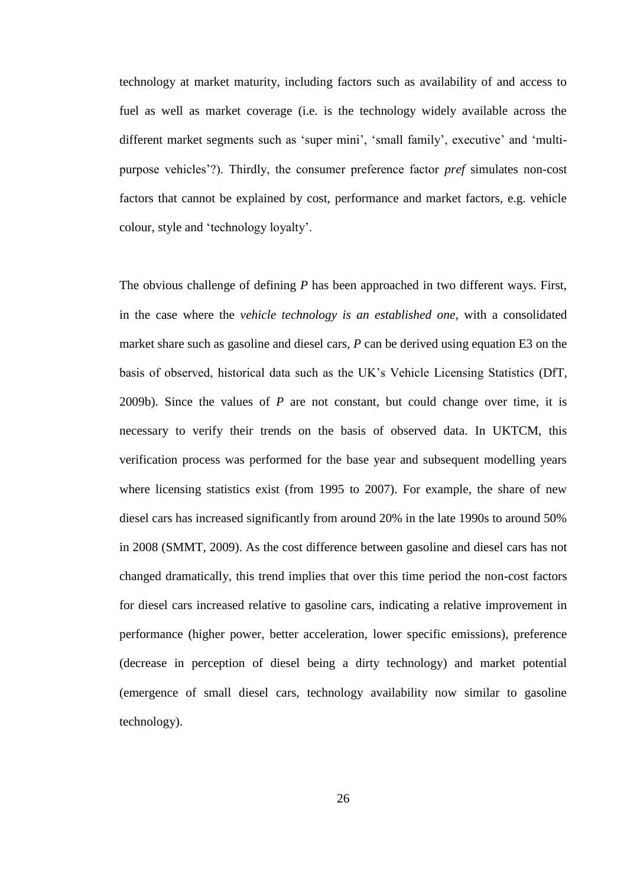technology at market maturity, including factors such as availability of and access to fuel as well as market coverage (i.e. is the technology widely available across the different market segments such as 'super mini', 'small family', executive' and 'multi-purpose vehicles'?). Thirdly, the consumer preference factor *pref* simulates non-cost factors that cannot be explained by cost, performance and market factors, e.g. vehicle colour, style and 'technology loyalty'.

The obvious challenge of defining $P$ has been approached in two different ways. First, in the case where the *vehicle technology is an established one*, with a consolidated market share such as gasoline and diesel cars, $P$ can be derived using equation E3 on the basis of observed, historical data such as the UK's Vehicle Licensing Statistics (DfT, 2009b). Since the values of $P$ are not constant, but could change over time, it is necessary to verify their trends on the basis of observed data. In UKTCM, this verification process was performed for the base year and subsequent modelling years where licensing statistics exist (from 1995 to 2007). For example, the share of new diesel cars has increased significantly from around 20% in the late 1990s to around 50% in 2008 (SMMT, 2009). As the cost difference between gasoline and diesel cars has not changed dramatically, this trend implies that over this time period the non-cost factors for diesel cars increased relative to gasoline cars, indicating a relative improvement in performance (higher power, better acceleration, lower specific emissions), preference (decrease in perception of diesel being a dirty technology) and market potential (emergence of small diesel cars, technology availability now similar to gasoline technology).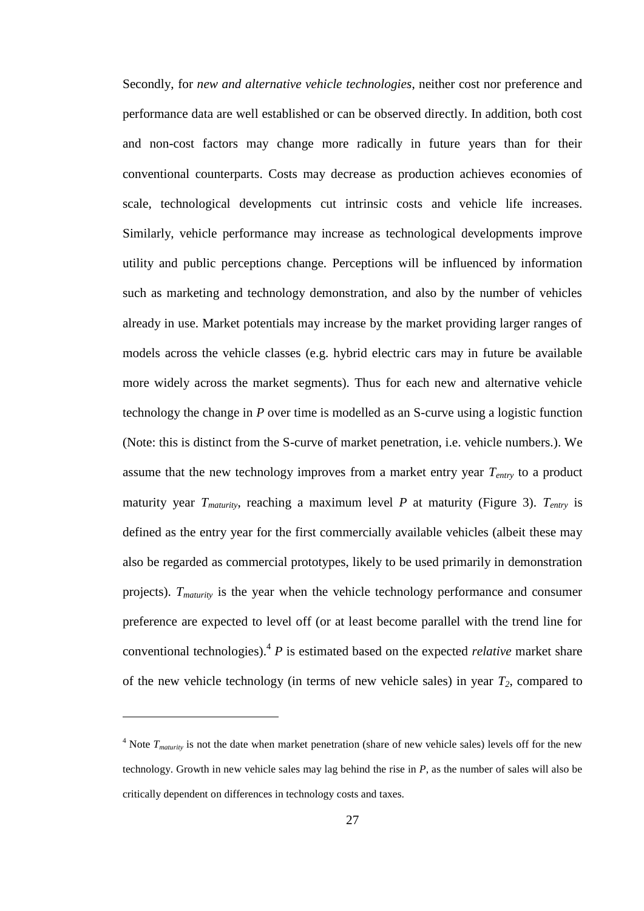Secondly, for *new and alternative vehicle technologies*, neither cost nor preference and performance data are well established or can be observed directly. In addition, both cost and non-cost factors may change more radically in future years than for their conventional counterparts. Costs may decrease as production achieves economies of scale, technological developments cut intrinsic costs and vehicle life increases. Similarly, vehicle performance may increase as technological developments improve utility and public perceptions change. Perceptions will be influenced by information such as marketing and technology demonstration, and also by the number of vehicles already in use. Market potentials may increase by the market providing larger ranges of models across the vehicle classes (e.g. hybrid electric cars may in future be available more widely across the market segments). Thus for each new and alternative vehicle technology the change in $P$ over time is modelled as an S-curve using a logistic function (Note: this is distinct from the S-curve of market penetration, i.e. vehicle numbers.). We assume that the new technology improves from a market entry year $T_{entry}$ to a product maturity year $T_{maturity}$, reaching a maximum level $P$ at maturity (Figure 3). $T_{entry}$ is defined as the entry year for the first commercially available vehicles (albeit these may also be regarded as commercial prototypes, likely to be used primarily in demonstration projects). $T_{maturity}$ is the year when the vehicle technology performance and consumer preference are expected to level off (or at least become parallel with the trend line for conventional technologies).[4] $P$ is estimated based on the expected *relative* market share of the new vehicle technology (in terms of new vehicle sales) in year $T_2$, compared to

[4] Note $T_{maturity}$ is not the date when market penetration (share of new vehicle sales) levels off for the new technology. Growth in new vehicle sales may lag behind the rise in $P$, as the number of sales will also be critically dependent on differences in technology costs and taxes.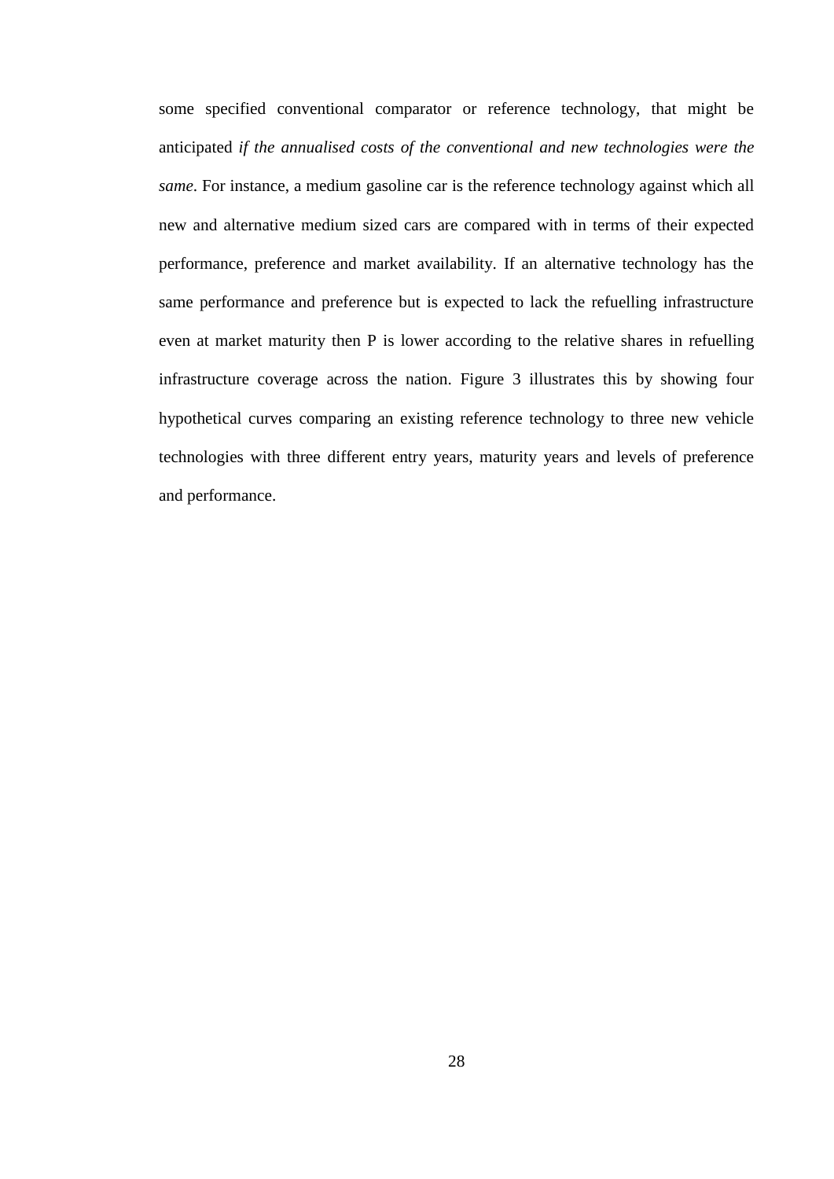some specified conventional comparator or reference technology, that might be anticipated *if the annualised costs of the conventional and new technologies were the same*. For instance, a medium gasoline car is the reference technology against which all new and alternative medium sized cars are compared with in terms of their expected performance, preference and market availability. If an alternative technology has the same performance and preference but is expected to lack the refuelling infrastructure even at market maturity then P is lower according to the relative shares in refuelling infrastructure coverage across the nation. Figure 3 illustrates this by showing four hypothetical curves comparing an existing reference technology to three new vehicle technologies with three different entry years, maturity years and levels of preference and performance.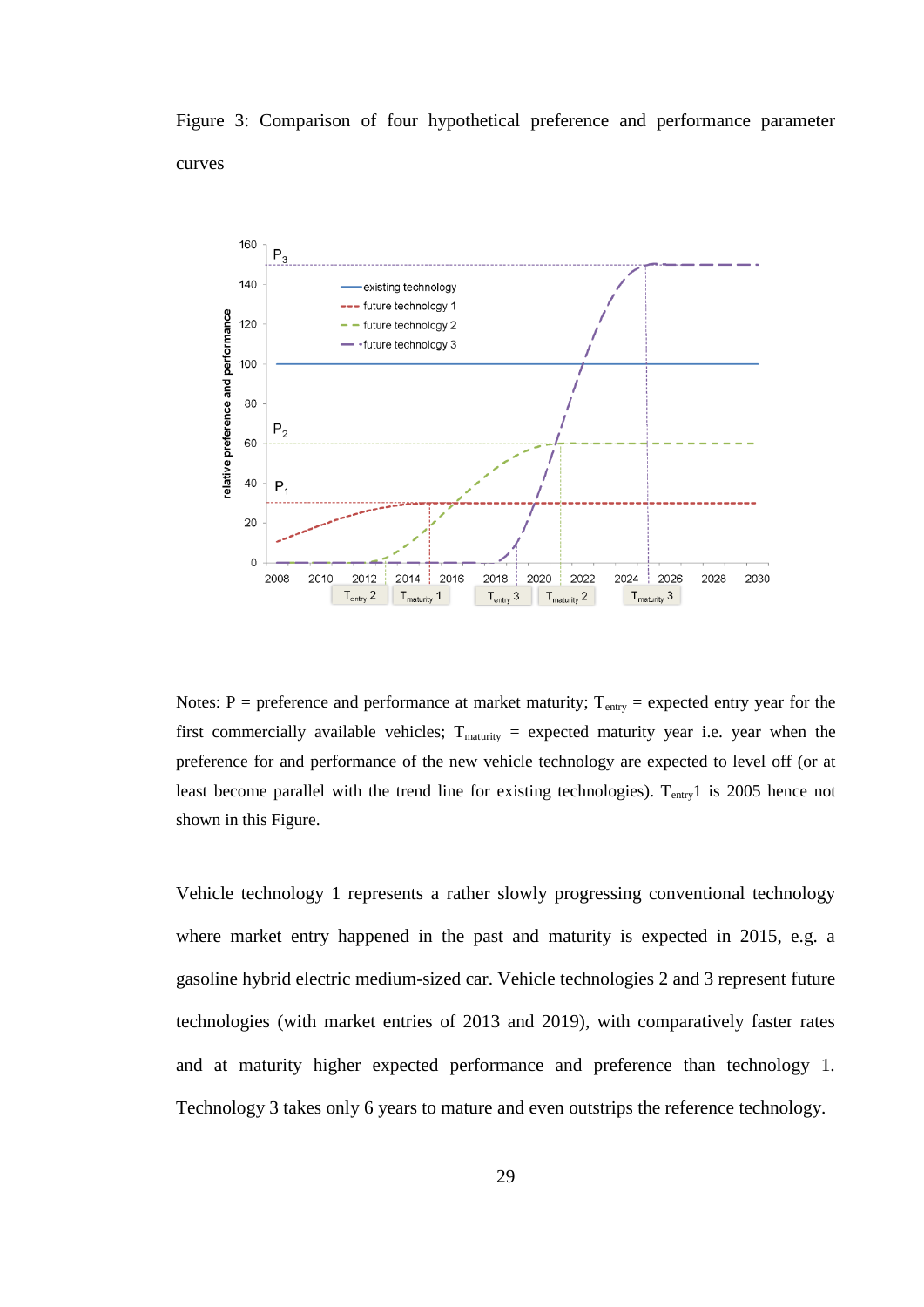Figure 3: Comparison of four hypothetical preference and performance parameter curves

160
140
120
100
80
60
40
20
0
relative preference and performance
$P_3$
$P_2$
$P_1$
existing technology
future technology 1
future technology 2
future technology 3
2008 2010 2012 2014 2016 2018 2020 2022 2024 2026 2028 2030
$T_{entry}$ 2
$T_{maturity}$ 1
$T_{entry}$ 3
$T_{maturity}$ 2
$T_{maturity}$ 3

Notes: P = preference and performance at market maturity; $T_{entry}$ = expected entry year for the first commercially available vehicles; $T_{maturity}$ = expected maturity year i.e. year when the preference for and performance of the new vehicle technology are expected to level off (or at least become parallel with the trend line for existing technologies). $T_{entry}1$ is 2005 hence not shown in this Figure.

Vehicle technology 1 represents a rather slowly progressing conventional technology where market entry happened in the past and maturity is expected in 2015, e.g. a gasoline hybrid electric medium-sized car. Vehicle technologies 2 and 3 represent future technologies (with market entries of 2013 and 2019), with comparatively faster rates and at maturity higher expected performance and preference than technology 1. Technology 3 takes only 6 years to mature and even outstrips the reference technology.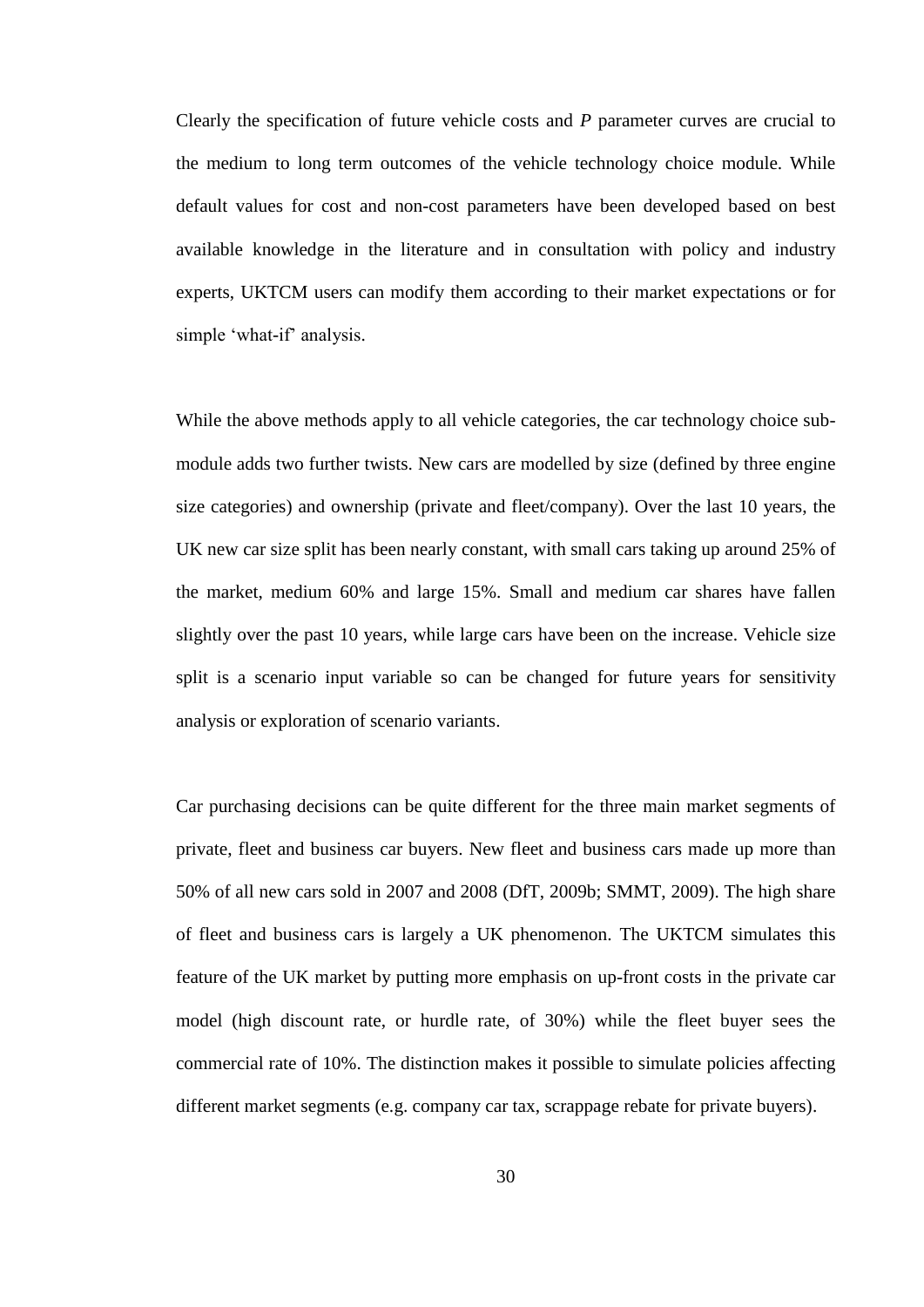Clearly the specification of future vehicle costs and *P* parameter curves are crucial to the medium to long term outcomes of the vehicle technology choice module. While default values for cost and non-cost parameters have been developed based on best available knowledge in the literature and in consultation with policy and industry experts, UKTCM users can modify them according to their market expectations or for simple 'what-if' analysis.

While the above methods apply to all vehicle categories, the car technology choice sub-module adds two further twists. New cars are modelled by size (defined by three engine size categories) and ownership (private and fleet/company). Over the last 10 years, the UK new car size split has been nearly constant, with small cars taking up around 25% of the market, medium 60% and large 15%. Small and medium car shares have fallen slightly over the past 10 years, while large cars have been on the increase. Vehicle size split is a scenario input variable so can be changed for future years for sensitivity analysis or exploration of scenario variants.

Car purchasing decisions can be quite different for the three main market segments of private, fleet and business car buyers. New fleet and business cars made up more than 50% of all new cars sold in 2007 and 2008 (DfT, 2009b; SMMT, 2009). The high share of fleet and business cars is largely a UK phenomenon. The UKTCM simulates this feature of the UK market by putting more emphasis on up-front costs in the private car model (high discount rate, or hurdle rate, of 30%) while the fleet buyer sees the commercial rate of 10%. The distinction makes it possible to simulate policies affecting different market segments (e.g. company car tax, scrappage rebate for private buyers).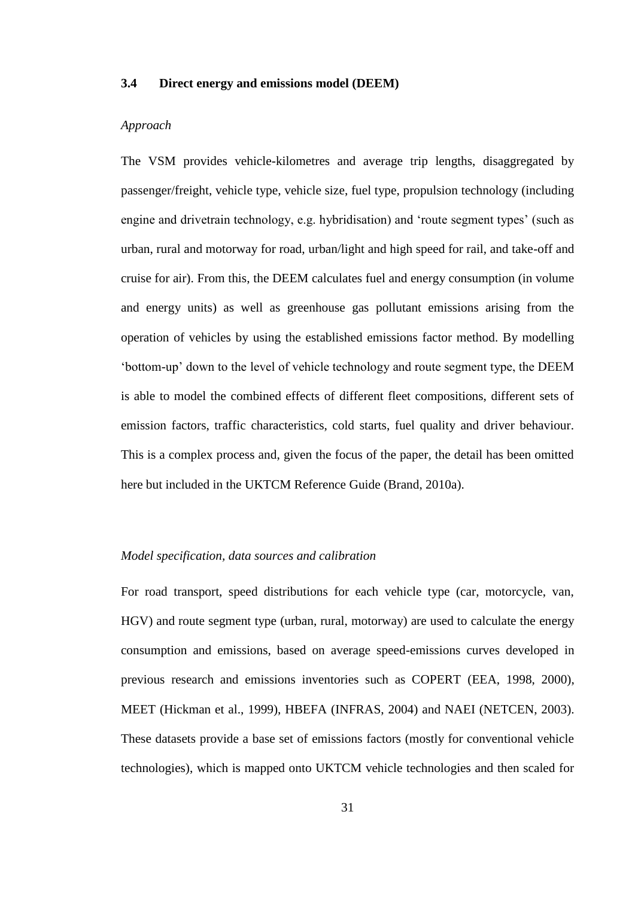### 3.4 Direct energy and emissions model (DEEM)

*Approach*

The VSM provides vehicle-kilometres and average trip lengths, disaggregated by passenger/freight, vehicle type, vehicle size, fuel type, propulsion technology (including engine and drivetrain technology, e.g. hybridisation) and 'route segment types' (such as urban, rural and motorway for road, urban/light and high speed for rail, and take-off and cruise for air). From this, the DEEM calculates fuel and energy consumption (in volume and energy units) as well as greenhouse gas pollutant emissions arising from the operation of vehicles by using the established emissions factor method. By modelling 'bottom-up' down to the level of vehicle technology and route segment type, the DEEM is able to model the combined effects of different fleet compositions, different sets of emission factors, traffic characteristics, cold starts, fuel quality and driver behaviour. This is a complex process and, given the focus of the paper, the detail has been omitted here but included in the UKTCM Reference Guide (Brand, 2010a).

*Model specification, data sources and calibration*

For road transport, speed distributions for each vehicle type (car, motorcycle, van, HGV) and route segment type (urban, rural, motorway) are used to calculate the energy consumption and emissions, based on average speed-emissions curves developed in previous research and emissions inventories such as COPERT (EEA, 1998, 2000), MEET (Hickman et al., 1999), HBEFA (INFRAS, 2004) and NAEI (NETCEN, 2003). These datasets provide a base set of emissions factors (mostly for conventional vehicle technologies), which is mapped onto UKTCM vehicle technologies and then scaled for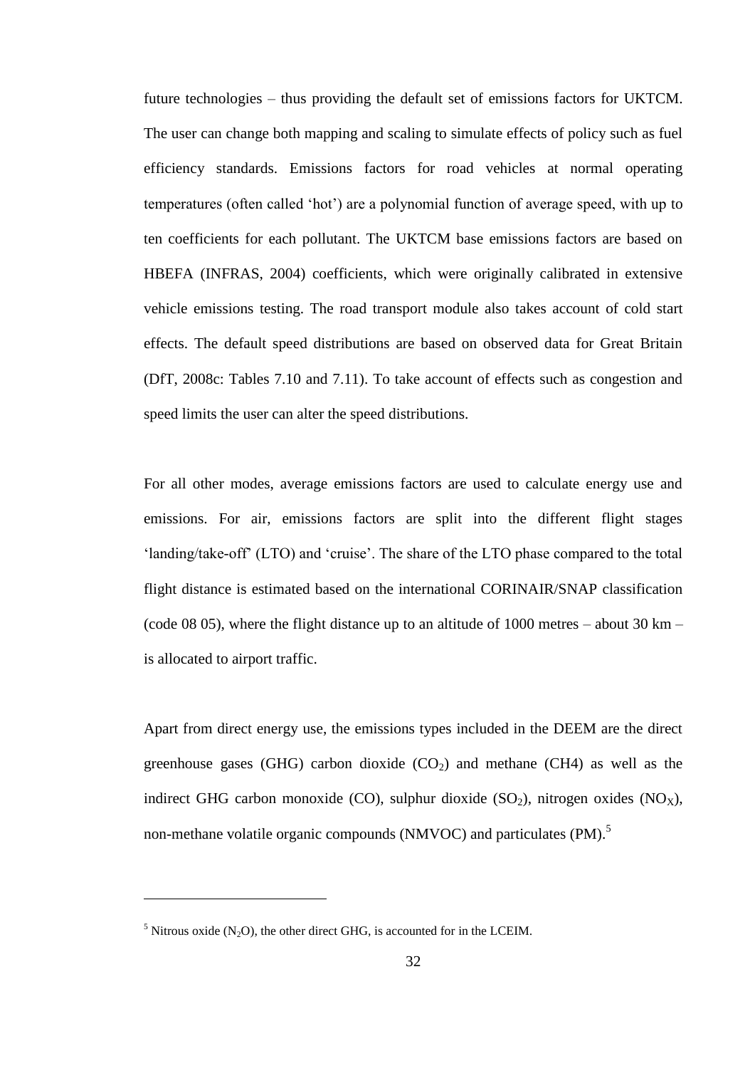future technologies – thus providing the default set of emissions factors for UKTCM. The user can change both mapping and scaling to simulate effects of policy such as fuel efficiency standards. Emissions factors for road vehicles at normal operating temperatures (often called 'hot') are a polynomial function of average speed, with up to ten coefficients for each pollutant. The UKTCM base emissions factors are based on HBEFA (INFRAS, 2004) coefficients, which were originally calibrated in extensive vehicle emissions testing. The road transport module also takes account of cold start effects. The default speed distributions are based on observed data for Great Britain (DfT, 2008c: Tables 7.10 and 7.11). To take account of effects such as congestion and speed limits the user can alter the speed distributions.

For all other modes, average emissions factors are used to calculate energy use and emissions. For air, emissions factors are split into the different flight stages 'landing/take-off' (LTO) and 'cruise'. The share of the LTO phase compared to the total flight distance is estimated based on the international CORINAIR/SNAP classification (code 08 05), where the flight distance up to an altitude of 1000 metres – about 30 km – is allocated to airport traffic.

Apart from direct energy use, the emissions types included in the DEEM are the direct greenhouse gases (GHG) carbon dioxide ($CO_2$) and methane (CH4) as well as the indirect GHG carbon monoxide (CO), sulphur dioxide ($SO_2$), nitrogen oxides ($NO_X$), non-methane volatile organic compounds (NMVOC) and particulates (PM).[5]

---

[5] Nitrous oxide ($N_2O$), the other direct GHG, is accounted for in the LCEIM.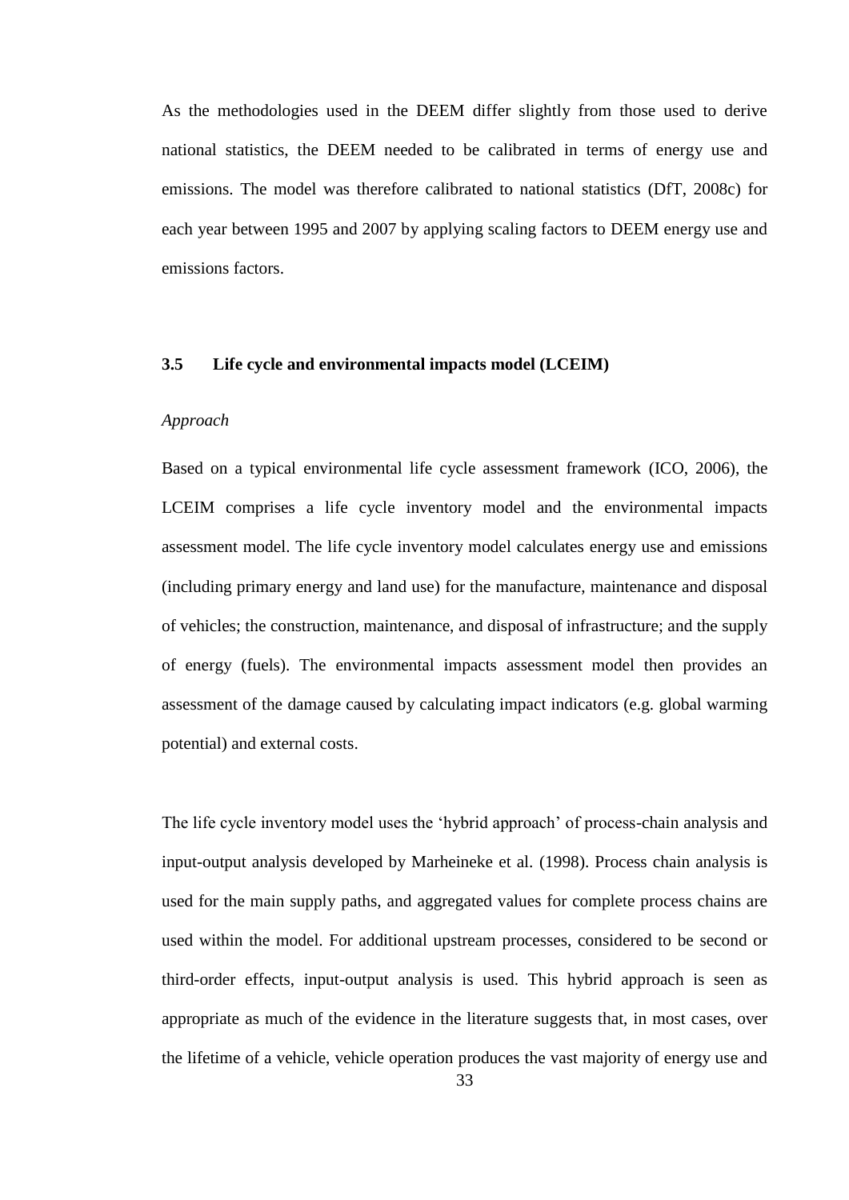As the methodologies used in the DEEM differ slightly from those used to derive national statistics, the DEEM needed to be calibrated in terms of energy use and emissions. The model was therefore calibrated to national statistics (DfT, 2008c) for each year between 1995 and 2007 by applying scaling factors to DEEM energy use and emissions factors.

### 3.5 Life cycle and environmental impacts model (LCEIM)

*Approach*

Based on a typical environmental life cycle assessment framework (ICO, 2006), the LCEIM comprises a life cycle inventory model and the environmental impacts assessment model. The life cycle inventory model calculates energy use and emissions (including primary energy and land use) for the manufacture, maintenance and disposal of vehicles; the construction, maintenance, and disposal of infrastructure; and the supply of energy (fuels). The environmental impacts assessment model then provides an assessment of the damage caused by calculating impact indicators (e.g. global warming potential) and external costs.

The life cycle inventory model uses the 'hybrid approach' of process-chain analysis and input-output analysis developed by Marheineke et al. (1998). Process chain analysis is used for the main supply paths, and aggregated values for complete process chains are used within the model. For additional upstream processes, considered to be second or third-order effects, input-output analysis is used. This hybrid approach is seen as appropriate as much of the evidence in the literature suggests that, in most cases, over the lifetime of a vehicle, vehicle operation produces the vast majority of energy use and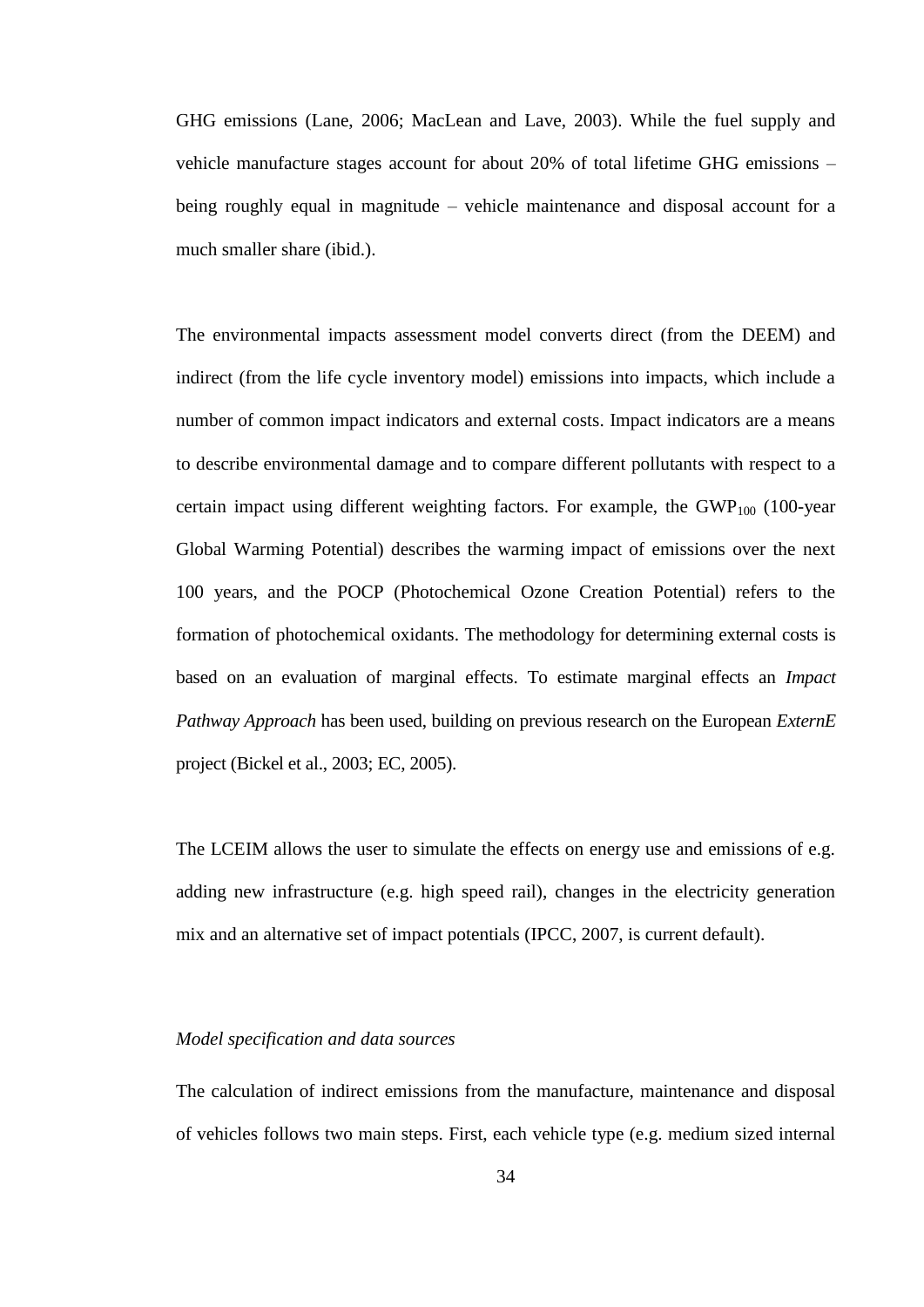GHG emissions (Lane, 2006; MacLean and Lave, 2003). While the fuel supply and vehicle manufacture stages account for about 20% of total lifetime GHG emissions – being roughly equal in magnitude – vehicle maintenance and disposal account for a much smaller share (ibid.).

The environmental impacts assessment model converts direct (from the DEEM) and indirect (from the life cycle inventory model) emissions into impacts, which include a number of common impact indicators and external costs. Impact indicators are a means to describe environmental damage and to compare different pollutants with respect to a certain impact using different weighting factors. For example, the $GWP_{100}$ (100-year Global Warming Potential) describes the warming impact of emissions over the next 100 years, and the POCP (Photochemical Ozone Creation Potential) refers to the formation of photochemical oxidants. The methodology for determining external costs is based on an evaluation of marginal effects. To estimate marginal effects an *Impact Pathway Approach* has been used, building on previous research on the European *ExternE* project (Bickel et al., 2003; EC, 2005).

The LCEIM allows the user to simulate the effects on energy use and emissions of e.g. adding new infrastructure (e.g. high speed rail), changes in the electricity generation mix and an alternative set of impact potentials (IPCC, 2007, is current default).

*Model specification and data sources*

The calculation of indirect emissions from the manufacture, maintenance and disposal of vehicles follows two main steps. First, each vehicle type (e.g. medium sized internal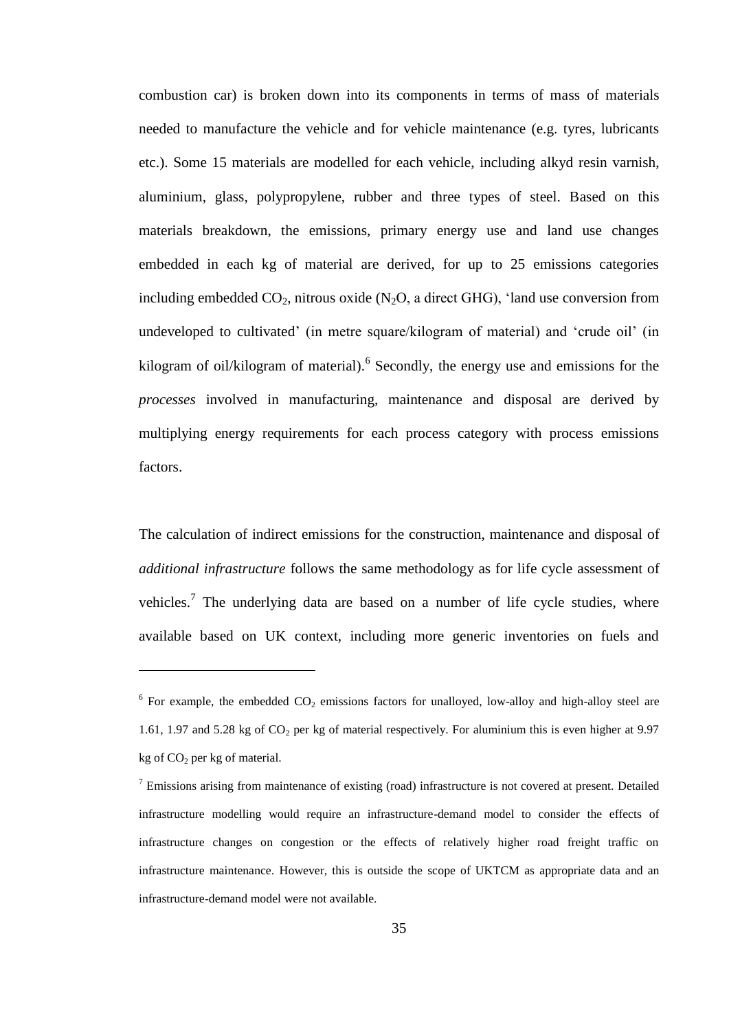combustion car) is broken down into its components in terms of mass of materials needed to manufacture the vehicle and for vehicle maintenance (e.g. tyres, lubricants etc.). Some 15 materials are modelled for each vehicle, including alkyd resin varnish, aluminium, glass, polypropylene, rubber and three types of steel. Based on this materials breakdown, the emissions, primary energy use and land use changes embedded in each kg of material are derived, for up to 25 emissions categories including embedded $CO_2$, nitrous oxide ($N_2O$, a direct GHG), 'land use conversion from undeveloped to cultivated' (in metre square/kilogram of material) and 'crude oil' (in kilogram of oil/kilogram of material).[6] Secondly, the energy use and emissions for the *processes* involved in manufacturing, maintenance and disposal are derived by multiplying energy requirements for each process category with process emissions factors.

The calculation of indirect emissions for the construction, maintenance and disposal of *additional infrastructure* follows the same methodology as for life cycle assessment of vehicles.[7] The underlying data are based on a number of life cycle studies, where available based on UK context, including more generic inventories on fuels and

---

[6] For example, the embedded $CO_2$ emissions factors for unalloyed, low-alloy and high-alloy steel are 1.61, 1.97 and 5.28 kg of $CO_2$ per kg of material respectively. For aluminium this is even higher at 9.97 kg of $CO_2$ per kg of material.

[7] Emissions arising from maintenance of existing (road) infrastructure is not covered at present. Detailed infrastructure modelling would require an infrastructure-demand model to consider the effects of infrastructure changes on congestion or the effects of relatively higher road freight traffic on infrastructure maintenance. However, this is outside the scope of UKTCM as appropriate data and an infrastructure-demand model were not available.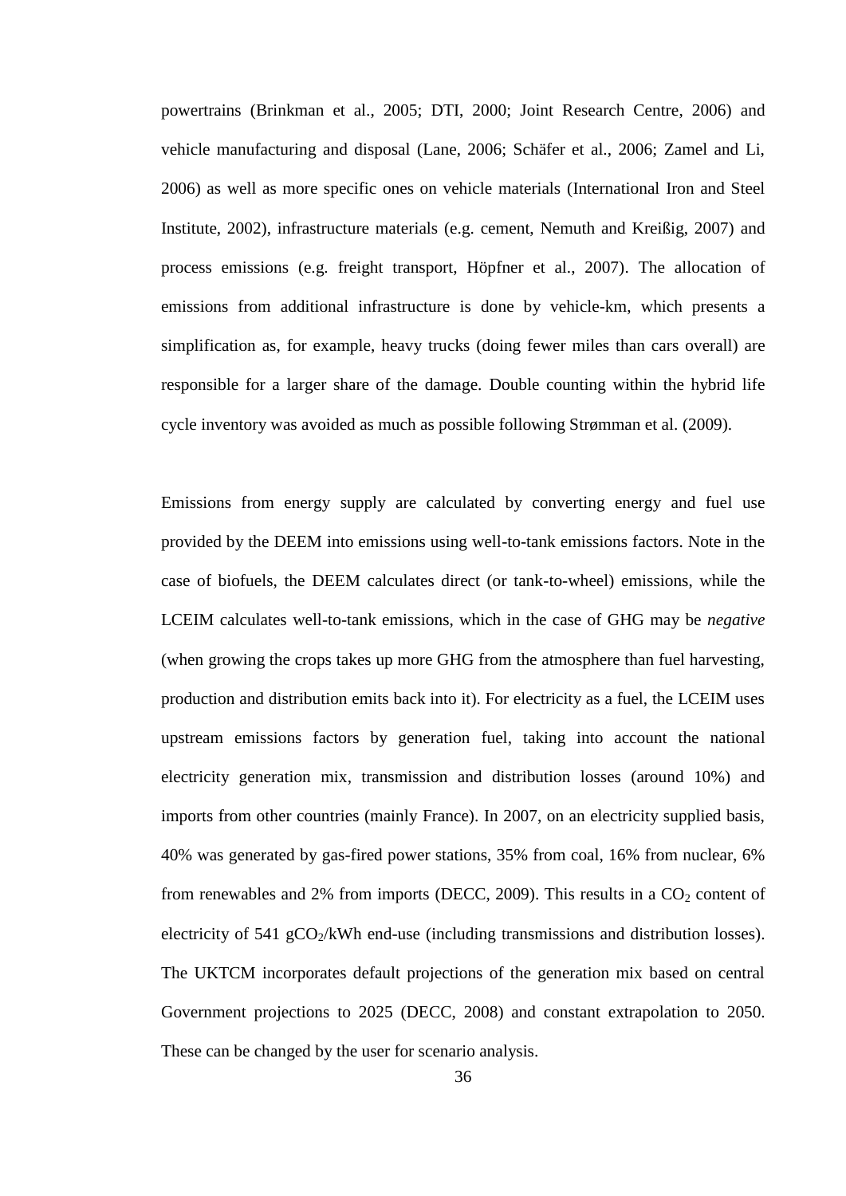powertrains (Brinkman et al., 2005; DTI, 2000; Joint Research Centre, 2006) and vehicle manufacturing and disposal (Lane, 2006; Schäfer et al., 2006; Zamel and Li, 2006) as well as more specific ones on vehicle materials (International Iron and Steel Institute, 2002), infrastructure materials (e.g. cement, Nemuth and Kreißig, 2007) and process emissions (e.g. freight transport, Höpfner et al., 2007). The allocation of emissions from additional infrastructure is done by vehicle-km, which presents a simplification as, for example, heavy trucks (doing fewer miles than cars overall) are responsible for a larger share of the damage. Double counting within the hybrid life cycle inventory was avoided as much as possible following Strømman et al. (2009).

Emissions from energy supply are calculated by converting energy and fuel use provided by the DEEM into emissions using well-to-tank emissions factors. Note in the case of biofuels, the DEEM calculates direct (or tank-to-wheel) emissions, while the LCEIM calculates well-to-tank emissions, which in the case of GHG may be *negative* (when growing the crops takes up more GHG from the atmosphere than fuel harvesting, production and distribution emits back into it). For electricity as a fuel, the LCEIM uses upstream emissions factors by generation fuel, taking into account the national electricity generation mix, transmission and distribution losses (around 10%) and imports from other countries (mainly France). In 2007, on an electricity supplied basis, 40% was generated by gas-fired power stations, 35% from coal, 16% from nuclear, 6% from renewables and 2% from imports (DECC, 2009). This results in a $CO_2$ content of electricity of 541 $gCO_2$/kWh end-use (including transmissions and distribution losses). The UKTCM incorporates default projections of the generation mix based on central Government projections to 2025 (DECC, 2008) and constant extrapolation to 2050. These can be changed by the user for scenario analysis.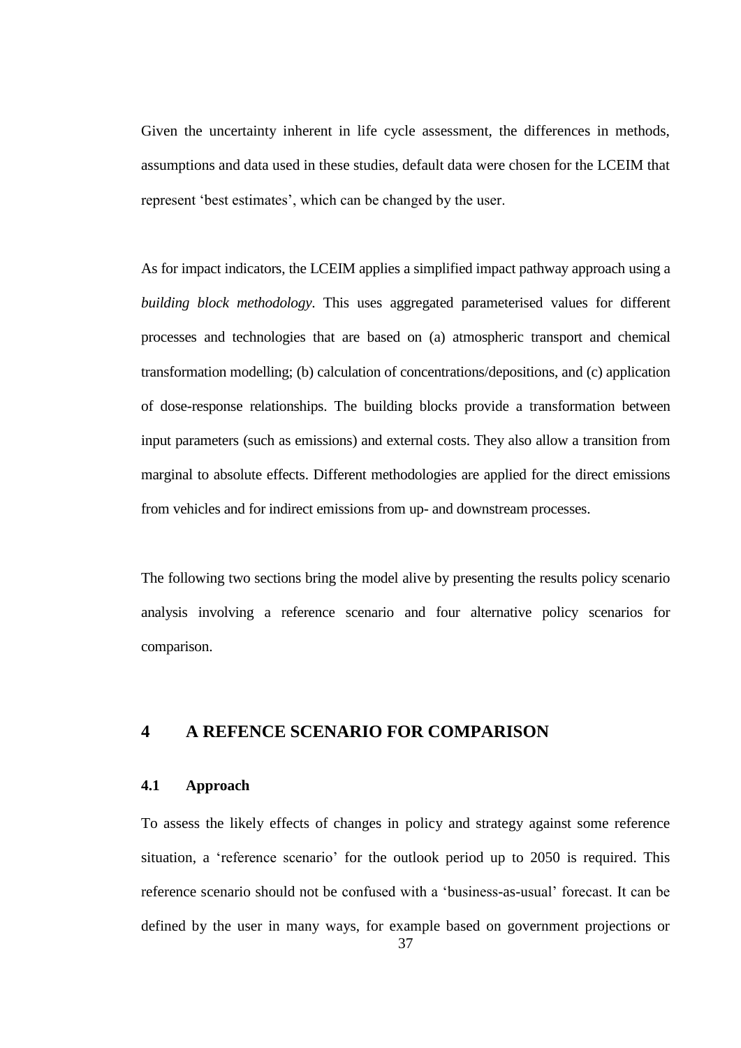Given the uncertainty inherent in life cycle assessment, the differences in methods, assumptions and data used in these studies, default data were chosen for the LCEIM that represent 'best estimates', which can be changed by the user.

As for impact indicators, the LCEIM applies a simplified impact pathway approach using a *building block methodology*. This uses aggregated parameterised values for different processes and technologies that are based on (a) atmospheric transport and chemical transformation modelling; (b) calculation of concentrations/depositions, and (c) application of dose-response relationships. The building blocks provide a transformation between input parameters (such as emissions) and external costs. They also allow a transition from marginal to absolute effects. Different methodologies are applied for the direct emissions from vehicles and for indirect emissions from up- and downstream processes.

The following two sections bring the model alive by presenting the results policy scenario analysis involving a reference scenario and four alternative policy scenarios for comparison.

# 4 A REFENCE SCENARIO FOR COMPARISON

## 4.1 Approach

To assess the likely effects of changes in policy and strategy against some reference situation, a 'reference scenario' for the outlook period up to 2050 is required. This reference scenario should not be confused with a 'business-as-usual' forecast. It can be defined by the user in many ways, for example based on government projections or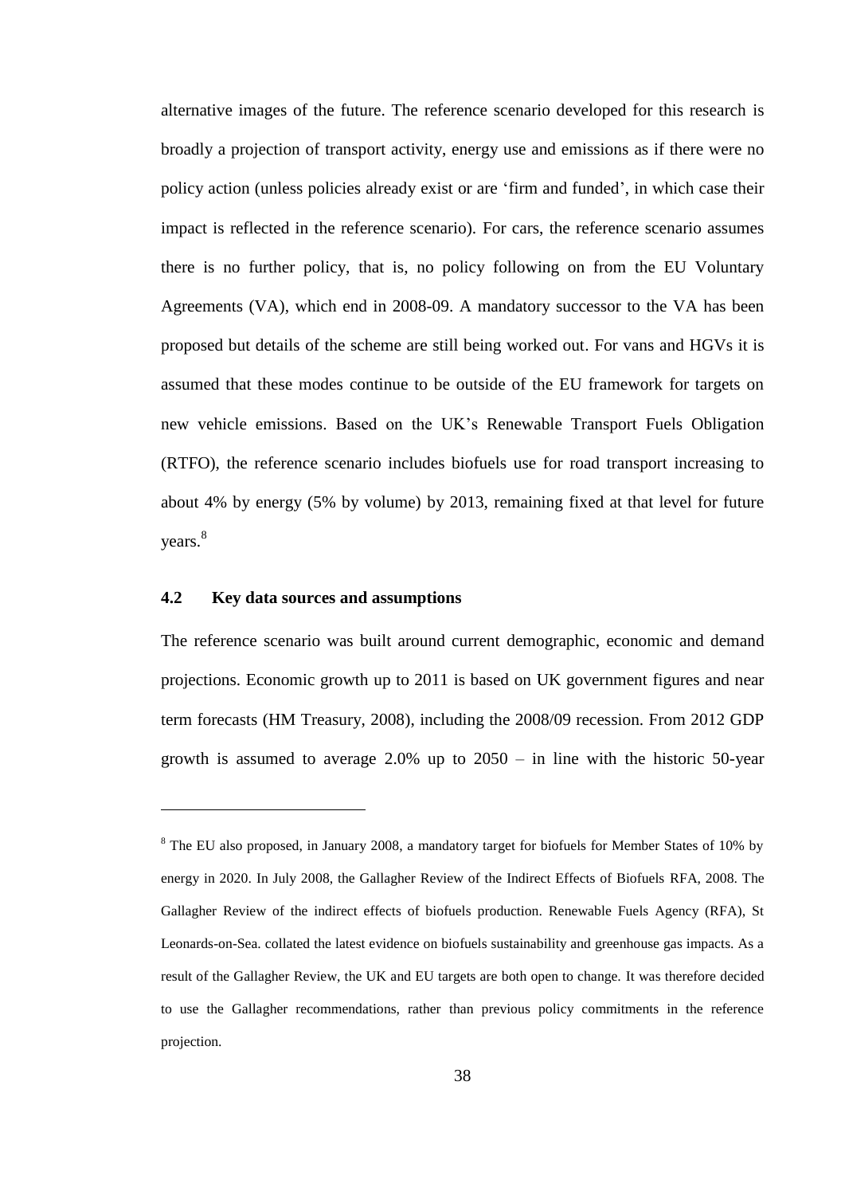alternative images of the future. The reference scenario developed for this research is broadly a projection of transport activity, energy use and emissions as if there were no policy action (unless policies already exist or are 'firm and funded', in which case their impact is reflected in the reference scenario). For cars, the reference scenario assumes there is no further policy, that is, no policy following on from the EU Voluntary Agreements (VA), which end in 2008-09. A mandatory successor to the VA has been proposed but details of the scheme are still being worked out. For vans and HGVs it is assumed that these modes continue to be outside of the EU framework for targets on new vehicle emissions. Based on the UK's Renewable Transport Fuels Obligation (RTFO), the reference scenario includes biofuels use for road transport increasing to about 4% by energy (5% by volume) by 2013, remaining fixed at that level for future years.[8]

## 4.2 Key data sources and assumptions

The reference scenario was built around current demographic, economic and demand projections. Economic growth up to 2011 is based on UK government figures and near term forecasts (HM Treasury, 2008), including the 2008/09 recession. From 2012 GDP growth is assumed to average 2.0% up to 2050 – in line with the historic 50-year

---

[8] The EU also proposed, in January 2008, a mandatory target for biofuels for Member States of 10% by energy in 2020. In July 2008, the Gallagher Review of the Indirect Effects of Biofuels RFA, 2008. The Gallagher Review of the indirect effects of biofuels production. Renewable Fuels Agency (RFA), St Leonards-on-Sea. collated the latest evidence on biofuels sustainability and greenhouse gas impacts. As a result of the Gallagher Review, the UK and EU targets are both open to change. It was therefore decided to use the Gallagher recommendations, rather than previous policy commitments in the reference projection.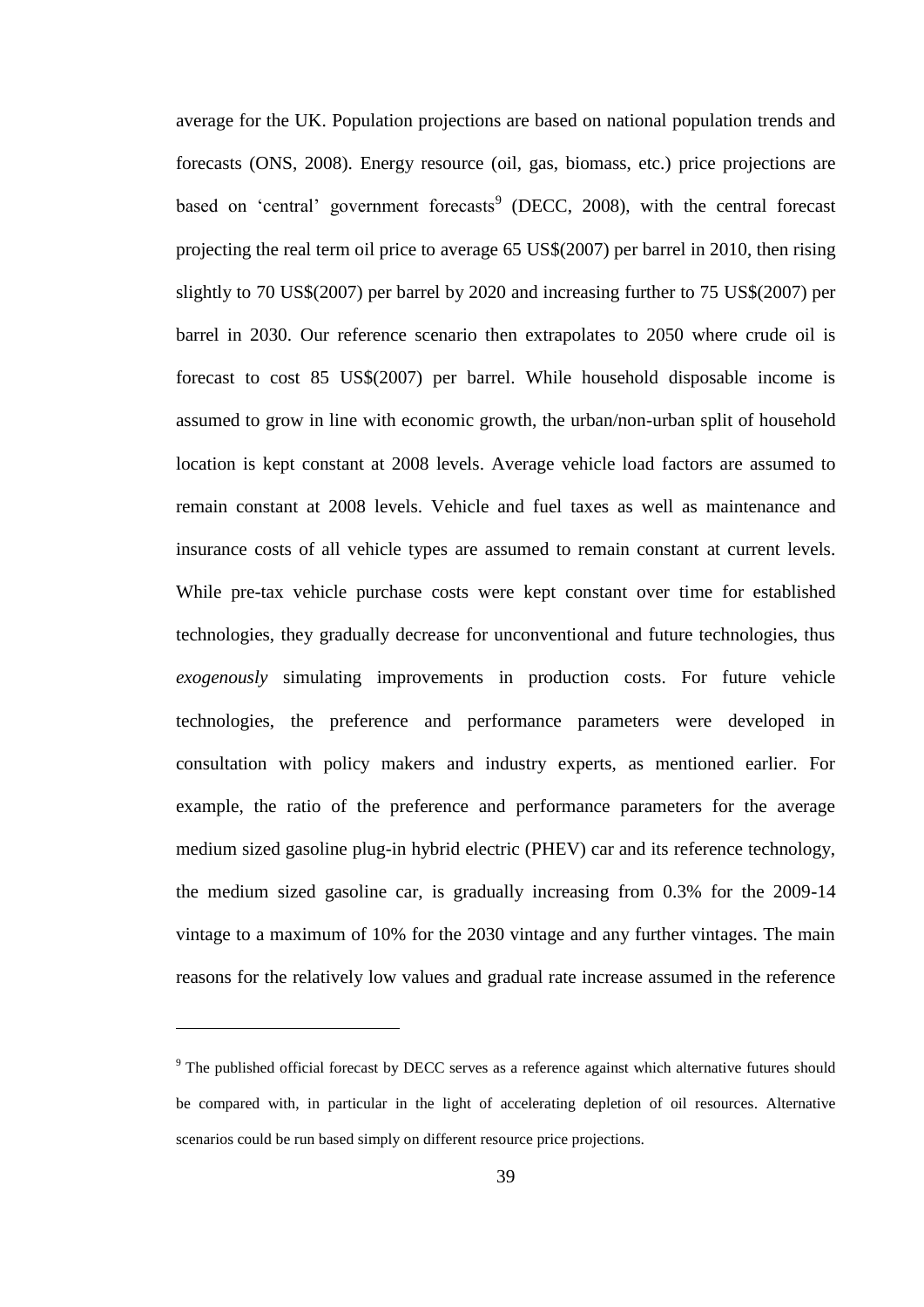average for the UK. Population projections are based on national population trends and forecasts (ONS, 2008). Energy resource (oil, gas, biomass, etc.) price projections are based on 'central' government forecasts[9] (DECC, 2008), with the central forecast projecting the real term oil price to average 65 US$(2007) per barrel in 2010, then rising slightly to 70 US$(2007) per barrel by 2020 and increasing further to 75 US$(2007) per barrel in 2030. Our reference scenario then extrapolates to 2050 where crude oil is forecast to cost 85 US$(2007) per barrel. While household disposable income is assumed to grow in line with economic growth, the urban/non-urban split of household location is kept constant at 2008 levels. Average vehicle load factors are assumed to remain constant at 2008 levels. Vehicle and fuel taxes as well as maintenance and insurance costs of all vehicle types are assumed to remain constant at current levels. While pre-tax vehicle purchase costs were kept constant over time for established technologies, they gradually decrease for unconventional and future technologies, thus *exogenously* simulating improvements in production costs. For future vehicle technologies, the preference and performance parameters were developed in consultation with policy makers and industry experts, as mentioned earlier. For example, the ratio of the preference and performance parameters for the average medium sized gasoline plug-in hybrid electric (PHEV) car and its reference technology, the medium sized gasoline car, is gradually increasing from 0.3% for the 2009-14 vintage to a maximum of 10% for the 2030 vintage and any further vintages. The main reasons for the relatively low values and gradual rate increase assumed in the reference

[9] The published official forecast by DECC serves as a reference against which alternative futures should be compared with, in particular in the light of accelerating depletion of oil resources. Alternative scenarios could be run based simply on different resource price projections.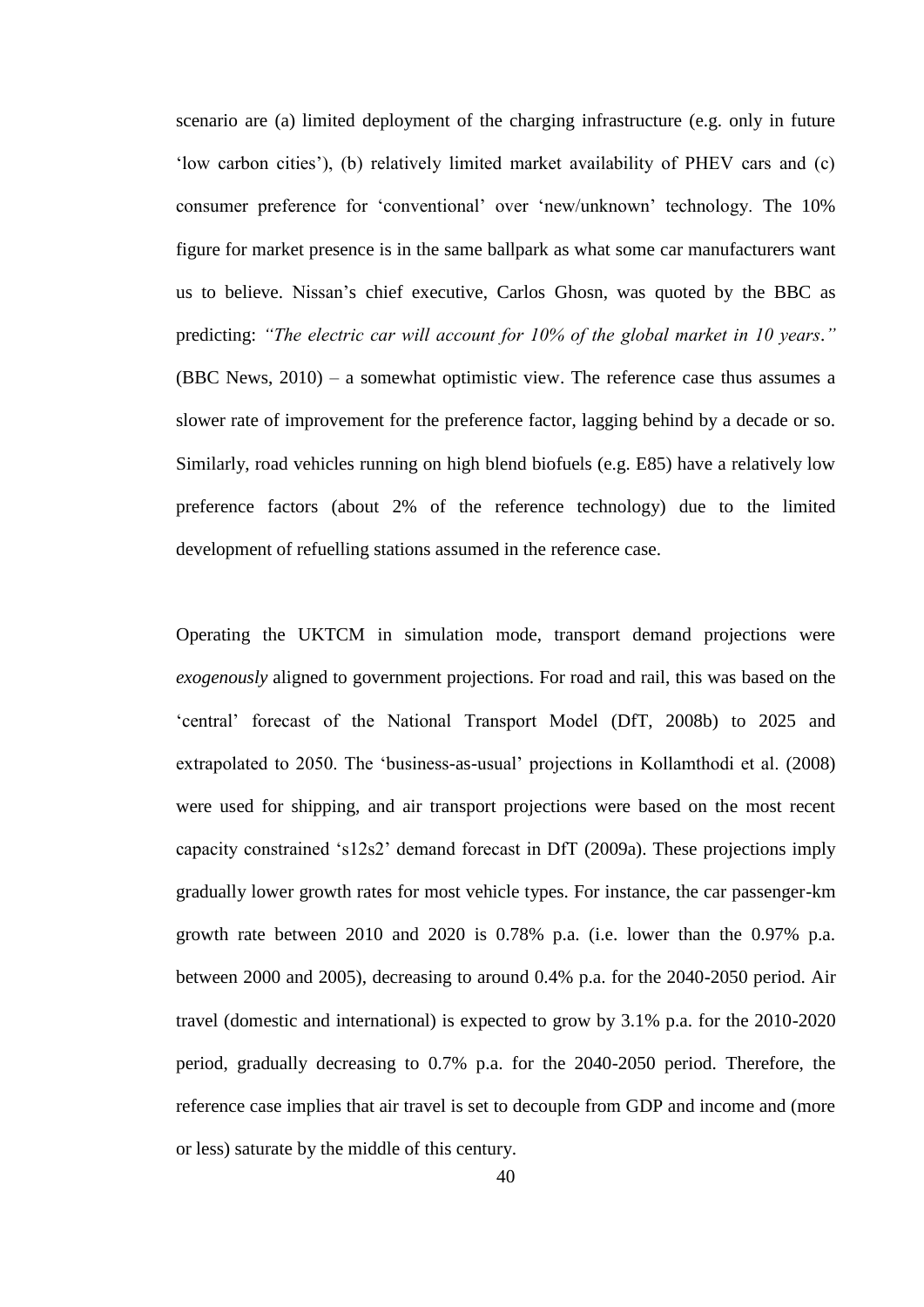scenario are (a) limited deployment of the charging infrastructure (e.g. only in future 'low carbon cities'), (b) relatively limited market availability of PHEV cars and (c) consumer preference for 'conventional' over 'new/unknown' technology. The 10% figure for market presence is in the same ballpark as what some car manufacturers want us to believe. Nissan's chief executive, Carlos Ghosn, was quoted by the BBC as predicting: *"The electric car will account for 10% of the global market in 10 years."* (BBC News, 2010) – a somewhat optimistic view. The reference case thus assumes a slower rate of improvement for the preference factor, lagging behind by a decade or so. Similarly, road vehicles running on high blend biofuels (e.g. E85) have a relatively low preference factors (about 2% of the reference technology) due to the limited development of refuelling stations assumed in the reference case.

Operating the UKTCM in simulation mode, transport demand projections were *exogenously* aligned to government projections. For road and rail, this was based on the 'central' forecast of the National Transport Model (DfT, 2008b) to 2025 and extrapolated to 2050. The 'business-as-usual' projections in Kollamthodi et al. (2008) were used for shipping, and air transport projections were based on the most recent capacity constrained 's12s2' demand forecast in DfT (2009a). These projections imply gradually lower growth rates for most vehicle types. For instance, the car passenger-km growth rate between 2010 and 2020 is 0.78% p.a. (i.e. lower than the 0.97% p.a. between 2000 and 2005), decreasing to around 0.4% p.a. for the 2040-2050 period. Air travel (domestic and international) is expected to grow by 3.1% p.a. for the 2010-2020 period, gradually decreasing to 0.7% p.a. for the 2040-2050 period. Therefore, the reference case implies that air travel is set to decouple from GDP and income and (more or less) saturate by the middle of this century.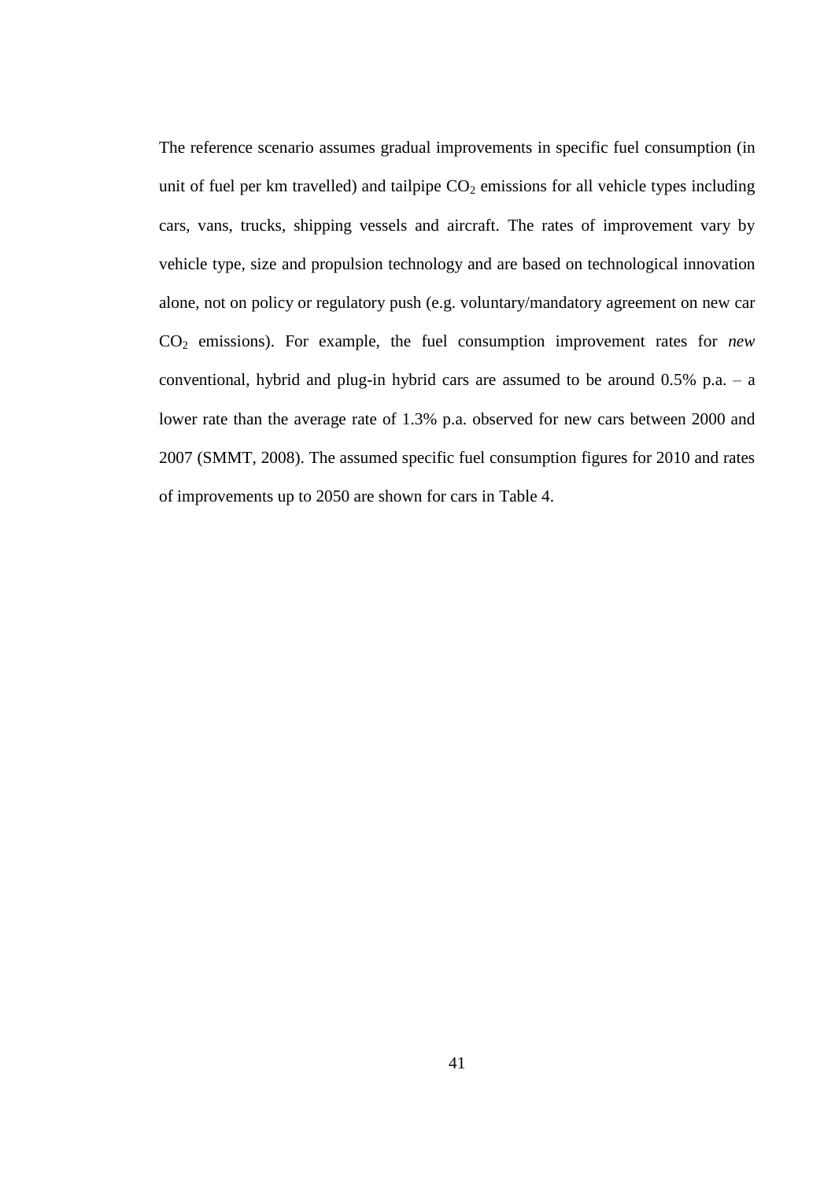The reference scenario assumes gradual improvements in specific fuel consumption (in unit of fuel per km travelled) and tailpipe $CO_2$ emissions for all vehicle types including cars, vans, trucks, shipping vessels and aircraft. The rates of improvement vary by vehicle type, size and propulsion technology and are based on technological innovation alone, not on policy or regulatory push (e.g. voluntary/mandatory agreement on new car $CO_2$ emissions). For example, the fuel consumption improvement rates for *new* conventional, hybrid and plug-in hybrid cars are assumed to be around 0.5% p.a. – a lower rate than the average rate of 1.3% p.a. observed for new cars between 2000 and 2007 (SMMT, 2008). The assumed specific fuel consumption figures for 2010 and rates of improvements up to 2050 are shown for cars in Table 4.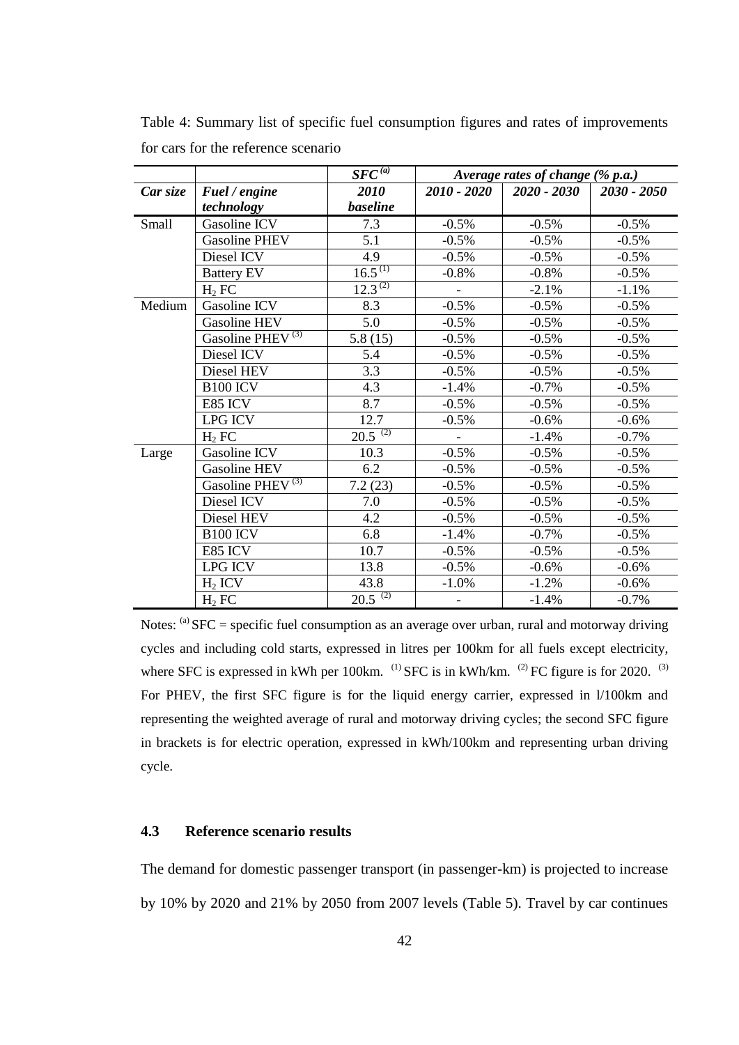Table 4: Summary list of specific fuel consumption figures and rates of improvements for cars for the reference scenario

| | | ***SFC*** [(a)] | *Average rates of change (% p.a.)* | | |
|---|---|---|---|---|---|
| ***Car size*** | ***Fuel / engine technology*** | ***2010 baseline*** | ***2010 - 2020*** | ***2020 - 2030*** | ***2030 - 2050*** |
| Small | Gasoline ICV | 7.3 | -0.5% | -0.5% | -0.5% |
| | Gasoline PHEV | 5.1 | -0.5% | -0.5% | -0.5% |
| | Diesel ICV | 4.9 | -0.5% | -0.5% | -0.5% |
| | Battery EV | 16.5 [(1)] | -0.8% | -0.8% | -0.5% |
| | $H_2$ FC | 12.3 [(2)] | - | -2.1% | -1.1% |
| Medium | Gasoline ICV | 8.3 | -0.5% | -0.5% | -0.5% |
| | Gasoline HEV | 5.0 | -0.5% | -0.5% | -0.5% |
| | Gasoline PHEV [(3)] | 5.8 (15) | -0.5% | -0.5% | -0.5% |
| | Diesel ICV | 5.4 | -0.5% | -0.5% | -0.5% |
| | Diesel HEV | 3.3 | -0.5% | -0.5% | -0.5% |
| | B100 ICV | 4.3 | -1.4% | -0.7% | -0.5% |
| | E85 ICV | 8.7 | -0.5% | -0.5% | -0.5% |
| | LPG ICV | 12.7 | -0.5% | -0.6% | -0.6% |
| | $H_2$ FC | 20.5 [(2)] | - | -1.4% | -0.7% |
| Large | Gasoline ICV | 10.3 | -0.5% | -0.5% | -0.5% |
| | Gasoline HEV | 6.2 | -0.5% | -0.5% | -0.5% |
| | Gasoline PHEV [(3)] | 7.2 (23) | -0.5% | -0.5% | -0.5% |
| | Diesel ICV | 7.0 | -0.5% | -0.5% | -0.5% |
| | Diesel HEV | 4.2 | -0.5% | -0.5% | -0.5% |
| | B100 ICV | 6.8 | -1.4% | -0.7% | -0.5% |
| | E85 ICV | 10.7 | -0.5% | -0.5% | -0.5% |
| | LPG ICV | 13.8 | -0.5% | -0.6% | -0.6% |
| | $H_2$ ICV | 43.8 | -1.0% | -1.2% | -0.6% |
| | $H_2$ FC | 20.5 [(2)] | - | -1.4% | -0.7% |

Notes: [(a)] SFC = specific fuel consumption as an average over urban, rural and motorway driving cycles and including cold starts, expressed in litres per 100km for all fuels except electricity, where SFC is expressed in kWh per 100km. [(1)] SFC is in kWh/km. [(2)] FC figure is for 2020. [(3)] For PHEV, the first SFC figure is for the liquid energy carrier, expressed in l/100km and representing the weighted average of rural and motorway driving cycles; the second SFC figure in brackets is for electric operation, expressed in kWh/100km and representing urban driving cycle.

### 4.3 Reference scenario results

The demand for domestic passenger transport (in passenger-km) is projected to increase by 10% by 2020 and 21% by 2050 from 2007 levels (Table 5). Travel by car continues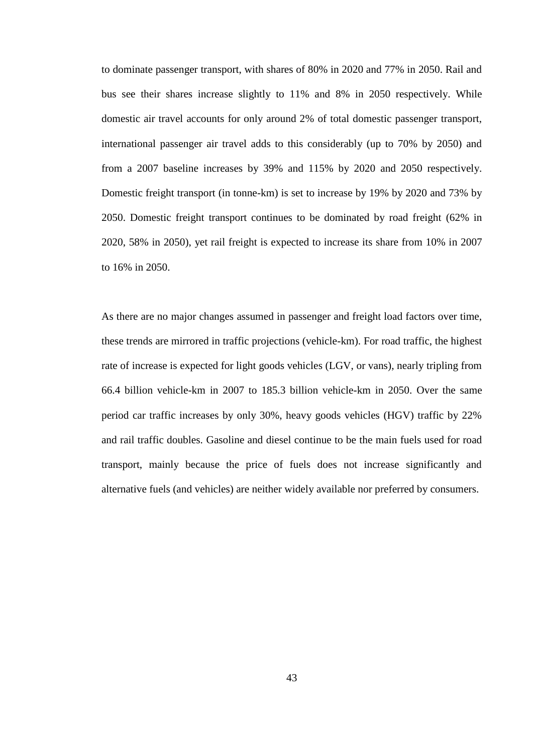to dominate passenger transport, with shares of 80% in 2020 and 77% in 2050. Rail and bus see their shares increase slightly to 11% and 8% in 2050 respectively. While domestic air travel accounts for only around 2% of total domestic passenger transport, international passenger air travel adds to this considerably (up to 70% by 2050) and from a 2007 baseline increases by 39% and 115% by 2020 and 2050 respectively. Domestic freight transport (in tonne-km) is set to increase by 19% by 2020 and 73% by 2050. Domestic freight transport continues to be dominated by road freight (62% in 2020, 58% in 2050), yet rail freight is expected to increase its share from 10% in 2007 to 16% in 2050.

As there are no major changes assumed in passenger and freight load factors over time, these trends are mirrored in traffic projections (vehicle-km). For road traffic, the highest rate of increase is expected for light goods vehicles (LGV, or vans), nearly tripling from 66.4 billion vehicle-km in 2007 to 185.3 billion vehicle-km in 2050. Over the same period car traffic increases by only 30%, heavy goods vehicles (HGV) traffic by 22% and rail traffic doubles. Gasoline and diesel continue to be the main fuels used for road transport, mainly because the price of fuels does not increase significantly and alternative fuels (and vehicles) are neither widely available nor preferred by consumers.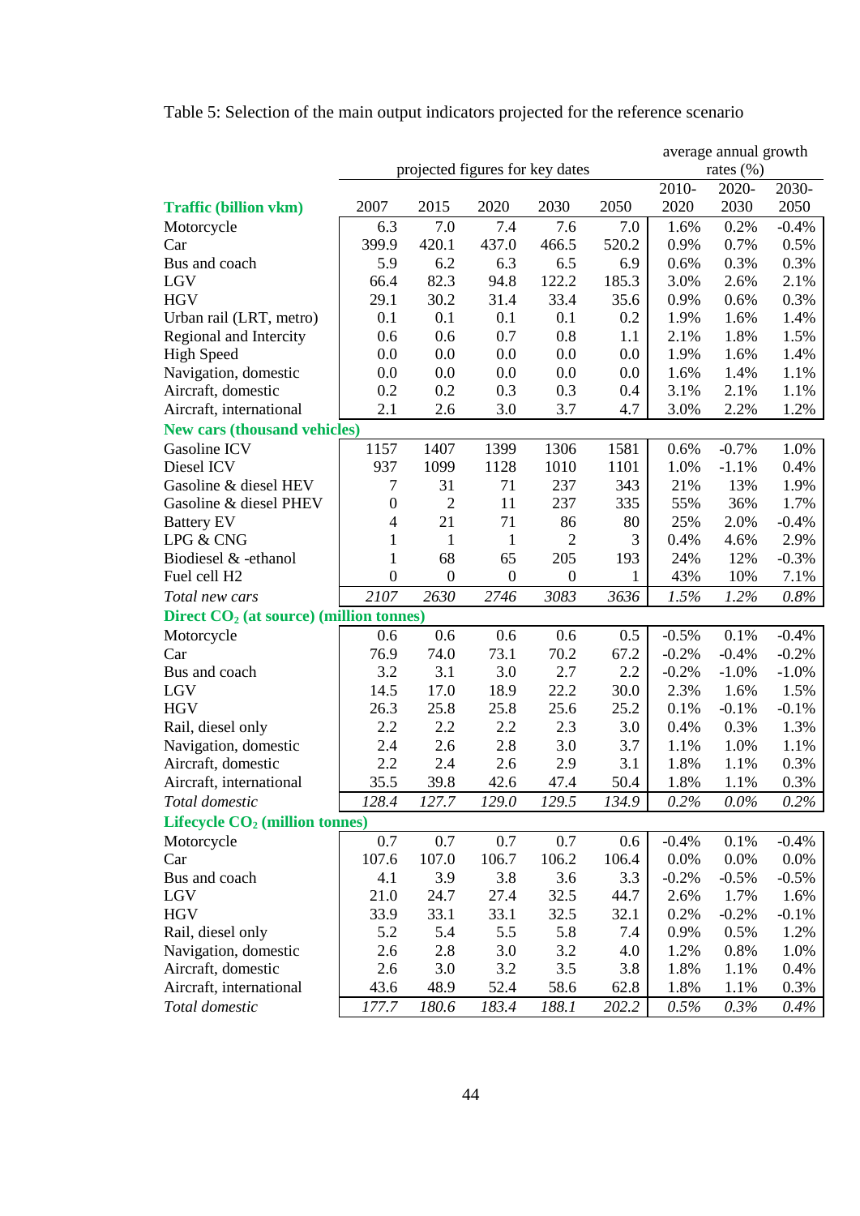Table 5: Selection of the main output indicators projected for the reference scenario

| | projected figures for key dates | | | | | average annual growth rates (%) | | |
|---|---|---|---|---|---|---|---|---|
| | | | | | | 2010-2020 | 2020-2030 | 2030-2050 |
| **Traffic (billion vkm)** | 2007 | 2015 | 2020 | 2030 | 2050 | | | |
| Motorcycle | 6.3 | 7.0 | 7.4 | 7.6 | 7.0 | 1.6% | 0.2% | -0.4% |
| Car | 399.9 | 420.1 | 437.0 | 466.5 | 520.2 | 0.9% | 0.7% | 0.5% |
| Bus and coach | 5.9 | 6.2 | 6.3 | 6.5 | 6.9 | 0.6% | 0.3% | 0.3% |
| LGV | 66.4 | 82.3 | 94.8 | 122.2 | 185.3 | 3.0% | 2.6% | 2.1% |
| HGV | 29.1 | 30.2 | 31.4 | 33.4 | 35.6 | 0.9% | 0.6% | 0.3% |
| Urban rail (LRT, metro) | 0.1 | 0.1 | 0.1 | 0.1 | 0.2 | 1.9% | 1.6% | 1.4% |
| Regional and Intercity | 0.6 | 0.6 | 0.7 | 0.8 | 1.1 | 2.1% | 1.8% | 1.5% |
| High Speed | 0.0 | 0.0 | 0.0 | 0.0 | 0.0 | 1.9% | 1.6% | 1.4% |
| Navigation, domestic | 0.0 | 0.0 | 0.0 | 0.0 | 0.0 | 1.6% | 1.4% | 1.1% |
| Aircraft, domestic | 0.2 | 0.2 | 0.3 | 0.3 | 0.4 | 3.1% | 2.1% | 1.1% |
| Aircraft, international | 2.1 | 2.6 | 3.0 | 3.7 | 4.7 | 3.0% | 2.2% | 1.2% |
| **New cars (thousand vehicles)** | | | | | | | | |
| Gasoline ICV | 1157 | 1407 | 1399 | 1306 | 1581 | 0.6% | -0.7% | 1.0% |
| Diesel ICV | 937 | 1099 | 1128 | 1010 | 1101 | 1.0% | -1.1% | 0.4% |
| Gasoline & diesel HEV | 7 | 31 | 71 | 237 | 343 | 21% | 13% | 1.9% |
| Gasoline & diesel PHEV | 0 | 2 | 11 | 237 | 335 | 55% | 36% | 1.7% |
| Battery EV | 4 | 21 | 71 | 86 | 80 | 25% | 2.0% | -0.4% |
| LPG & CNG | 1 | 1 | 1 | 2 | 3 | 0.4% | 4.6% | 2.9% |
| Biodiesel & -ethanol | 1 | 68 | 65 | 205 | 193 | 24% | 12% | -0.3% |
| Fuel cell H2 | 0 | 0 | 0 | 0 | 1 | 43% | 10% | 7.1% |
| *Total new cars* | *2107* | *2630* | *2746* | *3083* | *3636* | *1.5%* | *1.2%* | *0.8%* |
| **Direct $CO_2$ (at source) (million tonnes)** | | | | | | | | |
| Motorcycle | 0.6 | 0.6 | 0.6 | 0.6 | 0.5 | -0.5% | 0.1% | -0.4% |
| Car | 76.9 | 74.0 | 73.1 | 70.2 | 67.2 | -0.2% | -0.4% | -0.2% |
| Bus and coach | 3.2 | 3.1 | 3.0 | 2.7 | 2.2 | -0.2% | -1.0% | -1.0% |
| LGV | 14.5 | 17.0 | 18.9 | 22.2 | 30.0 | 2.3% | 1.6% | 1.5% |
| HGV | 26.3 | 25.8 | 25.8 | 25.6 | 25.2 | 0.1% | -0.1% | -0.1% |
| Rail, diesel only | 2.2 | 2.2 | 2.2 | 2.3 | 3.0 | 0.4% | 0.3% | 1.3% |
| Navigation, domestic | 2.4 | 2.6 | 2.8 | 3.0 | 3.7 | 1.1% | 1.0% | 1.1% |
| Aircraft, domestic | 2.2 | 2.4 | 2.6 | 2.9 | 3.1 | 1.8% | 1.1% | 0.3% |
| Aircraft, international | 35.5 | 39.8 | 42.6 | 47.4 | 50.4 | 1.8% | 1.1% | 0.3% |
| *Total domestic* | *128.4* | *127.7* | *129.0* | *129.5* | *134.9* | *0.2%* | *0.0%* | *0.2%* |
| **Lifecycle $CO_2$ (million tonnes)** | | | | | | | | |
| Motorcycle | 0.7 | 0.7 | 0.7 | 0.7 | 0.6 | -0.4% | 0.1% | -0.4% |
| Car | 107.6 | 107.0 | 106.7 | 106.2 | 106.4 | 0.0% | 0.0% | 0.0% |
| Bus and coach | 4.1 | 3.9 | 3.8 | 3.6 | 3.3 | -0.2% | -0.5% | -0.5% |
| LGV | 21.0 | 24.7 | 27.4 | 32.5 | 44.7 | 2.6% | 1.7% | 1.6% |
| HGV | 33.9 | 33.1 | 33.1 | 32.5 | 32.1 | 0.2% | -0.2% | -0.1% |
| Rail, diesel only | 5.2 | 5.4 | 5.5 | 5.8 | 7.4 | 0.9% | 0.5% | 1.2% |
| Navigation, domestic | 2.6 | 2.8 | 3.0 | 3.2 | 4.0 | 1.2% | 0.8% | 1.0% |
| Aircraft, domestic | 2.6 | 3.0 | 3.2 | 3.5 | 3.8 | 1.8% | 1.1% | 0.4% |
| Aircraft, international | 43.6 | 48.9 | 52.4 | 58.6 | 62.8 | 1.8% | 1.1% | 0.3% |
| *Total domestic* | *177.7* | *180.6* | *183.4* | *188.1* | *202.2* | *0.5%* | *0.3%* | *0.4%* |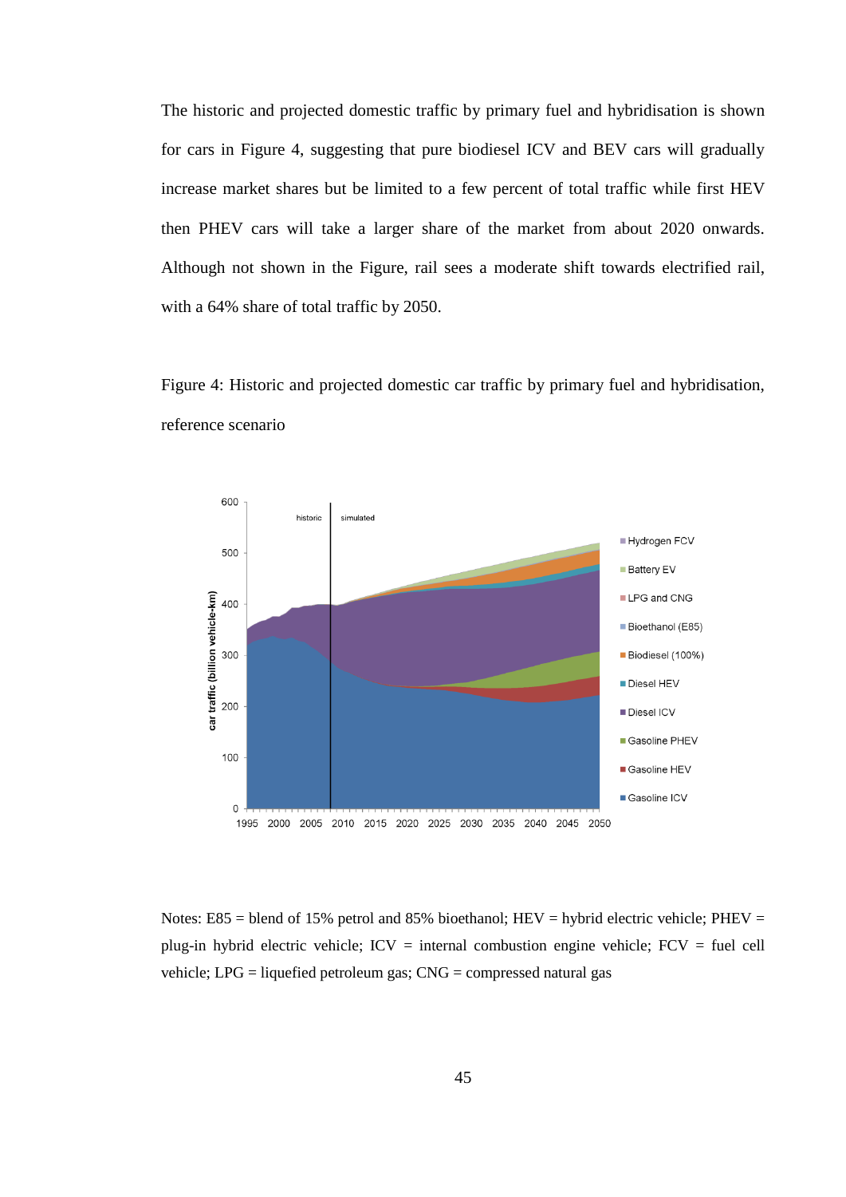The historic and projected domestic traffic by primary fuel and hybridisation is shown for cars in Figure 4, suggesting that pure biodiesel ICV and BEV cars will gradually increase market shares but be limited to a few percent of total traffic while first HEV then PHEV cars will take a larger share of the market from about 2020 onwards. Although not shown in the Figure, rail sees a moderate shift towards electrified rail, with a 64% share of total traffic by 2050.

Figure 4: Historic and projected domestic car traffic by primary fuel and hybridisation, reference scenario

car traffic (billion vehicle-km)

0
100
200
300
400
500
600

1995 2000 2005 2010 2015 2020 2025 2030 2035 2040 2045 2050

historic
simulated

Hydrogen FCV
Battery EV
LPG and CNG
Bioethanol (E85)
Biodiesel (100%)
Diesel HEV
Diesel ICV
Gasoline PHEV
Gasoline HEV
Gasoline ICV

Notes: E85 = blend of 15% petrol and 85% bioethanol; HEV = hybrid electric vehicle; PHEV = plug-in hybrid electric vehicle; ICV = internal combustion engine vehicle; FCV = fuel cell vehicle; LPG = liquefied petroleum gas; CNG = compressed natural gas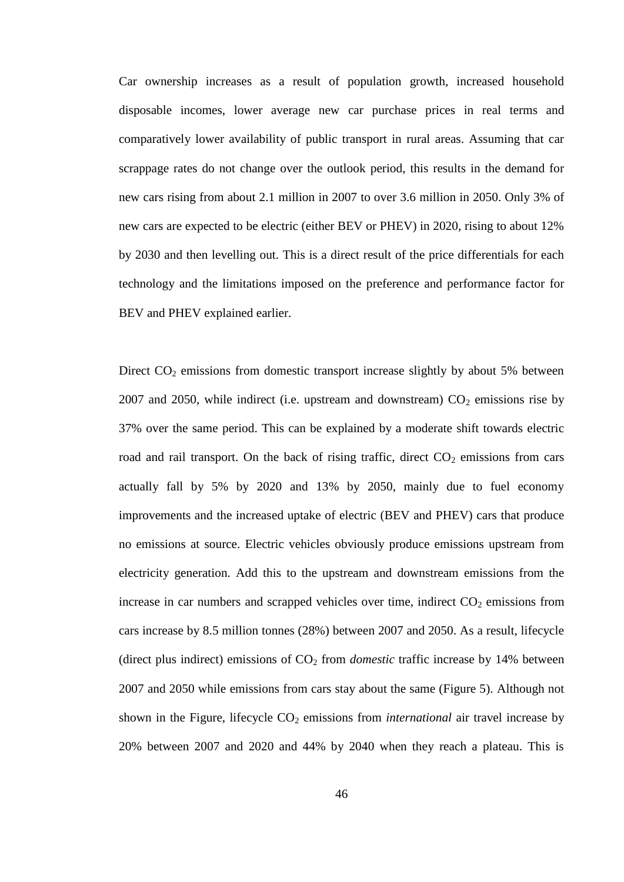Car ownership increases as a result of population growth, increased household disposable incomes, lower average new car purchase prices in real terms and comparatively lower availability of public transport in rural areas. Assuming that car scrappage rates do not change over the outlook period, this results in the demand for new cars rising from about 2.1 million in 2007 to over 3.6 million in 2050. Only 3% of new cars are expected to be electric (either BEV or PHEV) in 2020, rising to about 12% by 2030 and then levelling out. This is a direct result of the price differentials for each technology and the limitations imposed on the preference and performance factor for BEV and PHEV explained earlier.

Direct $CO_2$ emissions from domestic transport increase slightly by about 5% between 2007 and 2050, while indirect (i.e. upstream and downstream) $CO_2$ emissions rise by 37% over the same period. This can be explained by a moderate shift towards electric road and rail transport. On the back of rising traffic, direct $CO_2$ emissions from cars actually fall by 5% by 2020 and 13% by 2050, mainly due to fuel economy improvements and the increased uptake of electric (BEV and PHEV) cars that produce no emissions at source. Electric vehicles obviously produce emissions upstream from electricity generation. Add this to the upstream and downstream emissions from the increase in car numbers and scrapped vehicles over time, indirect $CO_2$ emissions from cars increase by 8.5 million tonnes (28%) between 2007 and 2050. As a result, lifecycle (direct plus indirect) emissions of $CO_2$ from *domestic* traffic increase by 14% between 2007 and 2050 while emissions from cars stay about the same (Figure 5). Although not shown in the Figure, lifecycle $CO_2$ emissions from *international* air travel increase by 20% between 2007 and 2020 and 44% by 2040 when they reach a plateau. This is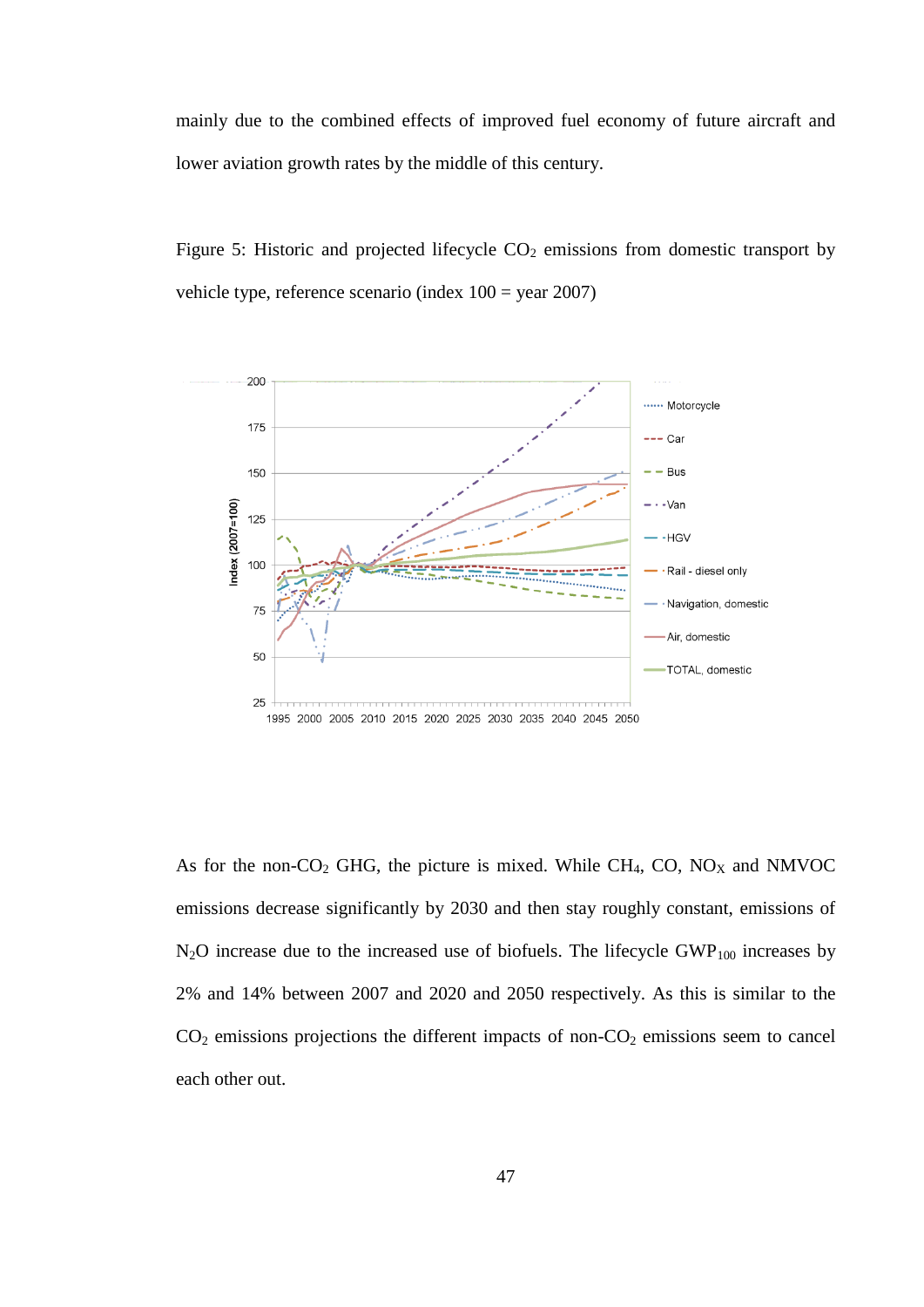mainly due to the combined effects of improved fuel economy of future aircraft and lower aviation growth rates by the middle of this century.

Figure 5: Historic and projected lifecycle $CO_2$ emissions from domestic transport by vehicle type, reference scenario (index 100 = year 2007)

Index (2007=100)

200
175
150
125
100
75
50
25

1995 2000 2005 2010 2015 2020 2025 2030 2035 2040 2045 2050

Motorcycle
Car
Bus
Van
HGV
Rail - diesel only
Navigation, domestic
Air, domestic
TOTAL, domestic

As for the non-$CO_2$ GHG, the picture is mixed. While $CH_4$, CO, $NO_X$ and NMVOC emissions decrease significantly by 2030 and then stay roughly constant, emissions of $N_2O$ increase due to the increased use of biofuels. The lifecycle $GWP_{100}$ increases by 2% and 14% between 2007 and 2020 and 2050 respectively. As this is similar to the $CO_2$ emissions projections the different impacts of non-$CO_2$ emissions seem to cancel each other out.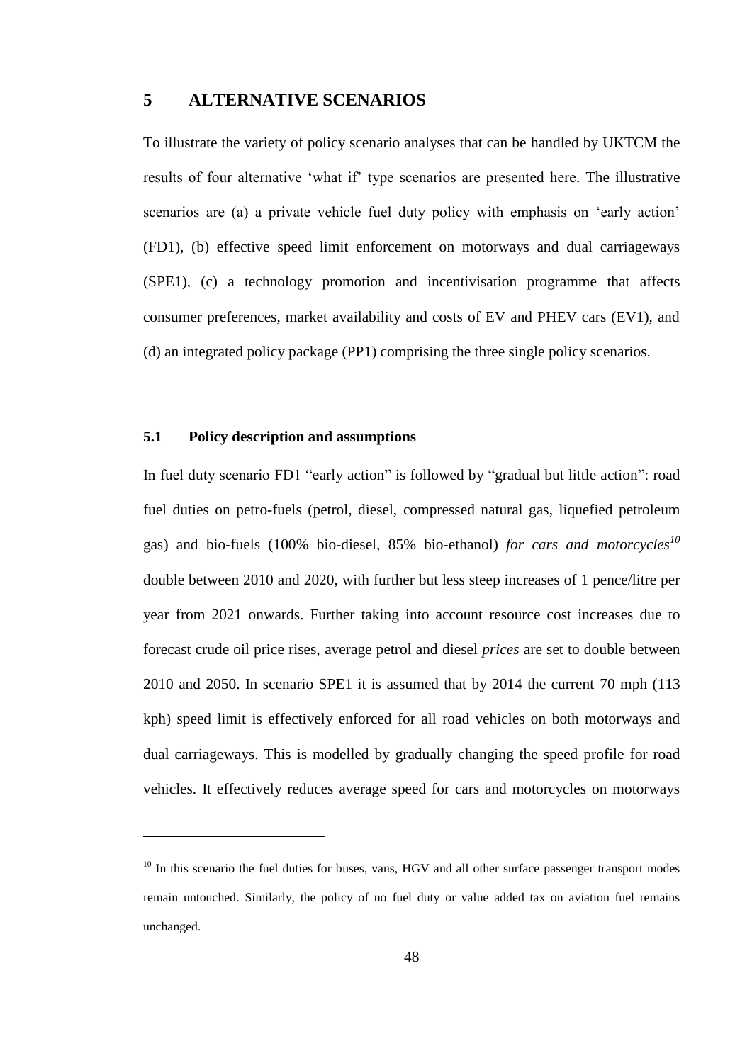## 5 ALTERNATIVE SCENARIOS

To illustrate the variety of policy scenario analyses that can be handled by UKTCM the results of four alternative 'what if' type scenarios are presented here. The illustrative scenarios are (a) a private vehicle fuel duty policy with emphasis on 'early action' (FD1), (b) effective speed limit enforcement on motorways and dual carriageways (SPE1), (c) a technology promotion and incentivisation programme that affects consumer preferences, market availability and costs of EV and PHEV cars (EV1), and (d) an integrated policy package (PP1) comprising the three single policy scenarios.

### 5.1 Policy description and assumptions

In fuel duty scenario FD1 "early action" is followed by "gradual but little action": road fuel duties on petro-fuels (petrol, diesel, compressed natural gas, liquefied petroleum gas) and bio-fuels (100% bio-diesel, 85% bio-ethanol) *for cars and motorcycles*[10] double between 2010 and 2020, with further but less steep increases of 1 pence/litre per year from 2021 onwards. Further taking into account resource cost increases due to forecast crude oil price rises, average petrol and diesel *prices* are set to double between 2010 and 2050. In scenario SPE1 it is assumed that by 2014 the current 70 mph (113 kph) speed limit is effectively enforced for all road vehicles on both motorways and dual carriageways. This is modelled by gradually changing the speed profile for road vehicles. It effectively reduces average speed for cars and motorcycles on motorways

[10] In this scenario the fuel duties for buses, vans, HGV and all other surface passenger transport modes remain untouched. Similarly, the policy of no fuel duty or value added tax on aviation fuel remains unchanged.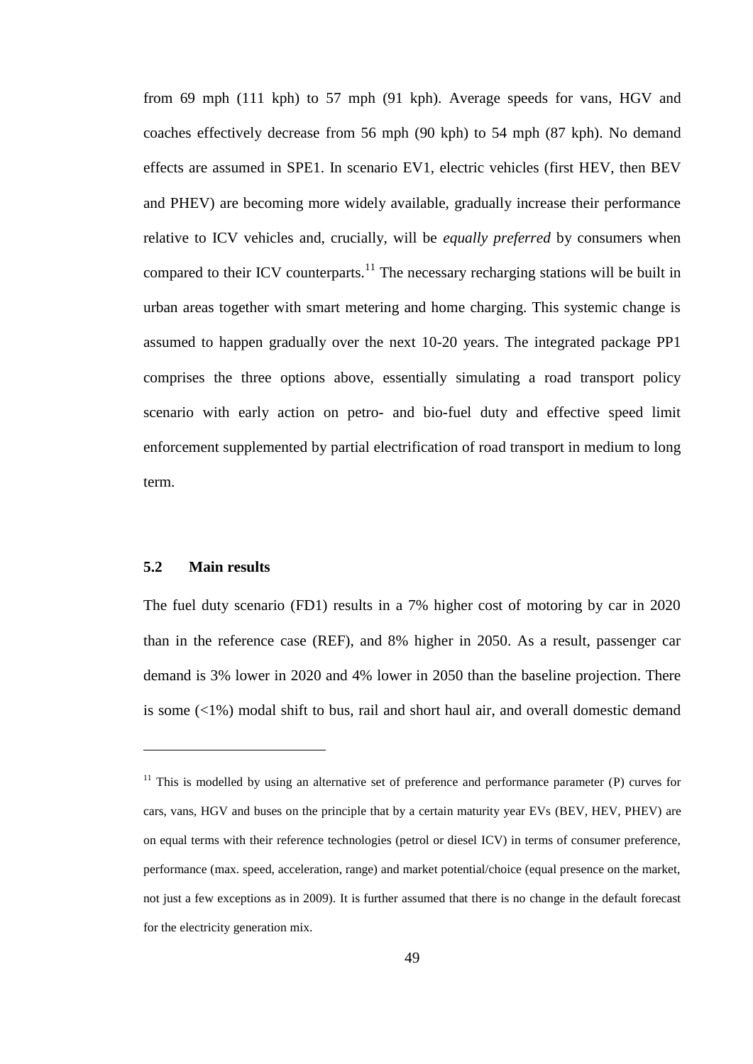from 69 mph (111 kph) to 57 mph (91 kph). Average speeds for vans, HGV and coaches effectively decrease from 56 mph (90 kph) to 54 mph (87 kph). No demand effects are assumed in SPE1. In scenario EV1, electric vehicles (first HEV, then BEV and PHEV) are becoming more widely available, gradually increase their performance relative to ICV vehicles and, crucially, will be *equally preferred* by consumers when compared to their ICV counterparts.[11] The necessary recharging stations will be built in urban areas together with smart metering and home charging. This systemic change is assumed to happen gradually over the next 10-20 years. The integrated package PP1 comprises the three options above, essentially simulating a road transport policy scenario with early action on petro- and bio-fuel duty and effective speed limit enforcement supplemented by partial electrification of road transport in medium to long term.

### 5.2 Main results

The fuel duty scenario (FD1) results in a 7% higher cost of motoring by car in 2020 than in the reference case (REF), and 8% higher in 2050. As a result, passenger car demand is 3% lower in 2020 and 4% lower in 2050 than the baseline projection. There is some (<1%) modal shift to bus, rail and short haul air, and overall domestic demand

---

[11] This is modelled by using an alternative set of preference and performance parameter (P) curves for cars, vans, HGV and buses on the principle that by a certain maturity year EVs (BEV, HEV, PHEV) are on equal terms with their reference technologies (petrol or diesel ICV) in terms of consumer preference, performance (max. speed, acceleration, range) and market potential/choice (equal presence on the market, not just a few exceptions as in 2009). It is further assumed that there is no change in the default forecast for the electricity generation mix.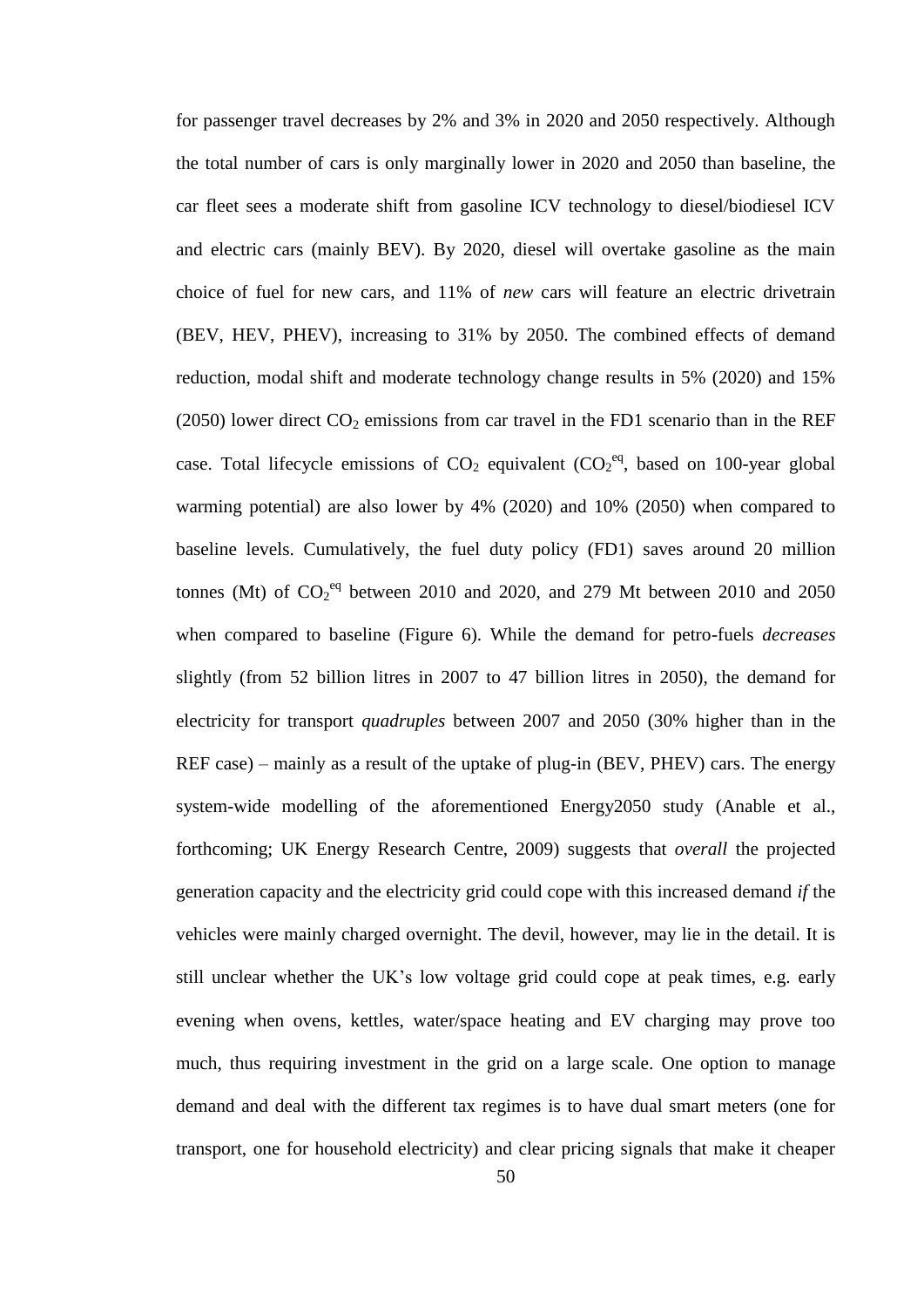for passenger travel decreases by 2% and 3% in 2020 and 2050 respectively. Although the total number of cars is only marginally lower in 2020 and 2050 than baseline, the car fleet sees a moderate shift from gasoline ICV technology to diesel/biodiesel ICV and electric cars (mainly BEV). By 2020, diesel will overtake gasoline as the main choice of fuel for new cars, and 11% of *new* cars will feature an electric drivetrain (BEV, HEV, PHEV), increasing to 31% by 2050. The combined effects of demand reduction, modal shift and moderate technology change results in 5% (2020) and 15% (2050) lower direct $CO_2$ emissions from car travel in the FD1 scenario than in the REF case. Total lifecycle emissions of $CO_2$ equivalent ($CO_2^{eq}$, based on 100-year global warming potential) are also lower by 4% (2020) and 10% (2050) when compared to baseline levels. Cumulatively, the fuel duty policy (FD1) saves around 20 million tonnes (Mt) of $CO_2^{eq}$ between 2010 and 2020, and 279 Mt between 2010 and 2050 when compared to baseline (Figure 6). While the demand for petro-fuels *decreases* slightly (from 52 billion litres in 2007 to 47 billion litres in 2050), the demand for electricity for transport *quadruples* between 2007 and 2050 (30% higher than in the REF case) – mainly as a result of the uptake of plug-in (BEV, PHEV) cars. The energy system-wide modelling of the aforementioned Energy2050 study (Anable et al., forthcoming; UK Energy Research Centre, 2009) suggests that *overall* the projected generation capacity and the electricity grid could cope with this increased demand *if* the vehicles were mainly charged overnight. The devil, however, may lie in the detail. It is still unclear whether the UK's low voltage grid could cope at peak times, e.g. early evening when ovens, kettles, water/space heating and EV charging may prove too much, thus requiring investment in the grid on a large scale. One option to manage demand and deal with the different tax regimes is to have dual smart meters (one for transport, one for household electricity) and clear pricing signals that make it cheaper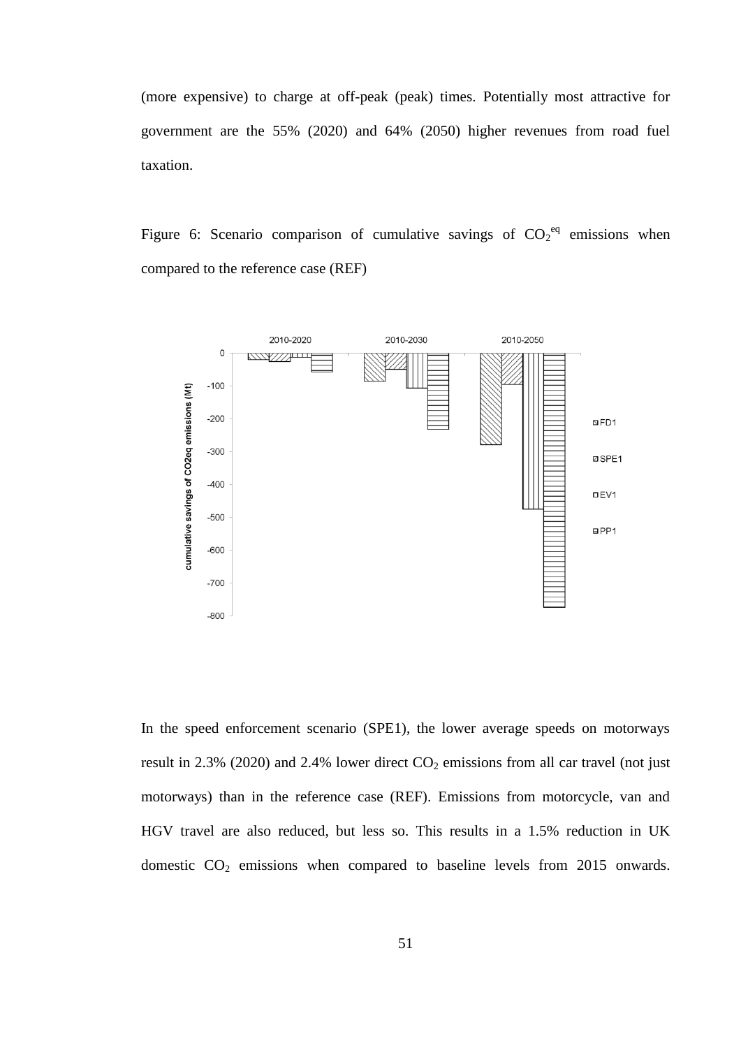(more expensive) to charge at off-peak (peak) times. Potentially most attractive for government are the 55% (2020) and 64% (2050) higher revenues from road fuel taxation.

Figure 6: Scenario comparison of cumulative savings of $CO_2^{eq}$ emissions when compared to the reference case (REF)

2010-2020
2010-2030
2010-2050

cumulative savings of CO2eq emissions (Mt)

0
-100
-200
-300
-400
-500
-600
-700
-800

FD1
SPE1
EV1
PP1

In the speed enforcement scenario (SPE1), the lower average speeds on motorways result in 2.3% (2020) and 2.4% lower direct $CO_2$ emissions from all car travel (not just motorways) than in the reference case (REF). Emissions from motorcycle, van and HGV travel are also reduced, but less so. This results in a 1.5% reduction in UK domestic $CO_2$ emissions when compared to baseline levels from 2015 onwards.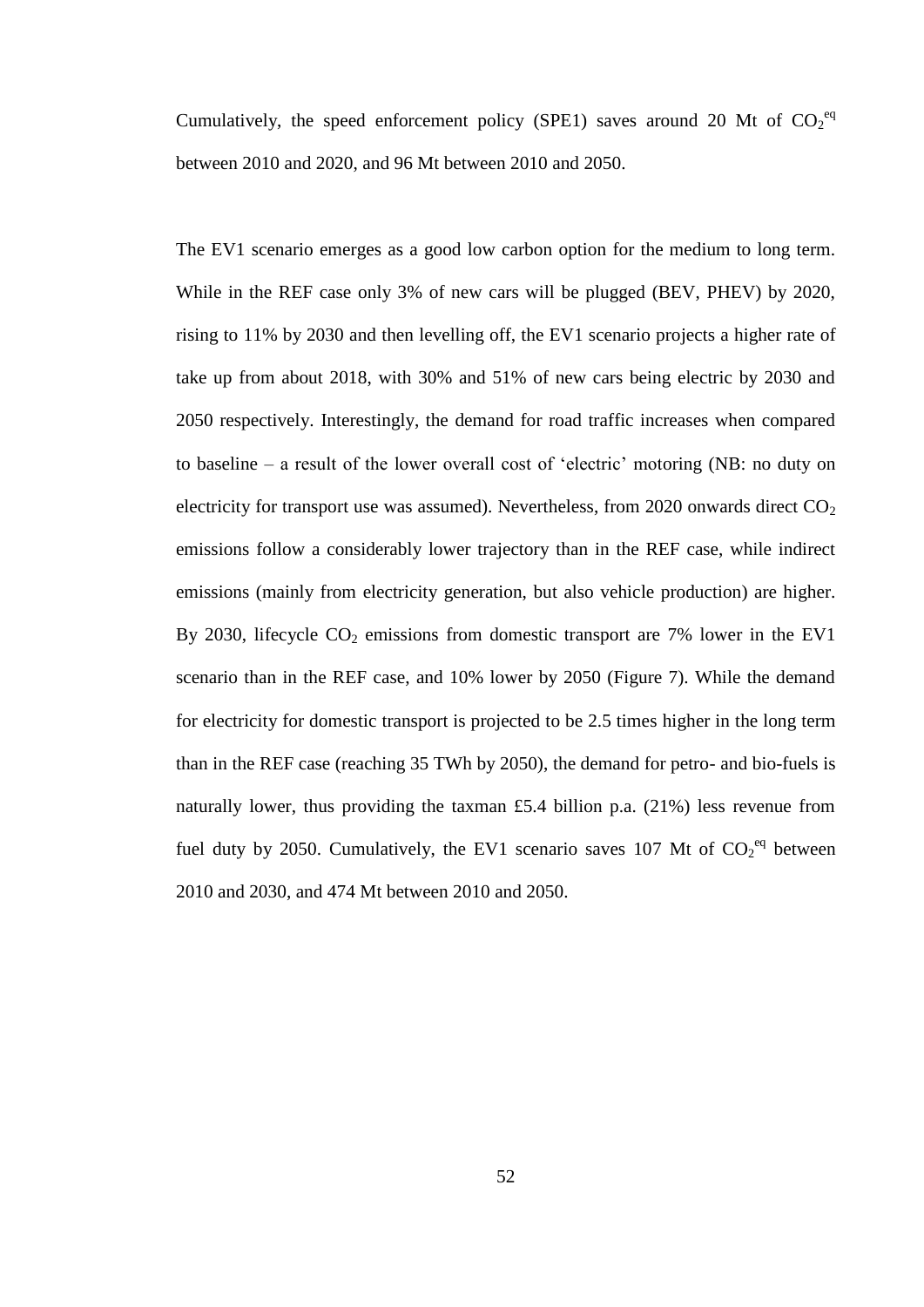Cumulatively, the speed enforcement policy (SPE1) saves around 20 Mt of $CO_2^{eq}$ between 2010 and 2020, and 96 Mt between 2010 and 2050.

The EV1 scenario emerges as a good low carbon option for the medium to long term. While in the REF case only 3% of new cars will be plugged (BEV, PHEV) by 2020, rising to 11% by 2030 and then levelling off, the EV1 scenario projects a higher rate of take up from about 2018, with 30% and 51% of new cars being electric by 2030 and 2050 respectively. Interestingly, the demand for road traffic increases when compared to baseline – a result of the lower overall cost of 'electric' motoring (NB: no duty on electricity for transport use was assumed). Nevertheless, from 2020 onwards direct $CO_2$ emissions follow a considerably lower trajectory than in the REF case, while indirect emissions (mainly from electricity generation, but also vehicle production) are higher. By 2030, lifecycle $CO_2$ emissions from domestic transport are 7% lower in the EV1 scenario than in the REF case, and 10% lower by 2050 (Figure 7). While the demand for electricity for domestic transport is projected to be 2.5 times higher in the long term than in the REF case (reaching 35 TWh by 2050), the demand for petro- and bio-fuels is naturally lower, thus providing the taxman £5.4 billion p.a. (21%) less revenue from fuel duty by 2050. Cumulatively, the EV1 scenario saves 107 Mt of $CO_2^{eq}$ between 2010 and 2030, and 474 Mt between 2010 and 2050.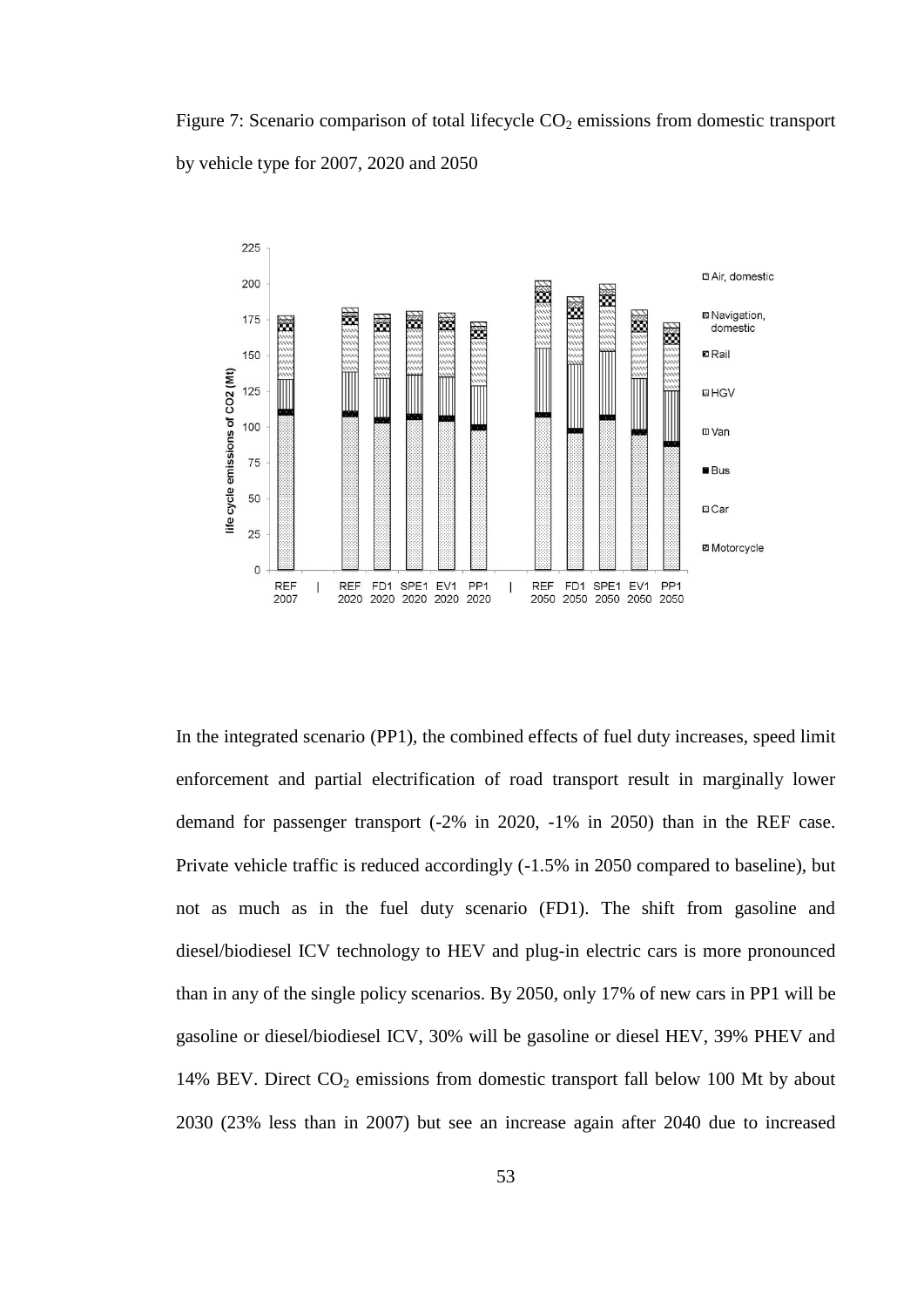Figure 7: Scenario comparison of total lifecycle $CO_2$ emissions from domestic transport by vehicle type for 2007, 2020 and 2050

225
200
175
150
125
100
75
50
25
0

life cycle emissions of CO2 (Mt)

REF 2007 | REF 2020 FD1 2020 SPE1 2020 EV1 2020 PP1 2020 | REF 2050 FD1 2050 SPE1 2050 EV1 2050 PP1 2050

Air, domestic
Navigation, domestic
Rail
HGV
Van
Bus
Car
Motorcycle

In the integrated scenario (PP1), the combined effects of fuel duty increases, speed limit enforcement and partial electrification of road transport result in marginally lower demand for passenger transport (-2% in 2020, -1% in 2050) than in the REF case. Private vehicle traffic is reduced accordingly (-1.5% in 2050 compared to baseline), but not as much as in the fuel duty scenario (FD1). The shift from gasoline and diesel/biodiesel ICV technology to HEV and plug-in electric cars is more pronounced than in any of the single policy scenarios. By 2050, only 17% of new cars in PP1 will be gasoline or diesel/biodiesel ICV, 30% will be gasoline or diesel HEV, 39% PHEV and 14% BEV. Direct $CO_2$ emissions from domestic transport fall below 100 Mt by about 2030 (23% less than in 2007) but see an increase again after 2040 due to increased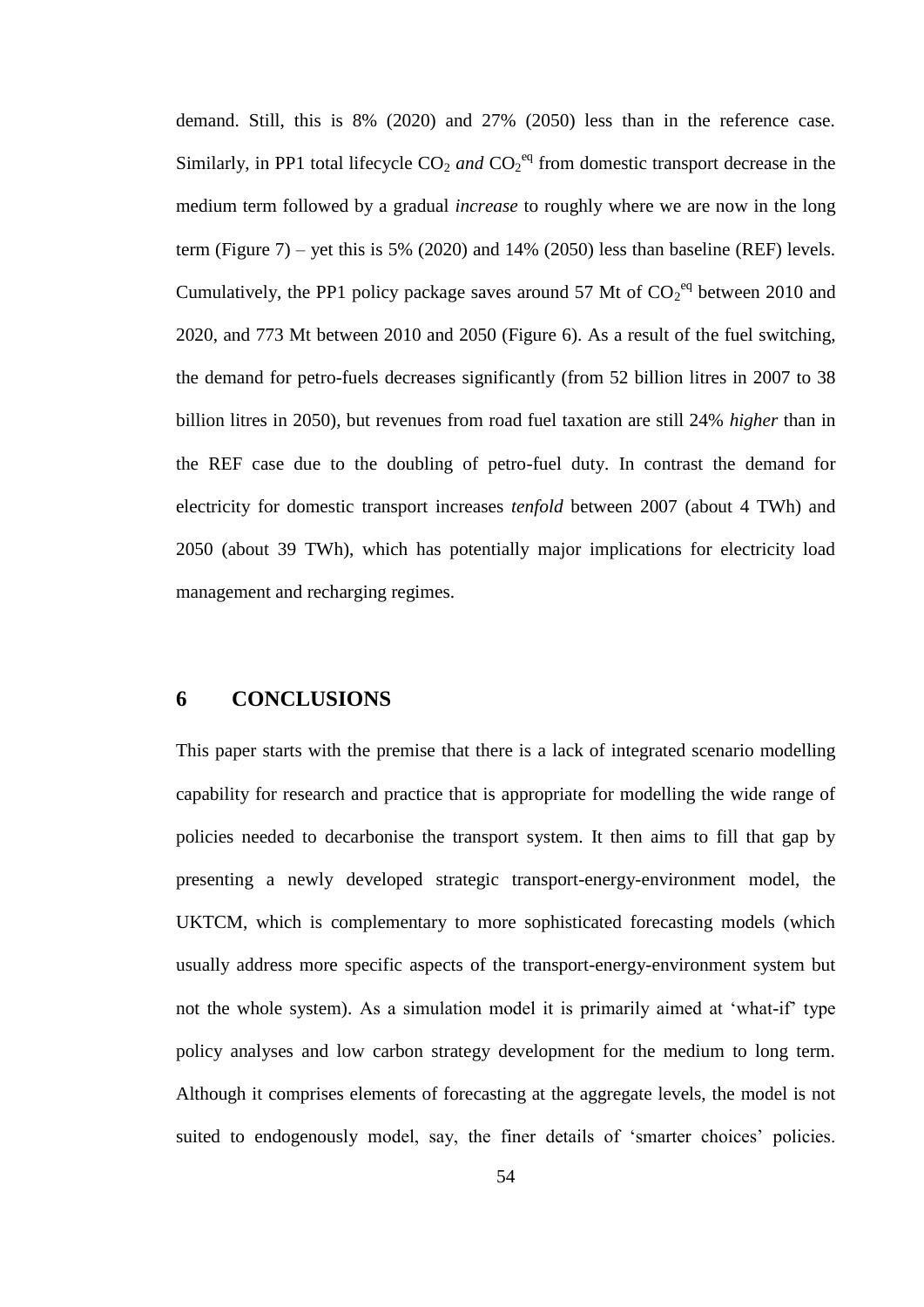demand. Still, this is 8% (2020) and 27% (2050) less than in the reference case. Similarly, in PP1 total lifecycle $CO_2$ *and* $CO_2^{eq}$ from domestic transport decrease in the medium term followed by a gradual *increase* to roughly where we are now in the long term (Figure 7) – yet this is 5% (2020) and 14% (2050) less than baseline (REF) levels. Cumulatively, the PP1 policy package saves around 57 Mt of $CO_2^{eq}$ between 2010 and 2020, and 773 Mt between 2010 and 2050 (Figure 6). As a result of the fuel switching, the demand for petro-fuels decreases significantly (from 52 billion litres in 2007 to 38 billion litres in 2050), but revenues from road fuel taxation are still 24% *higher* than in the REF case due to the doubling of petro-fuel duty. In contrast the demand for electricity for domestic transport increases *tenfold* between 2007 (about 4 TWh) and 2050 (about 39 TWh), which has potentially major implications for electricity load management and recharging regimes.

# 6 CONCLUSIONS

This paper starts with the premise that there is a lack of integrated scenario modelling capability for research and practice that is appropriate for modelling the wide range of policies needed to decarbonise the transport system. It then aims to fill that gap by presenting a newly developed strategic transport-energy-environment model, the UKTCM, which is complementary to more sophisticated forecasting models (which usually address more specific aspects of the transport-energy-environment system but not the whole system). As a simulation model it is primarily aimed at 'what-if' type policy analyses and low carbon strategy development for the medium to long term. Although it comprises elements of forecasting at the aggregate levels, the model is not suited to endogenously model, say, the finer details of 'smarter choices' policies.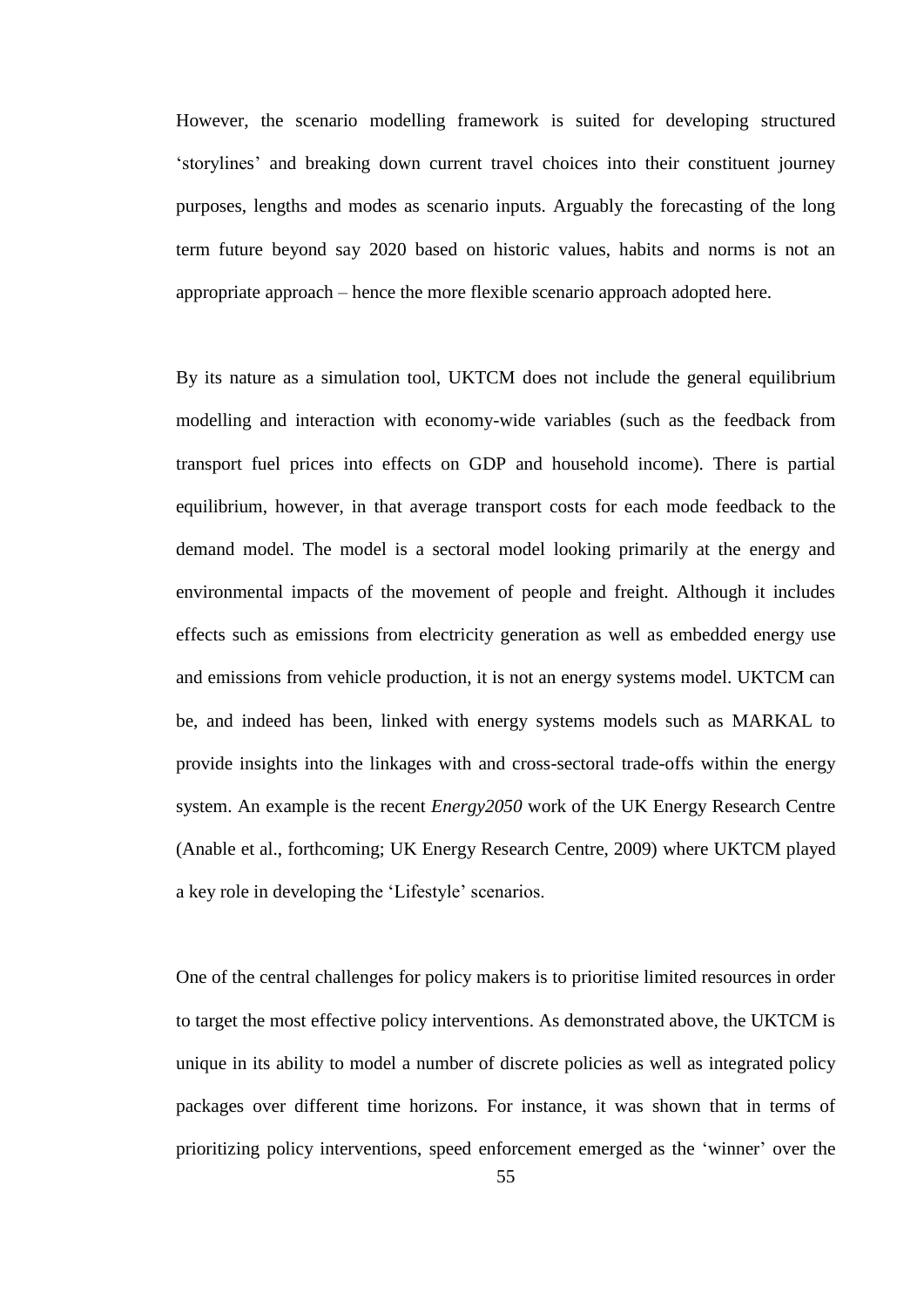However, the scenario modelling framework is suited for developing structured 'storylines' and breaking down current travel choices into their constituent journey purposes, lengths and modes as scenario inputs. Arguably the forecasting of the long term future beyond say 2020 based on historic values, habits and norms is not an appropriate approach – hence the more flexible scenario approach adopted here.

By its nature as a simulation tool, UKTCM does not include the general equilibrium modelling and interaction with economy-wide variables (such as the feedback from transport fuel prices into effects on GDP and household income). There is partial equilibrium, however, in that average transport costs for each mode feedback to the demand model. The model is a sectoral model looking primarily at the energy and environmental impacts of the movement of people and freight. Although it includes effects such as emissions from electricity generation as well as embedded energy use and emissions from vehicle production, it is not an energy systems model. UKTCM can be, and indeed has been, linked with energy systems models such as MARKAL to provide insights into the linkages with and cross-sectoral trade-offs within the energy system. An example is the recent *Energy2050* work of the UK Energy Research Centre (Anable et al., forthcoming; UK Energy Research Centre, 2009) where UKTCM played a key role in developing the 'Lifestyle' scenarios.

One of the central challenges for policy makers is to prioritise limited resources in order to target the most effective policy interventions. As demonstrated above, the UKTCM is unique in its ability to model a number of discrete policies as well as integrated policy packages over different time horizons. For instance, it was shown that in terms of prioritizing policy interventions, speed enforcement emerged as the 'winner' over the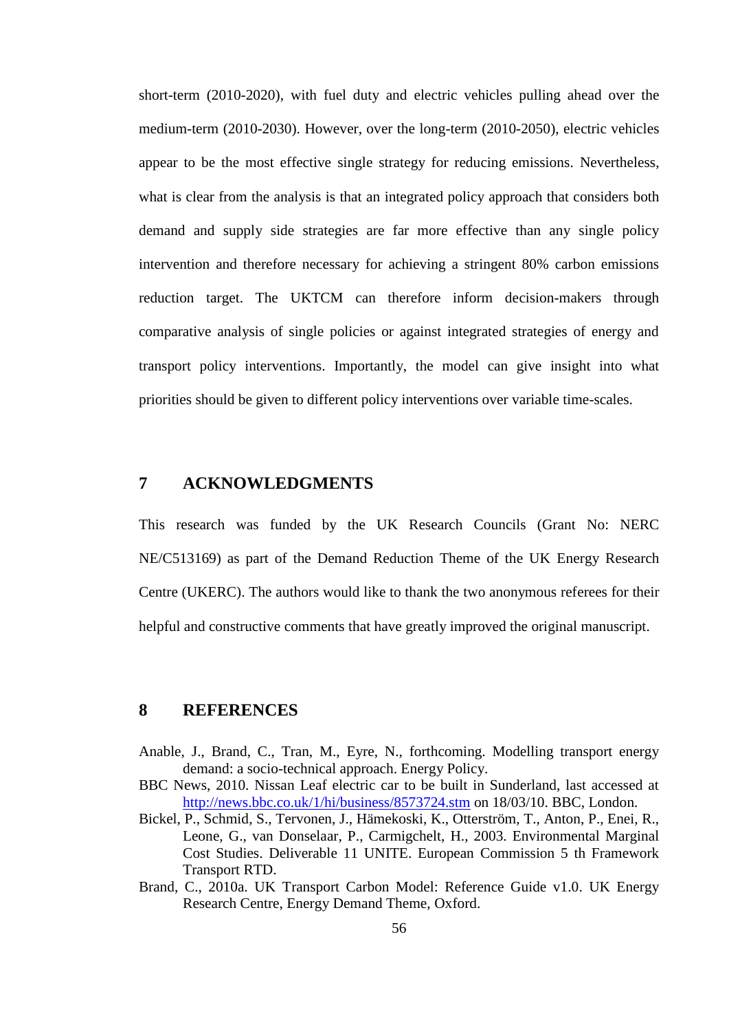short-term (2010-2020), with fuel duty and electric vehicles pulling ahead over the medium-term (2010-2030). However, over the long-term (2010-2050), electric vehicles appear to be the most effective single strategy for reducing emissions. Nevertheless, what is clear from the analysis is that an integrated policy approach that considers both demand and supply side strategies are far more effective than any single policy intervention and therefore necessary for achieving a stringent 80% carbon emissions reduction target. The UKTCM can therefore inform decision-makers through comparative analysis of single policies or against integrated strategies of energy and transport policy interventions. Importantly, the model can give insight into what priorities should be given to different policy interventions over variable time-scales.

## 7 ACKNOWLEDGMENTS

This research was funded by the UK Research Councils (Grant No: NERC NE/C513169) as part of the Demand Reduction Theme of the UK Energy Research Centre (UKERC). The authors would like to thank the two anonymous referees for their helpful and constructive comments that have greatly improved the original manuscript.

## 8 REFERENCES

Anable, J., Brand, C., Tran, M., Eyre, N., forthcoming. Modelling transport energy demand: a socio-technical approach. Energy Policy.

BBC News, 2010. Nissan Leaf electric car to be built in Sunderland, last accessed at http://news.bbc.co.uk/1/hi/business/8573724.stm on 18/03/10. BBC, London.

Bickel, P., Schmid, S., Tervonen, J., Hämekoski, K., Otterström, T., Anton, P., Enei, R., Leone, G., van Donselaar, P., Carmigchelt, H., 2003. Environmental Marginal Cost Studies. Deliverable 11 UNITE. European Commission 5 th Framework Transport RTD.

Brand, C., 2010a. UK Transport Carbon Model: Reference Guide v1.0. UK Energy Research Centre, Energy Demand Theme, Oxford.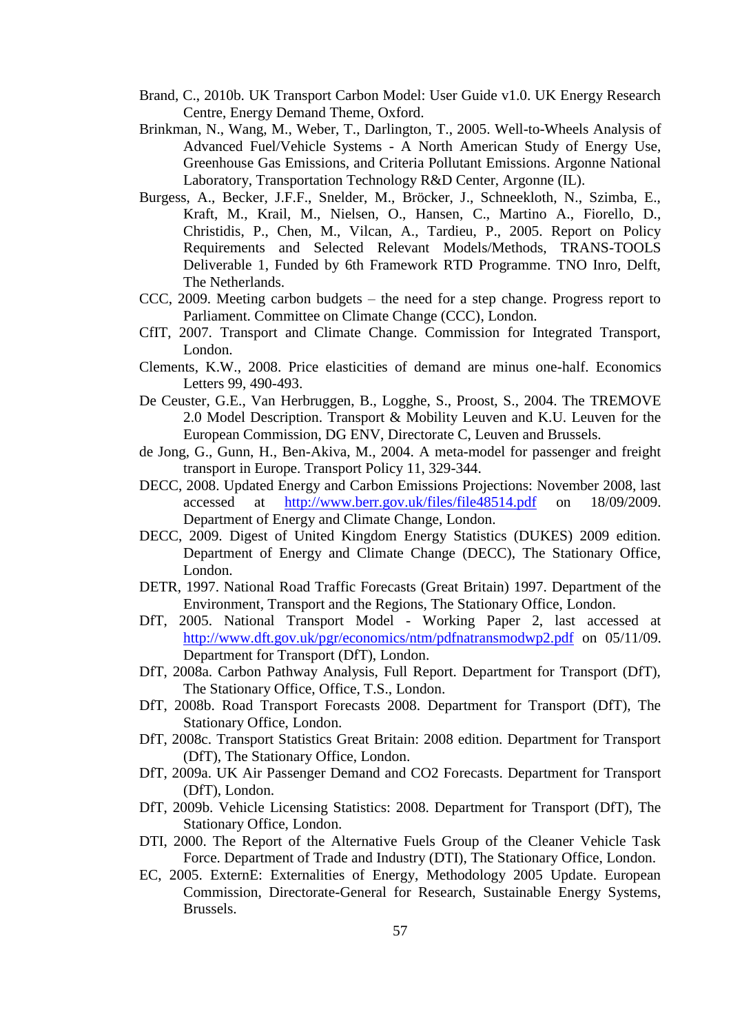Brand, C., 2010b. UK Transport Carbon Model: User Guide v1.0. UK Energy Research Centre, Energy Demand Theme, Oxford.

Brinkman, N., Wang, M., Weber, T., Darlington, T., 2005. Well-to-Wheels Analysis of Advanced Fuel/Vehicle Systems - A North American Study of Energy Use, Greenhouse Gas Emissions, and Criteria Pollutant Emissions. Argonne National Laboratory, Transportation Technology R&D Center, Argonne (IL).

Burgess, A., Becker, J.F.F., Snelder, M., Bröcker, J., Schneekloth, N., Szimba, E., Kraft, M., Krail, M., Nielsen, O., Hansen, C., Martino A., Fiorello, D., Christidis, P., Chen, M., Vilcan, A., Tardieu, P., 2005. Report on Policy Requirements and Selected Relevant Models/Methods, TRANS-TOOLS Deliverable 1, Funded by 6th Framework RTD Programme. TNO Inro, Delft, The Netherlands.

CCC, 2009. Meeting carbon budgets – the need for a step change. Progress report to Parliament. Committee on Climate Change (CCC), London.

CfIT, 2007. Transport and Climate Change. Commission for Integrated Transport, London.

Clements, K.W., 2008. Price elasticities of demand are minus one-half. Economics Letters 99, 490-493.

De Ceuster, G.E., Van Herbruggen, B., Logghe, S., Proost, S., 2004. The TREMOVE 2.0 Model Description. Transport & Mobility Leuven and K.U. Leuven for the European Commission, DG ENV, Directorate C, Leuven and Brussels.

de Jong, G., Gunn, H., Ben-Akiva, M., 2004. A meta-model for passenger and freight transport in Europe. Transport Policy 11, 329-344.

DECC, 2008. Updated Energy and Carbon Emissions Projections: November 2008, last accessed at http://www.berr.gov.uk/files/file48514.pdf on 18/09/2009. Department of Energy and Climate Change, London.

DECC, 2009. Digest of United Kingdom Energy Statistics (DUKES) 2009 edition. Department of Energy and Climate Change (DECC), The Stationary Office, London.

DETR, 1997. National Road Traffic Forecasts (Great Britain) 1997. Department of the Environment, Transport and the Regions, The Stationary Office, London.

DfT, 2005. National Transport Model - Working Paper 2, last accessed at http://www.dft.gov.uk/pgr/economics/ntm/pdfnatransmodwp2.pdf on 05/11/09. Department for Transport (DfT), London.

DfT, 2008a. Carbon Pathway Analysis, Full Report. Department for Transport (DfT), The Stationary Office, Office, T.S., London.

DfT, 2008b. Road Transport Forecasts 2008. Department for Transport (DfT), The Stationary Office, London.

DfT, 2008c. Transport Statistics Great Britain: 2008 edition. Department for Transport (DfT), The Stationary Office, London.

DfT, 2009a. UK Air Passenger Demand and CO2 Forecasts. Department for Transport (DfT), London.

DfT, 2009b. Vehicle Licensing Statistics: 2008. Department for Transport (DfT), The Stationary Office, London.

DTI, 2000. The Report of the Alternative Fuels Group of the Cleaner Vehicle Task Force. Department of Trade and Industry (DTI), The Stationary Office, London.

EC, 2005. ExternE: Externalities of Energy, Methodology 2005 Update. European Commission, Directorate-General for Research, Sustainable Energy Systems, Brussels.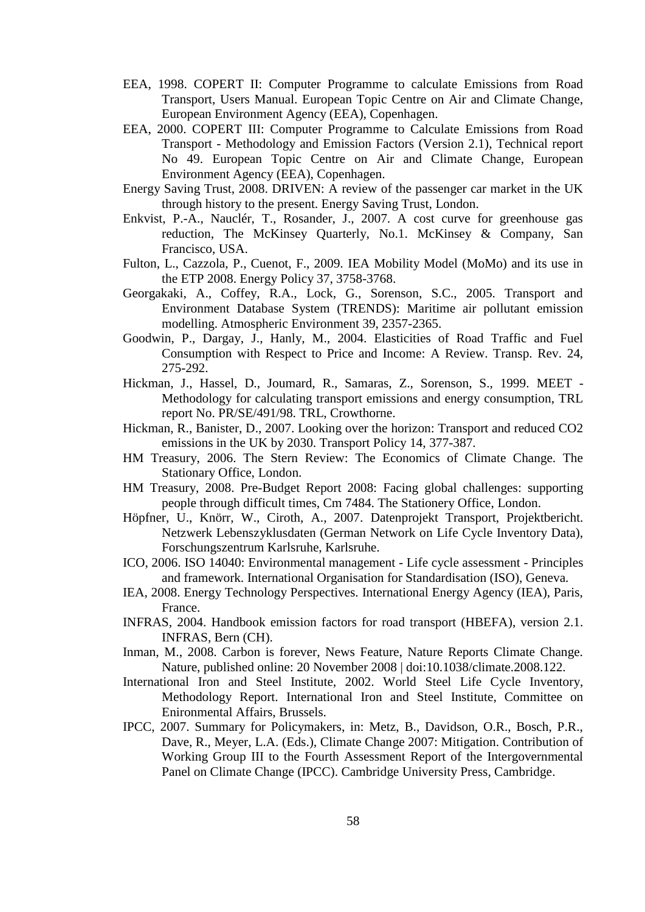EEA, 1998. COPERT II: Computer Programme to calculate Emissions from Road Transport, Users Manual. European Topic Centre on Air and Climate Change, European Environment Agency (EEA), Copenhagen.

EEA, 2000. COPERT III: Computer Programme to Calculate Emissions from Road Transport - Methodology and Emission Factors (Version 2.1), Technical report No 49. European Topic Centre on Air and Climate Change, European Environment Agency (EEA), Copenhagen.

Energy Saving Trust, 2008. DRIVEN: A review of the passenger car market in the UK through history to the present. Energy Saving Trust, London.

Enkvist, P.-A., Nauclér, T., Rosander, J., 2007. A cost curve for greenhouse gas reduction, The McKinsey Quarterly, No.1. McKinsey & Company, San Francisco, USA.

Fulton, L., Cazzola, P., Cuenot, F., 2009. IEA Mobility Model (MoMo) and its use in the ETP 2008. Energy Policy 37, 3758-3768.

Georgakaki, A., Coffey, R.A., Lock, G., Sorenson, S.C., 2005. Transport and Environment Database System (TRENDS): Maritime air pollutant emission modelling. Atmospheric Environment 39, 2357-2365.

Goodwin, P., Dargay, J., Hanly, M., 2004. Elasticities of Road Traffic and Fuel Consumption with Respect to Price and Income: A Review. Transp. Rev. 24, 275-292.

Hickman, J., Hassel, D., Joumard, R., Samaras, Z., Sorenson, S., 1999. MEET - Methodology for calculating transport emissions and energy consumption, TRL report No. PR/SE/491/98. TRL, Crowthorne.

Hickman, R., Banister, D., 2007. Looking over the horizon: Transport and reduced CO2 emissions in the UK by 2030. Transport Policy 14, 377-387.

HM Treasury, 2006. The Stern Review: The Economics of Climate Change. The Stationary Office, London.

HM Treasury, 2008. Pre-Budget Report 2008: Facing global challenges: supporting people through difficult times, Cm 7484. The Stationery Office, London.

Höpfner, U., Knörr, W., Ciroth, A., 2007. Datenprojekt Transport, Projektbericht. Netzwerk Lebenszyklusdaten (German Network on Life Cycle Inventory Data), Forschungszentrum Karlsruhe, Karlsruhe.

ICO, 2006. ISO 14040: Environmental management - Life cycle assessment - Principles and framework. International Organisation for Standardisation (ISO), Geneva.

IEA, 2008. Energy Technology Perspectives. International Energy Agency (IEA), Paris, France.

INFRAS, 2004. Handbook emission factors for road transport (HBEFA), version 2.1. INFRAS, Bern (CH).

Inman, M., 2008. Carbon is forever, News Feature, Nature Reports Climate Change. Nature, published online: 20 November 2008 | doi:10.1038/climate.2008.122.

International Iron and Steel Institute, 2002. World Steel Life Cycle Inventory, Methodology Report. International Iron and Steel Institute, Committee on Enironmental Affairs, Brussels.

IPCC, 2007. Summary for Policymakers, in: Metz, B., Davidson, O.R., Bosch, P.R., Dave, R., Meyer, L.A. (Eds.), Climate Change 2007: Mitigation. Contribution of Working Group III to the Fourth Assessment Report of the Intergovernmental Panel on Climate Change (IPCC). Cambridge University Press, Cambridge.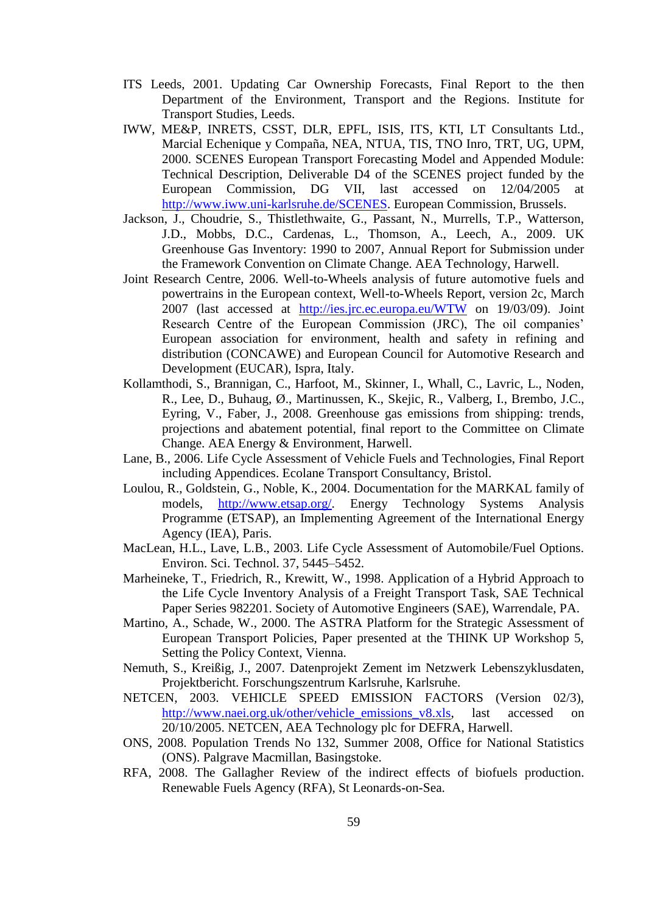ITS Leeds, 2001. Updating Car Ownership Forecasts, Final Report to the then Department of the Environment, Transport and the Regions. Institute for Transport Studies, Leeds.

IWW, ME&P, INRETS, CSST, DLR, EPFL, ISIS, ITS, KTI, LT Consultants Ltd., Marcial Echenique y Compaña, NEA, NTUA, TIS, TNO Inro, TRT, UG, UPM, 2000. SCENES European Transport Forecasting Model and Appended Module: Technical Description, Deliverable D4 of the SCENES project funded by the European Commission, DG VII, last accessed on 12/04/2005 at http://www.iww.uni-karlsruhe.de/SCENES. European Commission, Brussels.

Jackson, J., Choudrie, S., Thistlethwaite, G., Passant, N., Murrells, T.P., Watterson, J.D., Mobbs, D.C., Cardenas, L., Thomson, A., Leech, A., 2009. UK Greenhouse Gas Inventory: 1990 to 2007, Annual Report for Submission under the Framework Convention on Climate Change. AEA Technology, Harwell.

Joint Research Centre, 2006. Well-to-Wheels analysis of future automotive fuels and powertrains in the European context, Well-to-Wheels Report, version 2c, March 2007 (last accessed at http://ies.jrc.ec.europa.eu/WTW on 19/03/09). Joint Research Centre of the European Commission (JRC), The oil companies' European association for environment, health and safety in refining and distribution (CONCAWE) and European Council for Automotive Research and Development (EUCAR), Ispra, Italy.

Kollamthodi, S., Brannigan, C., Harfoot, M., Skinner, I., Whall, C., Lavric, L., Noden, R., Lee, D., Buhaug, Ø., Martinussen, K., Skejic, R., Valberg, I., Brembo, J.C., Eyring, V., Faber, J., 2008. Greenhouse gas emissions from shipping: trends, projections and abatement potential, final report to the Committee on Climate Change. AEA Energy & Environment, Harwell.

Lane, B., 2006. Life Cycle Assessment of Vehicle Fuels and Technologies, Final Report including Appendices. Ecolane Transport Consultancy, Bristol.

Loulou, R., Goldstein, G., Noble, K., 2004. Documentation for the MARKAL family of models, http://www.etsap.org/. Energy Technology Systems Analysis Programme (ETSAP), an Implementing Agreement of the International Energy Agency (IEA), Paris.

MacLean, H.L., Lave, L.B., 2003. Life Cycle Assessment of Automobile/Fuel Options. Environ. Sci. Technol. 37, 5445–5452.

Marheineke, T., Friedrich, R., Krewitt, W., 1998. Application of a Hybrid Approach to the Life Cycle Inventory Analysis of a Freight Transport Task, SAE Technical Paper Series 982201. Society of Automotive Engineers (SAE), Warrendale, PA.

Martino, A., Schade, W., 2000. The ASTRA Platform for the Strategic Assessment of European Transport Policies, Paper presented at the THINK UP Workshop 5, Setting the Policy Context, Vienna.

Nemuth, S., Kreißig, J., 2007. Datenprojekt Zement im Netzwerk Lebenszyklusdaten, Projektbericht. Forschungszentrum Karlsruhe, Karlsruhe.

NETCEN, 2003. VEHICLE SPEED EMISSION FACTORS (Version 02/3), http://www.naei.org.uk/other/vehicle_emissions_v8.xls, last accessed on 20/10/2005. NETCEN, AEA Technology plc for DEFRA, Harwell.

ONS, 2008. Population Trends No 132, Summer 2008, Office for National Statistics (ONS). Palgrave Macmillan, Basingstoke.

RFA, 2008. The Gallagher Review of the indirect effects of biofuels production. Renewable Fuels Agency (RFA), St Leonards-on-Sea.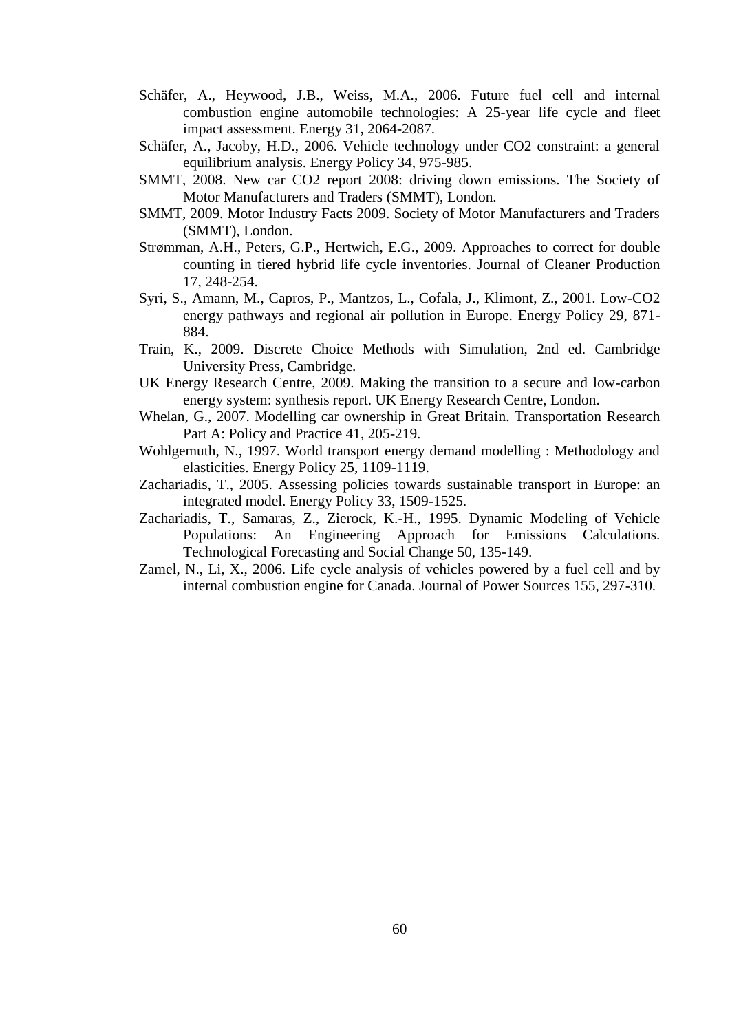Schäfer, A., Heywood, J.B., Weiss, M.A., 2006. Future fuel cell and internal combustion engine automobile technologies: A 25-year life cycle and fleet impact assessment. Energy 31, 2064-2087.

Schäfer, A., Jacoby, H.D., 2006. Vehicle technology under CO2 constraint: a general equilibrium analysis. Energy Policy 34, 975-985.

SMMT, 2008. New car CO2 report 2008: driving down emissions. The Society of Motor Manufacturers and Traders (SMMT), London.

SMMT, 2009. Motor Industry Facts 2009. Society of Motor Manufacturers and Traders (SMMT), London.

Strømman, A.H., Peters, G.P., Hertwich, E.G., 2009. Approaches to correct for double counting in tiered hybrid life cycle inventories. Journal of Cleaner Production 17, 248-254.

Syri, S., Amann, M., Capros, P., Mantzos, L., Cofala, J., Klimont, Z., 2001. Low-CO2 energy pathways and regional air pollution in Europe. Energy Policy 29, 871-884.

Train, K., 2009. Discrete Choice Methods with Simulation, 2nd ed. Cambridge University Press, Cambridge.

UK Energy Research Centre, 2009. Making the transition to a secure and low-carbon energy system: synthesis report. UK Energy Research Centre, London.

Whelan, G., 2007. Modelling car ownership in Great Britain. Transportation Research Part A: Policy and Practice 41, 205-219.

Wohlgemuth, N., 1997. World transport energy demand modelling : Methodology and elasticities. Energy Policy 25, 1109-1119.

Zachariadis, T., 2005. Assessing policies towards sustainable transport in Europe: an integrated model. Energy Policy 33, 1509-1525.

Zachariadis, T., Samaras, Z., Zierock, K.-H., 1995. Dynamic Modeling of Vehicle Populations: An Engineering Approach for Emissions Calculations. Technological Forecasting and Social Change 50, 135-149.

Zamel, N., Li, X., 2006. Life cycle analysis of vehicles powered by a fuel cell and by internal combustion engine for Canada. Journal of Power Sources 155, 297-310.